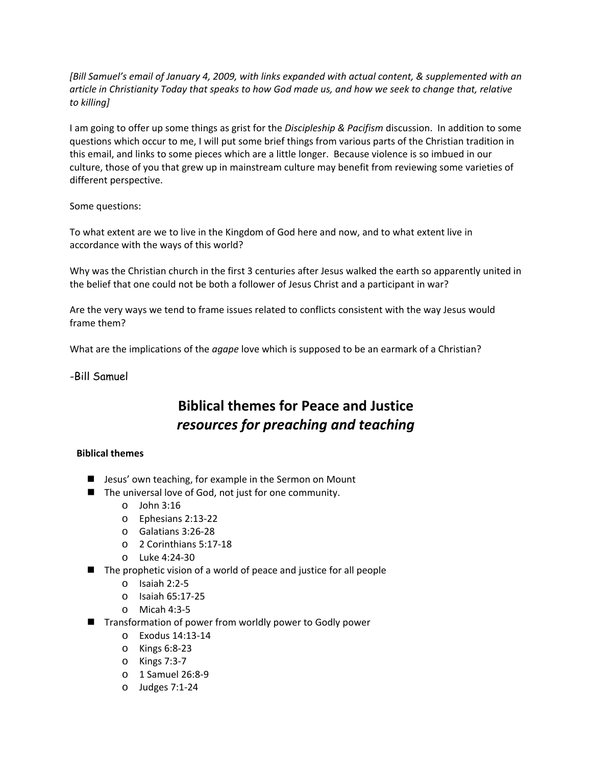*[Bill Samuel's email of January 4, 2009, with links expanded with actual content, & supplemented with an article in Christianity Today that speaks to how God made us, and how we seek to change that, relative to killing]*

I am going to offer up some things as grist for the *Discipleship & Pacifism* discussion. In addition to some questions which occur to me, I will put some brief things from various parts of the Christian tradition in this email, and links to some pieces which are a little longer. Because violence is so imbued in our culture, those of you that grew up in mainstream culture may benefit from reviewing some varieties of different perspective.

Some questions:

To what extent are we to live in the Kingdom of God here and now, and to what extent live in accordance with the ways of this world?

Why was the Christian church in the first 3 centuries after Jesus walked the earth so apparently united in the belief that one could not be both a follower of Jesus Christ and a participant in war?

Are the very ways we tend to frame issues related to conflicts consistent with the way Jesus would frame them?

What are the implications of the *agape* love which is supposed to be an earmark of a Christian?

-Bill Samuel

# Biblical themes for Peace and Justice
## *resources for preaching and teaching*

**Biblical themes**

- Jesus' own teaching, for example in the Sermon on Mount
- The universal love of God, not just for one community.
  - John 3:16
  - Ephesians 2:13-22
  - Galatians 3:26-28
  - 2 Corinthians 5:17-18
  - Luke 4:24-30
- The prophetic vision of a world of peace and justice for all people
  - Isaiah 2:2-5
  - Isaiah 65:17-25
  - Micah 4:3-5
- Transformation of power from worldly power to Godly power
  - Exodus 14:13-14
  - Kings 6:8-23
  - Kings 7:3-7
  - 1 Samuel 26:8-9
  - Judges 7:1-24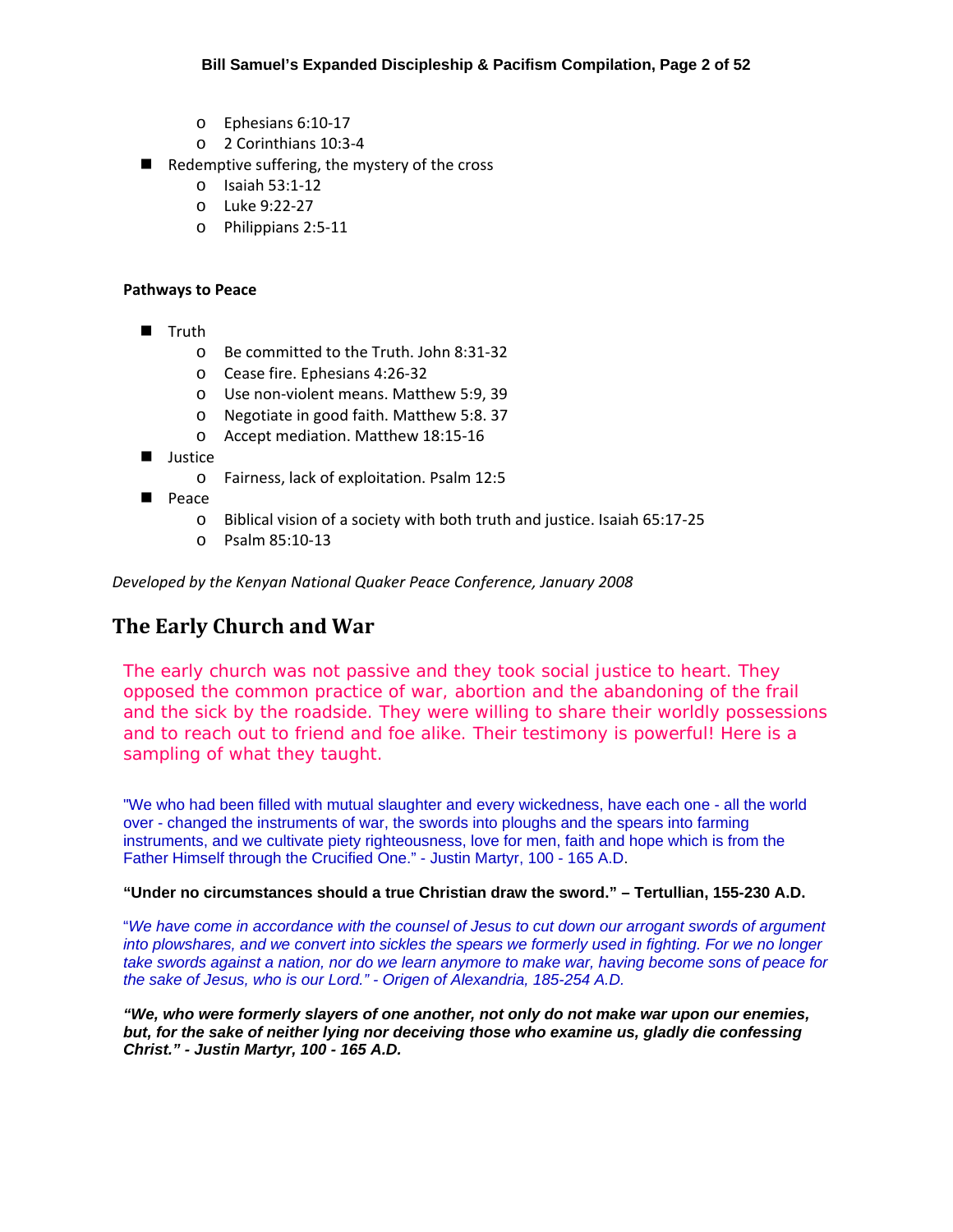- Ephesians 6:10-17
  - 2 Corinthians 10:3-4
- Redemptive suffering, the mystery of the cross
  - Isaiah 53:1-12
  - Luke 9:22-27
  - Philippians 2:5-11

**Pathways to Peace**

- Truth
  - Be committed to the Truth. John 8:31-32
  - Cease fire. Ephesians 4:26-32
  - Use non-violent means. Matthew 5:9, 39
  - Negotiate in good faith. Matthew 5:8. 37
  - Accept mediation. Matthew 18:15-16
- Justice
  - Fairness, lack of exploitation. Psalm 12:5
- Peace
  - Biblical vision of a society with both truth and justice. Isaiah 65:17-25
  - Psalm 85:10-13

*Developed by the Kenyan National Quaker Peace Conference, January 2008*

## The Early Church and War

The early church was not passive and they took social justice to heart. They opposed the common practice of war, abortion and the abandoning of the frail and the sick by the roadside. They were willing to share their worldly possessions and to reach out to friend and foe alike. Their testimony is powerful! Here is a sampling of what they taught.

"We who had been filled with mutual slaughter and every wickedness, have each one - all the world over - changed the instruments of war, the swords into ploughs and the spears into farming instruments, and we cultivate piety righteousness, love for men, faith and hope which is from the Father Himself through the Crucified One." - Justin Martyr, 100 - 165 A.D.

**"Under no circumstances should a true Christian draw the sword." – Tertullian, 155-230 A.D.**

"*We have come in accordance with the counsel of Jesus to cut down our arrogant swords of argument into plowshares, and we convert into sickles the spears we formerly used in fighting. For we no longer take swords against a nation, nor do we learn anymore to make war, having become sons of peace for the sake of Jesus, who is our Lord." - Origen of Alexandria, 185-254 A.D.*

***"We, who were formerly slayers of one another, not only do not make war upon our enemies, but, for the sake of neither lying nor deceiving those who examine us, gladly die confessing Christ." - Justin Martyr, 100 - 165 A.D.***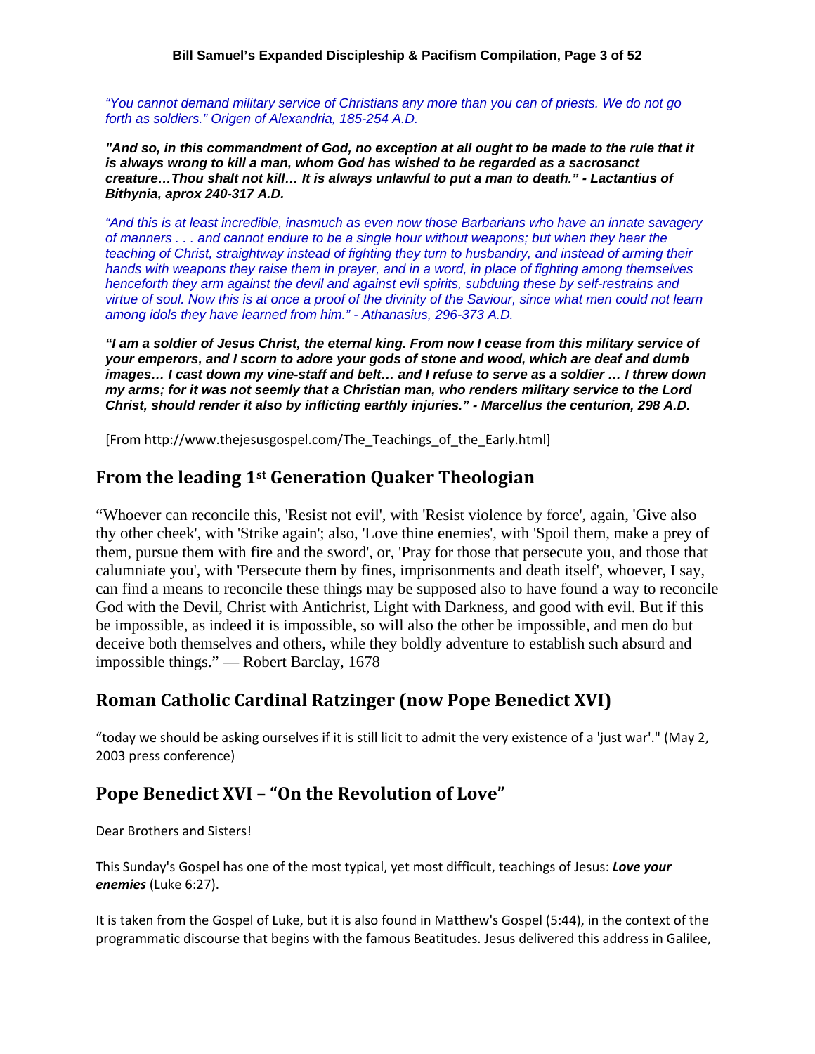*"You cannot demand military service of Christians any more than you can of priests. We do not go forth as soldiers." Origen of Alexandria, 185-254 A.D.*

***"And so, in this commandment of God, no exception at all ought to be made to the rule that it is always wrong to kill a man, whom God has wished to be regarded as a sacrosanct creature…Thou shalt not kill… It is always unlawful to put a man to death." - Lactantius of Bithynia, aprox 240-317 A.D.***

*"And this is at least incredible, inasmuch as even now those Barbarians who have an innate savagery of manners . . . and cannot endure to be a single hour without weapons; but when they hear the teaching of Christ, straightway instead of fighting they turn to husbandry, and instead of arming their hands with weapons they raise them in prayer, and in a word, in place of fighting among themselves henceforth they arm against the devil and against evil spirits, subduing these by self-restrains and virtue of soul. Now this is at once a proof of the divinity of the Saviour, since what men could not learn among idols they have learned from him." - Athanasius, 296-373 A.D.*

***"I am a soldier of Jesus Christ, the eternal king. From now I cease from this military service of your emperors, and I scorn to adore your gods of stone and wood, which are deaf and dumb images… I cast down my vine-staff and belt… and I refuse to serve as a soldier … I threw down my arms; for it was not seemly that a Christian man, who renders military service to the Lord Christ, should render it also by inflicting earthly injuries." - Marcellus the centurion, 298 A.D.***

[From http://www.thejesusgospel.com/The_Teachings_of_the_Early.html]

## From the leading 1st Generation Quaker Theologian

"Whoever can reconcile this, 'Resist not evil', with 'Resist violence by force', again, 'Give also thy other cheek', with 'Strike again'; also, 'Love thine enemies', with 'Spoil them, make a prey of them, pursue them with fire and the sword', or, 'Pray for those that persecute you, and those that calumniate you', with 'Persecute them by fines, imprisonments and death itself', whoever, I say, can find a means to reconcile these things may be supposed also to have found a way to reconcile God with the Devil, Christ with Antichrist, Light with Darkness, and good with evil. But if this be impossible, as indeed it is impossible, so will also the other be impossible, and men do but deceive both themselves and others, while they boldly adventure to establish such absurd and impossible things." — Robert Barclay, 1678

## Roman Catholic Cardinal Ratzinger (now Pope Benedict XVI)

"today we should be asking ourselves if it is still licit to admit the very existence of a 'just war'." (May 2, 2003 press conference)

## Pope Benedict XVI – "On the Revolution of Love"

Dear Brothers and Sisters!

This Sunday's Gospel has one of the most typical, yet most difficult, teachings of Jesus: ***Love your enemies*** (Luke 6:27).

It is taken from the Gospel of Luke, but it is also found in Matthew's Gospel (5:44), in the context of the programmatic discourse that begins with the famous Beatitudes. Jesus delivered this address in Galilee,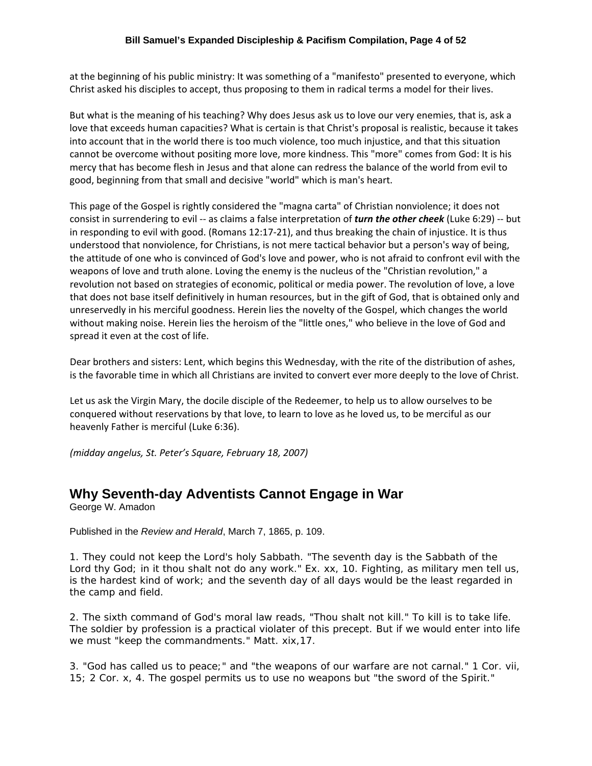at the beginning of his public ministry: It was something of a "manifesto" presented to everyone, which Christ asked his disciples to accept, thus proposing to them in radical terms a model for their lives.

But what is the meaning of his teaching? Why does Jesus ask us to love our very enemies, that is, ask a love that exceeds human capacities? What is certain is that Christ's proposal is realistic, because it takes into account that in the world there is too much violence, too much injustice, and that this situation cannot be overcome without positing more love, more kindness. This "more" comes from God: It is his mercy that has become flesh in Jesus and that alone can redress the balance of the world from evil to good, beginning from that small and decisive "world" which is man's heart.

This page of the Gospel is rightly considered the "magna carta" of Christian nonviolence; it does not consist in surrendering to evil -- as claims a false interpretation of ***turn the other cheek*** (Luke 6:29) -- but in responding to evil with good. (Romans 12:17-21), and thus breaking the chain of injustice. It is thus understood that nonviolence, for Christians, is not mere tactical behavior but a person's way of being, the attitude of one who is convinced of God's love and power, who is not afraid to confront evil with the weapons of love and truth alone. Loving the enemy is the nucleus of the "Christian revolution," a revolution not based on strategies of economic, political or media power. The revolution of love, a love that does not base itself definitively in human resources, but in the gift of God, that is obtained only and unreservedly in his merciful goodness. Herein lies the novelty of the Gospel, which changes the world without making noise. Herein lies the heroism of the "little ones," who believe in the love of God and spread it even at the cost of life.

Dear brothers and sisters: Lent, which begins this Wednesday, with the rite of the distribution of ashes, is the favorable time in which all Christians are invited to convert ever more deeply to the love of Christ.

Let us ask the Virgin Mary, the docile disciple of the Redeemer, to help us to allow ourselves to be conquered without reservations by that love, to learn to love as he loved us, to be merciful as our heavenly Father is merciful (Luke 6:36).

*(midday angelus, St. Peter's Square, February 18, 2007)*

## Why Seventh-day Adventists Cannot Engage in War

George W. Amadon

Published in the *Review and Herald*, March 7, 1865, p. 109.

1. They could not keep the Lord's holy Sabbath. "The seventh day is the Sabbath of the Lord thy God; in it thou shalt not do any work." Ex. xx, 10. Fighting, as military men tell us, is the hardest kind of work; and the seventh day of all days would be the least regarded in the camp and field.

2. The sixth command of God's moral law reads, "Thou shalt not kill." To kill is to take life. The soldier by profession is a practical violater of this precept. But if we would enter into life we must "keep the commandments." Matt. xix,17.

3. "God has called us to peace;" and "the weapons of our warfare are not carnal." 1 Cor. vii, 15; 2 Cor. x, 4. The gospel permits us to use no weapons but "the sword of the Spirit."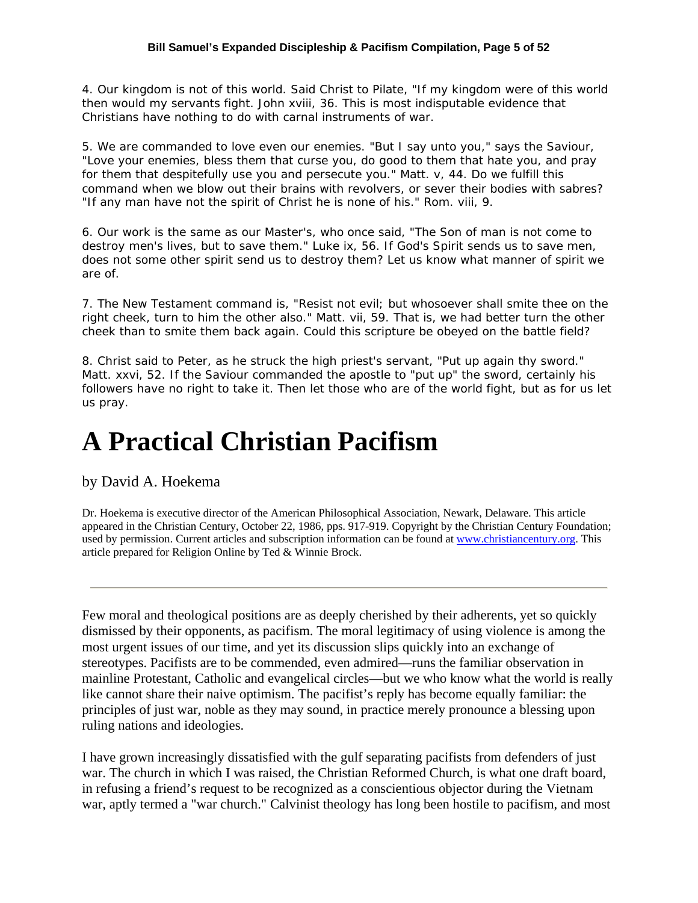4. Our kingdom is not of this world. Said Christ to Pilate, "If my kingdom were of this world then would my servants fight. John xviii, 36. This is most indisputable evidence that Christians have nothing to do with carnal instruments of war.

5. We are commanded to love even our enemies. "But I say unto you," says the Saviour, "Love your enemies, bless them that curse you, do good to them that hate you, and pray for them that despitefully use you and persecute you." Matt. v, 44. Do we fulfill this command when we blow out their brains with revolvers, or sever their bodies with sabres? "If any man have not the spirit of Christ he is none of his." Rom. viii, 9.

6. Our work is the same as our Master's, who once said, "The Son of man is not come to destroy men's lives, but to save them." Luke ix, 56. If God's Spirit sends us to save men, does not some other spirit send us to destroy them? Let us know what manner of spirit we are of.

7. The New Testament command is, "Resist not evil; but whosoever shall smite thee on the right cheek, turn to him the other also." Matt. vii, 59. That is, we had better turn the other cheek than to smite them back again. Could this scripture be obeyed on the battle field?

8. Christ said to Peter, as he struck the high priest's servant, "Put up again thy sword." Matt. xxvi, 52. If the Saviour commanded the apostle to "put up" the sword, certainly his followers have no right to take it. Then let those who are of the world fight, but as for us let us pray.

# A Practical Christian Pacifism

by David A. Hoekema

Dr. Hoekema is executive director of the American Philosophical Association, Newark, Delaware. This article appeared in the Christian Century, October 22, 1986, pps. 917-919. Copyright by the Christian Century Foundation; used by permission. Current articles and subscription information can be found at www.christiancentury.org. This article prepared for Religion Online by Ted & Winnie Brock.

---

Few moral and theological positions are as deeply cherished by their adherents, yet so quickly dismissed by their opponents, as pacifism. The moral legitimacy of using violence is among the most urgent issues of our time, and yet its discussion slips quickly into an exchange of stereotypes. Pacifists are to be commended, even admired—runs the familiar observation in mainline Protestant, Catholic and evangelical circles—but we who know what the world is really like cannot share their naive optimism. The pacifist's reply has become equally familiar: the principles of just war, noble as they may sound, in practice merely pronounce a blessing upon ruling nations and ideologies.

I have grown increasingly dissatisfied with the gulf separating pacifists from defenders of just war. The church in which I was raised, the Christian Reformed Church, is what one draft board, in refusing a friend's request to be recognized as a conscientious objector during the Vietnam war, aptly termed a "war church." Calvinist theology has long been hostile to pacifism, and most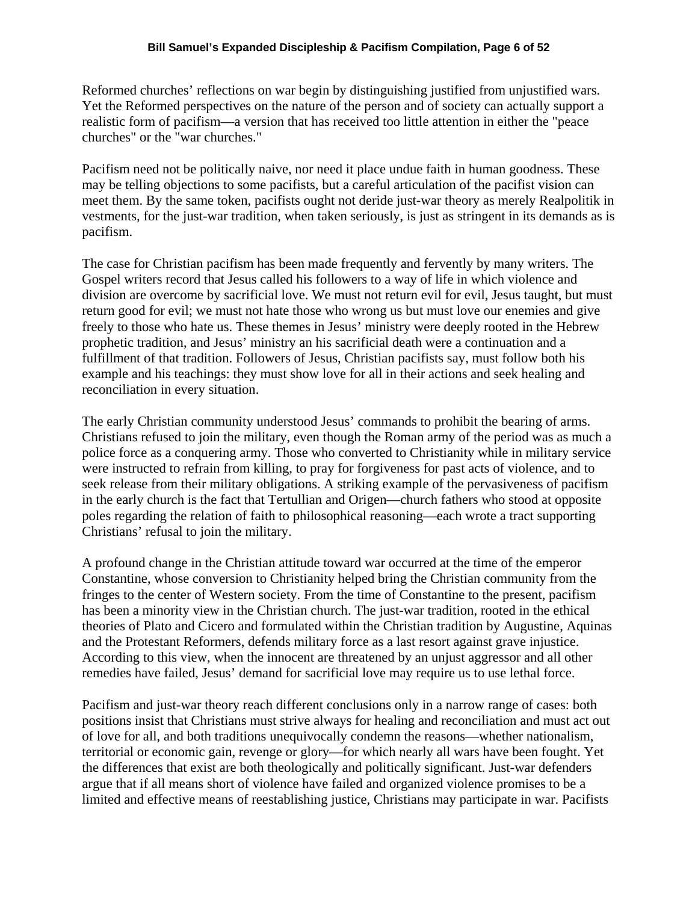Reformed churches' reflections on war begin by distinguishing justified from unjustified wars. Yet the Reformed perspectives on the nature of the person and of society can actually support a realistic form of pacifism—a version that has received too little attention in either the "peace churches" or the "war churches."

Pacifism need not be politically naive, nor need it place undue faith in human goodness. These may be telling objections to some pacifists, but a careful articulation of the pacifist vision can meet them. By the same token, pacifists ought not deride just-war theory as merely Realpolitik in vestments, for the just-war tradition, when taken seriously, is just as stringent in its demands as is pacifism.

The case for Christian pacifism has been made frequently and fervently by many writers. The Gospel writers record that Jesus called his followers to a way of life in which violence and division are overcome by sacrificial love. We must not return evil for evil, Jesus taught, but must return good for evil; we must not hate those who wrong us but must love our enemies and give freely to those who hate us. These themes in Jesus' ministry were deeply rooted in the Hebrew prophetic tradition, and Jesus' ministry an his sacrificial death were a continuation and a fulfillment of that tradition. Followers of Jesus, Christian pacifists say, must follow both his example and his teachings: they must show love for all in their actions and seek healing and reconciliation in every situation.

The early Christian community understood Jesus' commands to prohibit the bearing of arms. Christians refused to join the military, even though the Roman army of the period was as much a police force as a conquering army. Those who converted to Christianity while in military service were instructed to refrain from killing, to pray for forgiveness for past acts of violence, and to seek release from their military obligations. A striking example of the pervasiveness of pacifism in the early church is the fact that Tertullian and Origen—church fathers who stood at opposite poles regarding the relation of faith to philosophical reasoning—each wrote a tract supporting Christians' refusal to join the military.

A profound change in the Christian attitude toward war occurred at the time of the emperor Constantine, whose conversion to Christianity helped bring the Christian community from the fringes to the center of Western society. From the time of Constantine to the present, pacifism has been a minority view in the Christian church. The just-war tradition, rooted in the ethical theories of Plato and Cicero and formulated within the Christian tradition by Augustine, Aquinas and the Protestant Reformers, defends military force as a last resort against grave injustice. According to this view, when the innocent are threatened by an unjust aggressor and all other remedies have failed, Jesus' demand for sacrificial love may require us to use lethal force.

Pacifism and just-war theory reach different conclusions only in a narrow range of cases: both positions insist that Christians must strive always for healing and reconciliation and must act out of love for all, and both traditions unequivocally condemn the reasons—whether nationalism, territorial or economic gain, revenge or glory—for which nearly all wars have been fought. Yet the differences that exist are both theologically and politically significant. Just-war defenders argue that if all means short of violence have failed and organized violence promises to be a limited and effective means of reestablishing justice, Christians may participate in war. Pacifists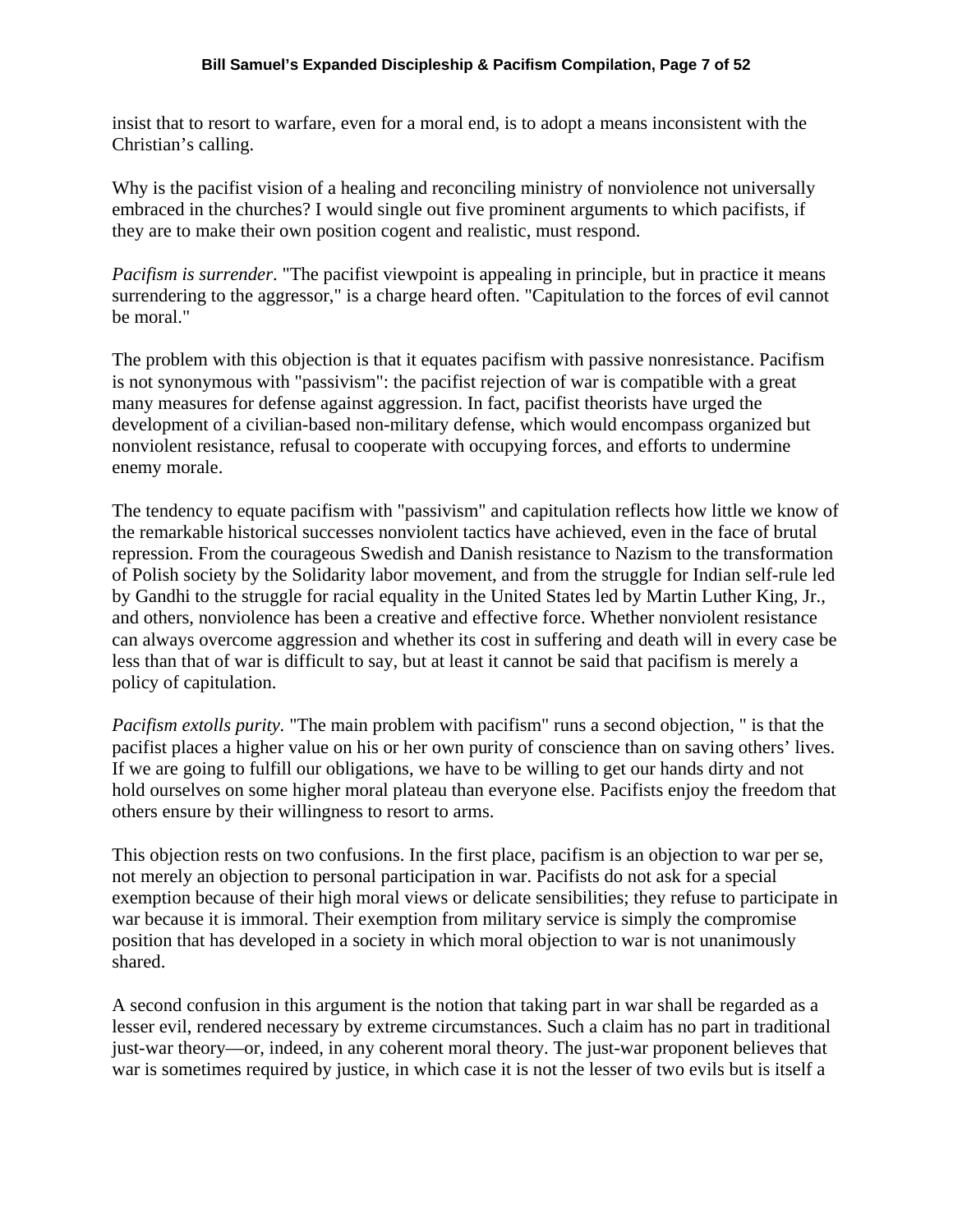insist that to resort to warfare, even for a moral end, is to adopt a means inconsistent with the Christian's calling.

Why is the pacifist vision of a healing and reconciling ministry of nonviolence not universally embraced in the churches? I would single out five prominent arguments to which pacifists, if they are to make their own position cogent and realistic, must respond.

*Pacifism is surrender.* "The pacifist viewpoint is appealing in principle, but in practice it means surrendering to the aggressor," is a charge heard often. "Capitulation to the forces of evil cannot be moral."

The problem with this objection is that it equates pacifism with passive nonresistance. Pacifism is not synonymous with "passivism": the pacifist rejection of war is compatible with a great many measures for defense against aggression. In fact, pacifist theorists have urged the development of a civilian-based non-military defense, which would encompass organized but nonviolent resistance, refusal to cooperate with occupying forces, and efforts to undermine enemy morale.

The tendency to equate pacifism with "passivism" and capitulation reflects how little we know of the remarkable historical successes nonviolent tactics have achieved, even in the face of brutal repression. From the courageous Swedish and Danish resistance to Nazism to the transformation of Polish society by the Solidarity labor movement, and from the struggle for Indian self-rule led by Gandhi to the struggle for racial equality in the United States led by Martin Luther King, Jr., and others, nonviolence has been a creative and effective force. Whether nonviolent resistance can always overcome aggression and whether its cost in suffering and death will in every case be less than that of war is difficult to say, but at least it cannot be said that pacifism is merely a policy of capitulation.

*Pacifism extolls purity.* "The main problem with pacifism" runs a second objection, " is that the pacifist places a higher value on his or her own purity of conscience than on saving others' lives. If we are going to fulfill our obligations, we have to be willing to get our hands dirty and not hold ourselves on some higher moral plateau than everyone else. Pacifists enjoy the freedom that others ensure by their willingness to resort to arms.

This objection rests on two confusions. In the first place, pacifism is an objection to war per se, not merely an objection to personal participation in war. Pacifists do not ask for a special exemption because of their high moral views or delicate sensibilities; they refuse to participate in war because it is immoral. Their exemption from military service is simply the compromise position that has developed in a society in which moral objection to war is not unanimously shared.

A second confusion in this argument is the notion that taking part in war shall be regarded as a lesser evil, rendered necessary by extreme circumstances. Such a claim has no part in traditional just-war theory—or, indeed, in any coherent moral theory. The just-war proponent believes that war is sometimes required by justice, in which case it is not the lesser of two evils but is itself a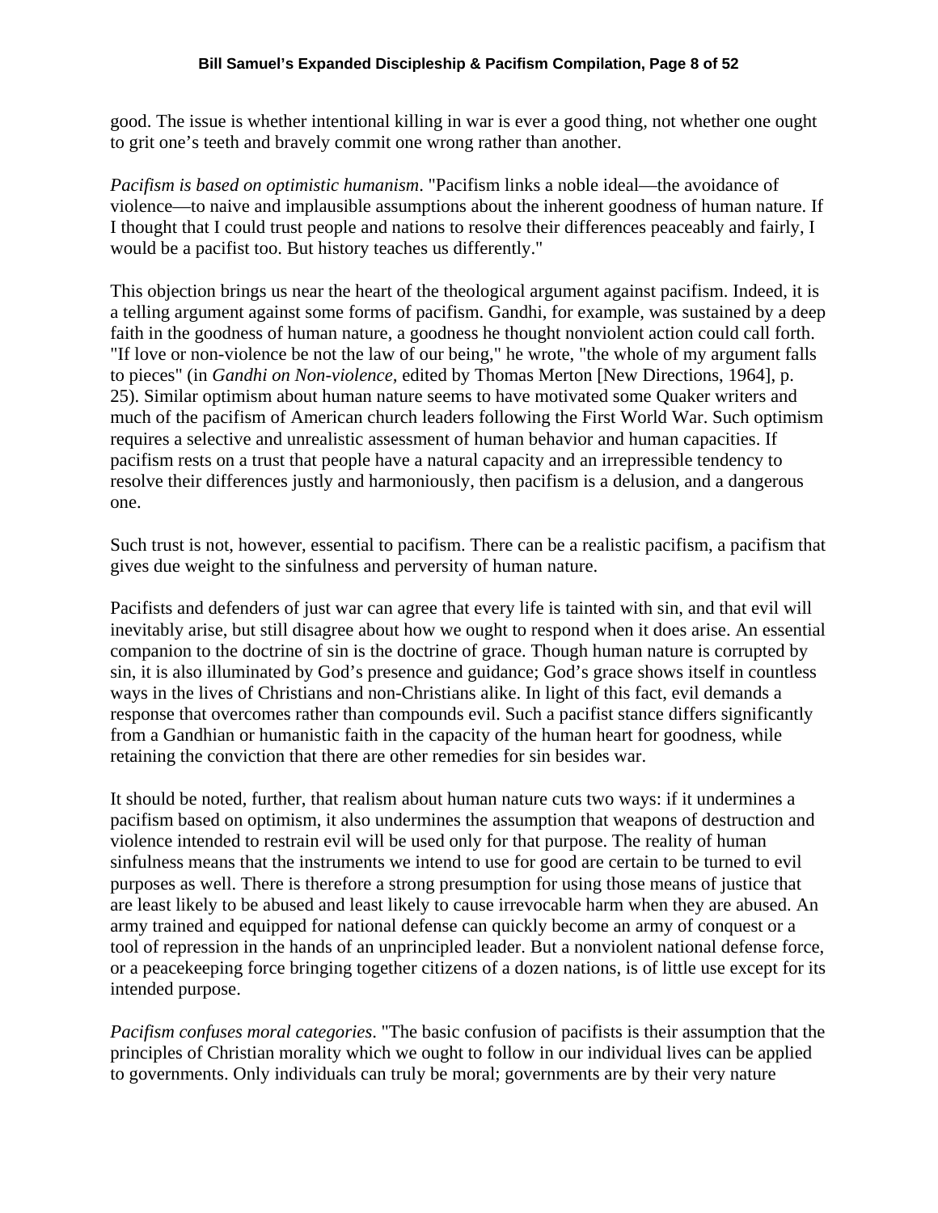good. The issue is whether intentional killing in war is ever a good thing, not whether one ought to grit one's teeth and bravely commit one wrong rather than another.

*Pacifism is based on optimistic humanism*. "Pacifism links a noble ideal—the avoidance of violence—to naive and implausible assumptions about the inherent goodness of human nature. If I thought that I could trust people and nations to resolve their differences peaceably and fairly, I would be a pacifist too. But history teaches us differently."

This objection brings us near the heart of the theological argument against pacifism. Indeed, it is a telling argument against some forms of pacifism. Gandhi, for example, was sustained by a deep faith in the goodness of human nature, a goodness he thought nonviolent action could call forth. "If love or non-violence be not the law of our being," he wrote, "the whole of my argument falls to pieces" (in *Gandhi on Non-violence*, edited by Thomas Merton [New Directions, 1964], p. 25). Similar optimism about human nature seems to have motivated some Quaker writers and much of the pacifism of American church leaders following the First World War. Such optimism requires a selective and unrealistic assessment of human behavior and human capacities. If pacifism rests on a trust that people have a natural capacity and an irrepressible tendency to resolve their differences justly and harmoniously, then pacifism is a delusion, and a dangerous one.

Such trust is not, however, essential to pacifism. There can be a realistic pacifism, a pacifism that gives due weight to the sinfulness and perversity of human nature.

Pacifists and defenders of just war can agree that every life is tainted with sin, and that evil will inevitably arise, but still disagree about how we ought to respond when it does arise. An essential companion to the doctrine of sin is the doctrine of grace. Though human nature is corrupted by sin, it is also illuminated by God's presence and guidance; God's grace shows itself in countless ways in the lives of Christians and non-Christians alike. In light of this fact, evil demands a response that overcomes rather than compounds evil. Such a pacifist stance differs significantly from a Gandhian or humanistic faith in the capacity of the human heart for goodness, while retaining the conviction that there are other remedies for sin besides war.

It should be noted, further, that realism about human nature cuts two ways: if it undermines a pacifism based on optimism, it also undermines the assumption that weapons of destruction and violence intended to restrain evil will be used only for that purpose. The reality of human sinfulness means that the instruments we intend to use for good are certain to be turned to evil purposes as well. There is therefore a strong presumption for using those means of justice that are least likely to be abused and least likely to cause irrevocable harm when they are abused. An army trained and equipped for national defense can quickly become an army of conquest or a tool of repression in the hands of an unprincipled leader. But a nonviolent national defense force, or a peacekeeping force bringing together citizens of a dozen nations, is of little use except for its intended purpose.

*Pacifism confuses moral categories*. "The basic confusion of pacifists is their assumption that the principles of Christian morality which we ought to follow in our individual lives can be applied to governments. Only individuals can truly be moral; governments are by their very nature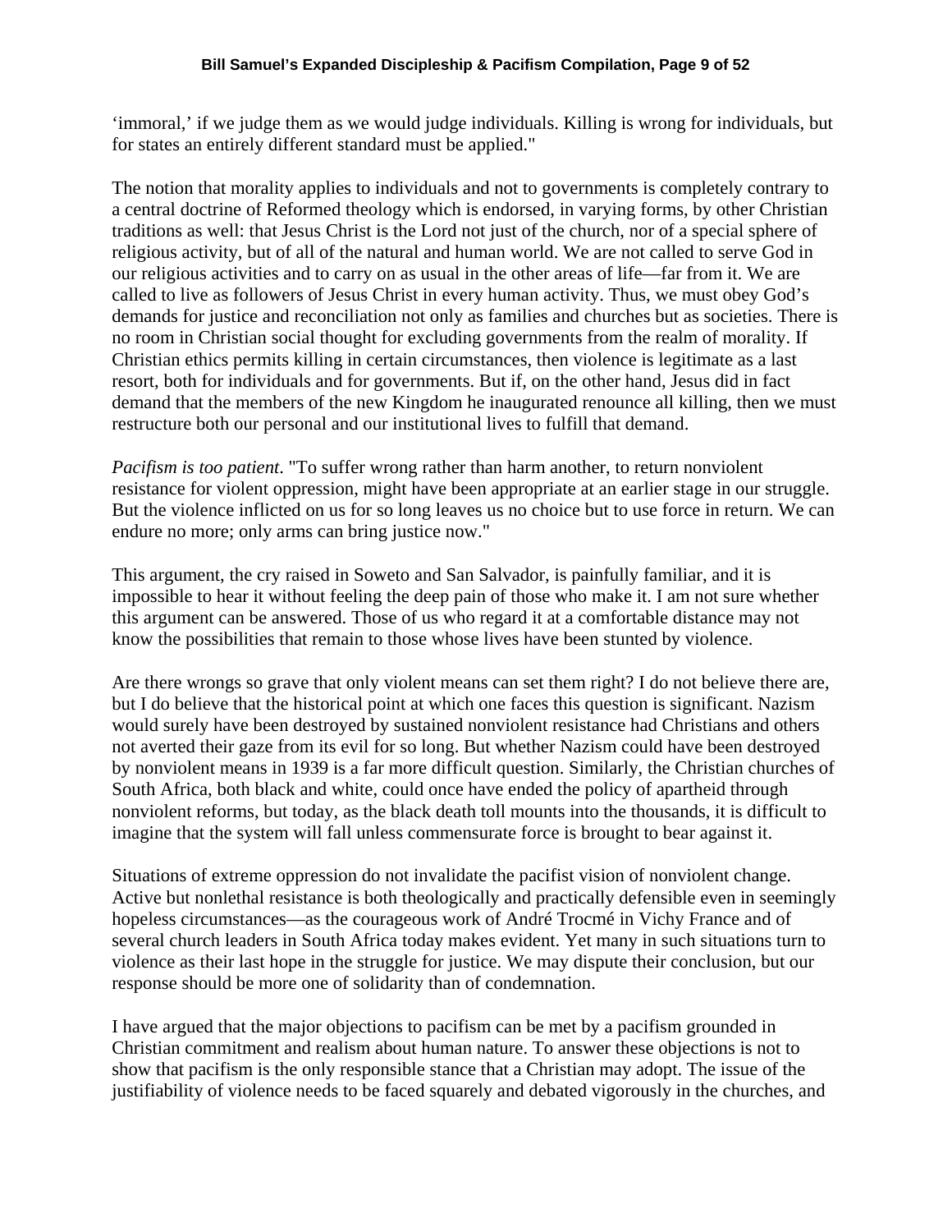'immoral,' if we judge them as we would judge individuals. Killing is wrong for individuals, but for states an entirely different standard must be applied."

The notion that morality applies to individuals and not to governments is completely contrary to a central doctrine of Reformed theology which is endorsed, in varying forms, by other Christian traditions as well: that Jesus Christ is the Lord not just of the church, nor of a special sphere of religious activity, but of all of the natural and human world. We are not called to serve God in our religious activities and to carry on as usual in the other areas of life—far from it. We are called to live as followers of Jesus Christ in every human activity. Thus, we must obey God's demands for justice and reconciliation not only as families and churches but as societies. There is no room in Christian social thought for excluding governments from the realm of morality. If Christian ethics permits killing in certain circumstances, then violence is legitimate as a last resort, both for individuals and for governments. But if, on the other hand, Jesus did in fact demand that the members of the new Kingdom he inaugurated renounce all killing, then we must restructure both our personal and our institutional lives to fulfill that demand.

*Pacifism is too patient*. "To suffer wrong rather than harm another, to return nonviolent resistance for violent oppression, might have been appropriate at an earlier stage in our struggle. But the violence inflicted on us for so long leaves us no choice but to use force in return. We can endure no more; only arms can bring justice now."

This argument, the cry raised in Soweto and San Salvador, is painfully familiar, and it is impossible to hear it without feeling the deep pain of those who make it. I am not sure whether this argument can be answered. Those of us who regard it at a comfortable distance may not know the possibilities that remain to those whose lives have been stunted by violence.

Are there wrongs so grave that only violent means can set them right? I do not believe there are, but I do believe that the historical point at which one faces this question is significant. Nazism would surely have been destroyed by sustained nonviolent resistance had Christians and others not averted their gaze from its evil for so long. But whether Nazism could have been destroyed by nonviolent means in 1939 is a far more difficult question. Similarly, the Christian churches of South Africa, both black and white, could once have ended the policy of apartheid through nonviolent reforms, but today, as the black death toll mounts into the thousands, it is difficult to imagine that the system will fall unless commensurate force is brought to bear against it.

Situations of extreme oppression do not invalidate the pacifist vision of nonviolent change. Active but nonlethal resistance is both theologically and practically defensible even in seemingly hopeless circumstances—as the courageous work of André Trocmé in Vichy France and of several church leaders in South Africa today makes evident. Yet many in such situations turn to violence as their last hope in the struggle for justice. We may dispute their conclusion, but our response should be more one of solidarity than of condemnation.

I have argued that the major objections to pacifism can be met by a pacifism grounded in Christian commitment and realism about human nature. To answer these objections is not to show that pacifism is the only responsible stance that a Christian may adopt. The issue of the justifiability of violence needs to be faced squarely and debated vigorously in the churches, and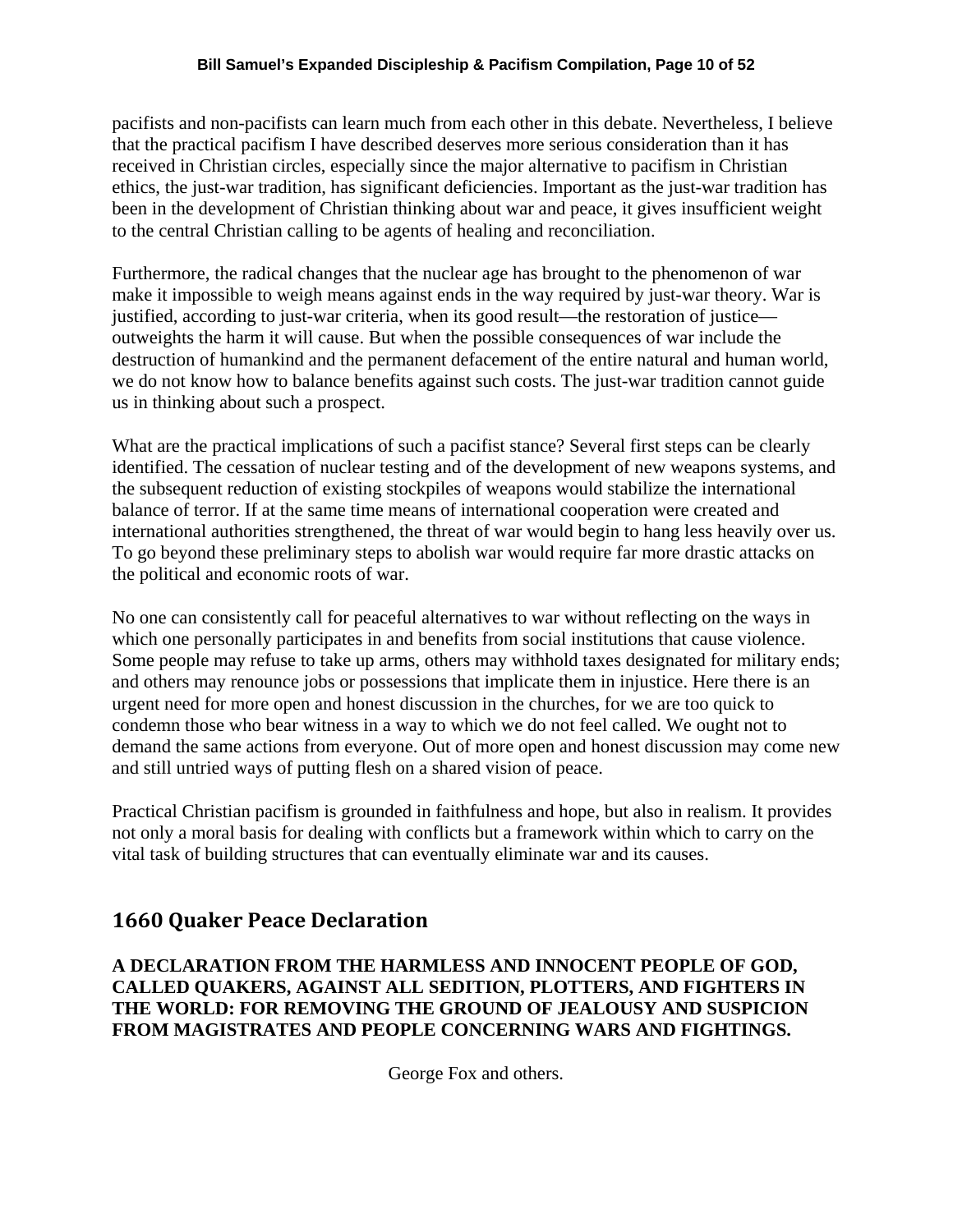pacifists and non-pacifists can learn much from each other in this debate. Nevertheless, I believe that the practical pacifism I have described deserves more serious consideration than it has received in Christian circles, especially since the major alternative to pacifism in Christian ethics, the just-war tradition, has significant deficiencies. Important as the just-war tradition has been in the development of Christian thinking about war and peace, it gives insufficient weight to the central Christian calling to be agents of healing and reconciliation.

Furthermore, the radical changes that the nuclear age has brought to the phenomenon of war make it impossible to weigh means against ends in the way required by just-war theory. War is justified, according to just-war criteria, when its good result—the restoration of justice—outweights the harm it will cause. But when the possible consequences of war include the destruction of humankind and the permanent defacement of the entire natural and human world, we do not know how to balance benefits against such costs. The just-war tradition cannot guide us in thinking about such a prospect.

What are the practical implications of such a pacifist stance? Several first steps can be clearly identified. The cessation of nuclear testing and of the development of new weapons systems, and the subsequent reduction of existing stockpiles of weapons would stabilize the international balance of terror. If at the same time means of international cooperation were created and international authorities strengthened, the threat of war would begin to hang less heavily over us. To go beyond these preliminary steps to abolish war would require far more drastic attacks on the political and economic roots of war.

No one can consistently call for peaceful alternatives to war without reflecting on the ways in which one personally participates in and benefits from social institutions that cause violence. Some people may refuse to take up arms, others may withhold taxes designated for military ends; and others may renounce jobs or possessions that implicate them in injustice. Here there is an urgent need for more open and honest discussion in the churches, for we are too quick to condemn those who bear witness in a way to which we do not feel called. We ought not to demand the same actions from everyone. Out of more open and honest discussion may come new and still untried ways of putting flesh on a shared vision of peace.

Practical Christian pacifism is grounded in faithfulness and hope, but also in realism. It provides not only a moral basis for dealing with conflicts but a framework within which to carry on the vital task of building structures that can eventually eliminate war and its causes.

## 1660 Quaker Peace Declaration

**A DECLARATION FROM THE HARMLESS AND INNOCENT PEOPLE OF GOD, CALLED QUAKERS, AGAINST ALL SEDITION, PLOTTERS, AND FIGHTERS IN THE WORLD: FOR REMOVING THE GROUND OF JEALOUSY AND SUSPICION FROM MAGISTRATES AND PEOPLE CONCERNING WARS AND FIGHTINGS.**

George Fox and others.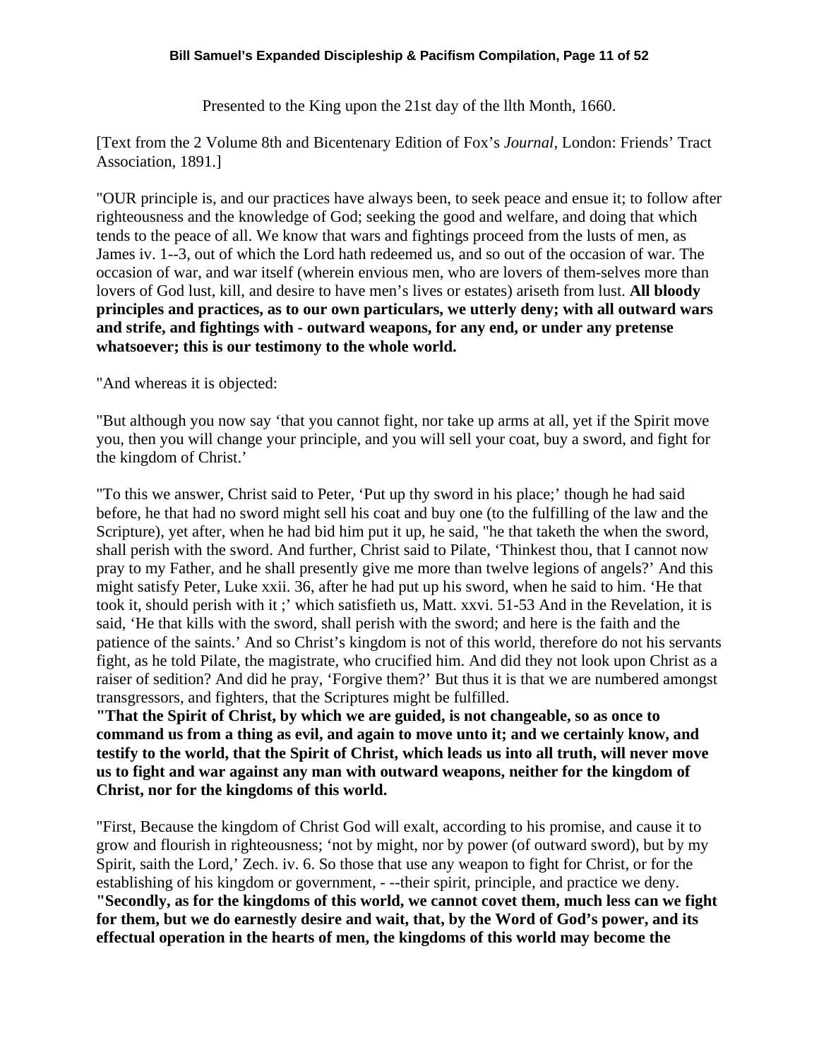Presented to the King upon the 21st day of the llth Month, 1660.

[Text from the 2 Volume 8th and Bicentenary Edition of Fox's *Journal,* London: Friends' Tract Association, 1891.]

"OUR principle is, and our practices have always been, to seek peace and ensue it; to follow after righteousness and the knowledge of God; seeking the good and welfare, and doing that which tends to the peace of all. We know that wars and fightings proceed from the lusts of men, as James iv. 1--3, out of which the Lord hath redeemed us, and so out of the occasion of war. The occasion of war, and war itself (wherein envious men, who are lovers of them-selves more than lovers of God lust, kill, and desire to have men's lives or estates) ariseth from lust. **All bloody principles and practices, as to our own particulars, we utterly deny; with all outward wars and strife, and fightings with - outward weapons, for any end, or under any pretense whatsoever; this is our testimony to the whole world.**

"And whereas it is objected:

"But although you now say 'that you cannot fight, nor take up arms at all, yet if the Spirit move you, then you will change your principle, and you will sell your coat, buy a sword, and fight for the kingdom of Christ.'

"To this we answer, Christ said to Peter, 'Put up thy sword in his place;' though he had said before, he that had no sword might sell his coat and buy one (to the fulfilling of the law and the Scripture), yet after, when he had bid him put it up, he said, "he that taketh the when the sword, shall perish with the sword. And further, Christ said to Pilate, 'Thinkest thou, that I cannot now pray to my Father, and he shall presently give me more than twelve legions of angels?' And this might satisfy Peter, Luke xxii. 36, after he had put up his sword, when he said to him. 'He that took it, should perish with it ;' which satisfieth us, Matt. xxvi. 51-53 And in the Revelation, it is said, 'He that kills with the sword, shall perish with the sword; and here is the faith and the patience of the saints.' And so Christ's kingdom is not of this world, therefore do not his servants fight, as he told Pilate, the magistrate, who crucified him. And did they not look upon Christ as a raiser of sedition? And did he pray, 'Forgive them?' But thus it is that we are numbered amongst transgressors, and fighters, that the Scriptures might be fulfilled.

**"That the Spirit of Christ, by which we are guided, is not changeable, so as once to command us from a thing as evil, and again to move unto it; and we certainly know, and testify to the world, that the Spirit of Christ, which leads us into all truth, will never move us to fight and war against any man with outward weapons, neither for the kingdom of Christ, nor for the kingdoms of this world.**

"First, Because the kingdom of Christ God will exalt, according to his promise, and cause it to grow and flourish in righteousness; 'not by might, nor by power (of outward sword), but by my Spirit, saith the Lord,' Zech. iv. 6. So those that use any weapon to fight for Christ, or for the establishing of his kingdom or government, - --their spirit, principle, and practice we deny.

**"Secondly, as for the kingdoms of this world, we cannot covet them, much less can we fight for them, but we do earnestly desire and wait, that, by the Word of God's power, and its effectual operation in the hearts of men, the kingdoms of this world may become the**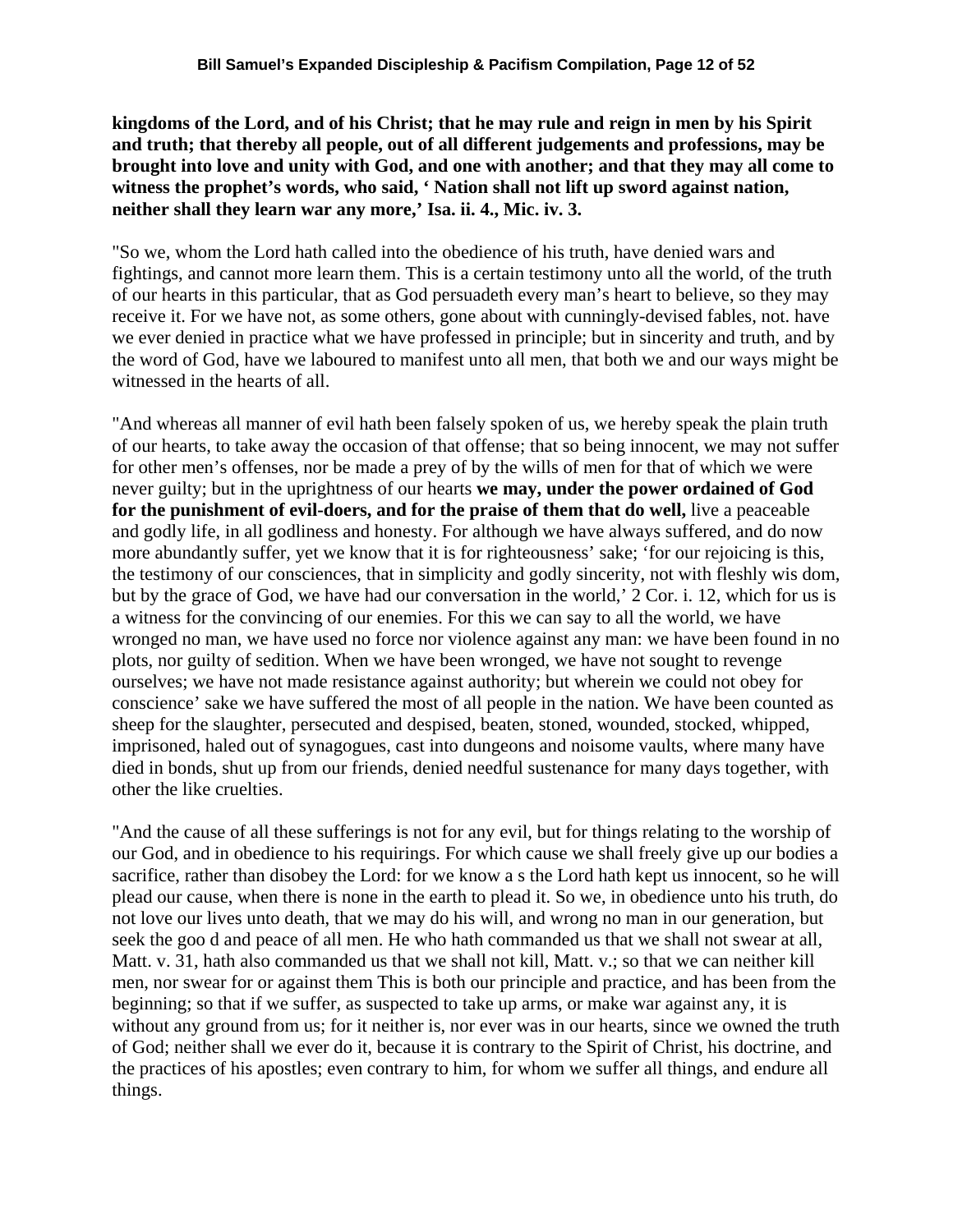**kingdoms of the Lord, and of his Christ; that he may rule and reign in men by his Spirit and truth; that thereby all people, out of all different judgements and professions, may be brought into love and unity with God, and one with another; and that they may all come to witness the prophet's words, who said, ' Nation shall not lift up sword against nation, neither shall they learn war any more,' Isa. ii. 4., Mic. iv. 3.**

"So we, whom the Lord hath called into the obedience of his truth, have denied wars and fightings, and cannot more learn them. This is a certain testimony unto all the world, of the truth of our hearts in this particular, that as God persuadeth every man's heart to believe, so they may receive it. For we have not, as some others, gone about with cunningly-devised fables, not. have we ever denied in practice what we have professed in principle; but in sincerity and truth, and by the word of God, have we laboured to manifest unto all men, that both we and our ways might be witnessed in the hearts of all.

"And whereas all manner of evil hath been falsely spoken of us, we hereby speak the plain truth of our hearts, to take away the occasion of that offense; that so being innocent, we may not suffer for other men's offenses, nor be made a prey of by the wills of men for that of which we were never guilty; but in the uprightness of our hearts **we may, under the power ordained of God for the punishment of evil-doers, and for the praise of them that do well,** live a peaceable and godly life, in all godliness and honesty. For although we have always suffered, and do now more abundantly suffer, yet we know that it is for righteousness' sake; 'for our rejoicing is this, the testimony of our consciences, that in simplicity and godly sincerity, not with fleshly wis dom, but by the grace of God, we have had our conversation in the world,' 2 Cor. i. 12, which for us is a witness for the convincing of our enemies. For this we can say to all the world, we have wronged no man, we have used no force nor violence against any man: we have been found in no plots, nor guilty of sedition. When we have been wronged, we have not sought to revenge ourselves; we have not made resistance against authority; but wherein we could not obey for conscience' sake we have suffered the most of all people in the nation. We have been counted as sheep for the slaughter, persecuted and despised, beaten, stoned, wounded, stocked, whipped, imprisoned, haled out of synagogues, cast into dungeons and noisome vaults, where many have died in bonds, shut up from our friends, denied needful sustenance for many days together, with other the like cruelties.

"And the cause of all these sufferings is not for any evil, but for things relating to the worship of our God, and in obedience to his requirings. For which cause we shall freely give up our bodies a sacrifice, rather than disobey the Lord: for we know a s the Lord hath kept us innocent, so he will plead our cause, when there is none in the earth to plead it. So we, in obedience unto his truth, do not love our lives unto death, that we may do his will, and wrong no man in our generation, but seek the goo d and peace of all men. He who hath commanded us that we shall not swear at all, Matt. v. 31, hath also commanded us that we shall not kill, Matt. v.; so that we can neither kill men, nor swear for or against them This is both our principle and practice, and has been from the beginning; so that if we suffer, as suspected to take up arms, or make war against any, it is without any ground from us; for it neither is, nor ever was in our hearts, since we owned the truth of God; neither shall we ever do it, because it is contrary to the Spirit of Christ, his doctrine, and the practices of his apostles; even contrary to him, for whom we suffer all things, and endure all things.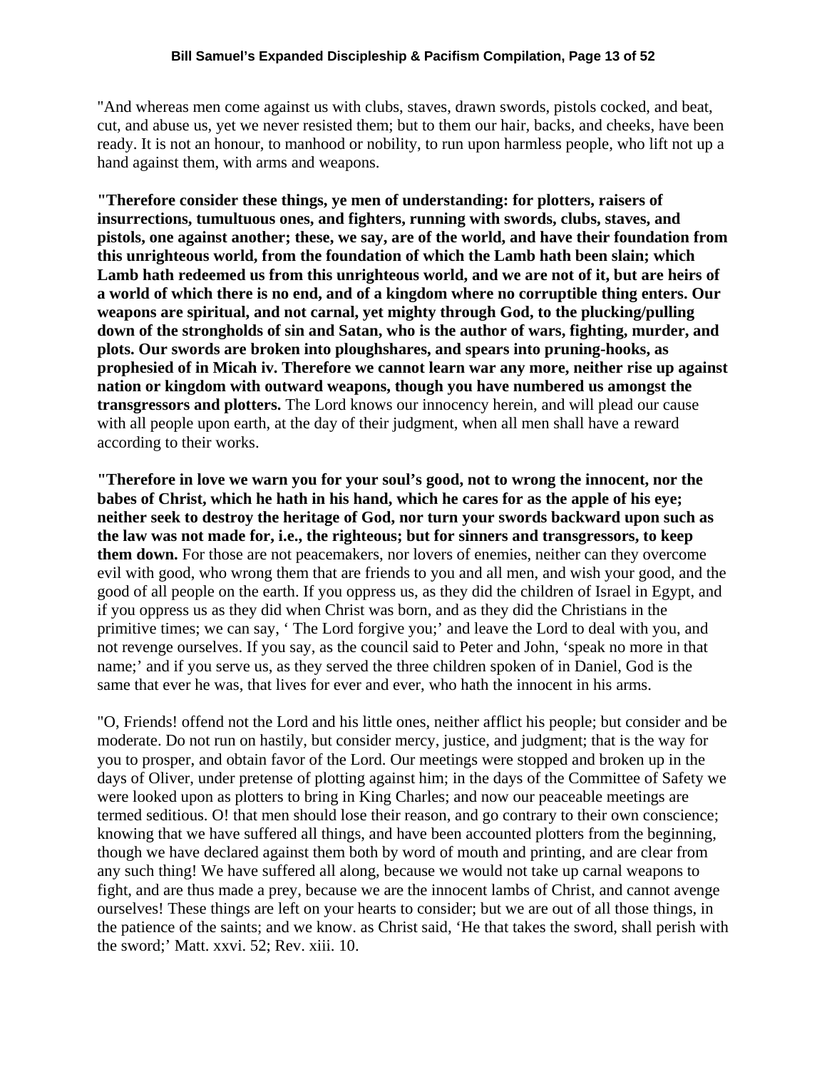"And whereas men come against us with clubs, staves, drawn swords, pistols cocked, and beat, cut, and abuse us, yet we never resisted them; but to them our hair, backs, and cheeks, have been ready. It is not an honour, to manhood or nobility, to run upon harmless people, who lift not up a hand against them, with arms and weapons.

**"Therefore consider these things, ye men of understanding: for plotters, raisers of insurrections, tumultuous ones, and fighters, running with swords, clubs, staves, and pistols, one against another; these, we say, are of the world, and have their foundation from this unrighteous world, from the foundation of which the Lamb hath been slain; which Lamb hath redeemed us from this unrighteous world, and we are not of it, but are heirs of a world of which there is no end, and of a kingdom where no corruptible thing enters. Our weapons are spiritual, and not carnal, yet mighty through God, to the plucking/pulling down of the strongholds of sin and Satan, who is the author of wars, fighting, murder, and plots. Our swords are broken into ploughshares, and spears into pruning-hooks, as prophesied of in Micah iv. Therefore we cannot learn war any more, neither rise up against nation or kingdom with outward weapons, though you have numbered us amongst the transgressors and plotters.** The Lord knows our innocency herein, and will plead our cause with all people upon earth, at the day of their judgment, when all men shall have a reward according to their works.

**"Therefore in love we warn you for your soul's good, not to wrong the innocent, nor the babes of Christ, which he hath in his hand, which he cares for as the apple of his eye; neither seek to destroy the heritage of God, nor turn your swords backward upon such as the law was not made for, i.e., the righteous; but for sinners and transgressors, to keep them down.** For those are not peacemakers, nor lovers of enemies, neither can they overcome evil with good, who wrong them that are friends to you and all men, and wish your good, and the good of all people on the earth. If you oppress us, as they did the children of Israel in Egypt, and if you oppress us as they did when Christ was born, and as they did the Christians in the primitive times; we can say, ' The Lord forgive you;' and leave the Lord to deal with you, and not revenge ourselves. If you say, as the council said to Peter and John, 'speak no more in that name;' and if you serve us, as they served the three children spoken of in Daniel, God is the same that ever he was, that lives for ever and ever, who hath the innocent in his arms.

"O, Friends! offend not the Lord and his little ones, neither afflict his people; but consider and be moderate. Do not run on hastily, but consider mercy, justice, and judgment; that is the way for you to prosper, and obtain favor of the Lord. Our meetings were stopped and broken up in the days of Oliver, under pretense of plotting against him; in the days of the Committee of Safety we were looked upon as plotters to bring in King Charles; and now our peaceable meetings are termed seditious. O! that men should lose their reason, and go contrary to their own conscience; knowing that we have suffered all things, and have been accounted plotters from the beginning, though we have declared against them both by word of mouth and printing, and are clear from any such thing! We have suffered all along, because we would not take up carnal weapons to fight, and are thus made a prey, because we are the innocent lambs of Christ, and cannot avenge ourselves! These things are left on your hearts to consider; but we are out of all those things, in the patience of the saints; and we know. as Christ said, 'He that takes the sword, shall perish with the sword;' Matt. xxvi. 52; Rev. xiii. 10.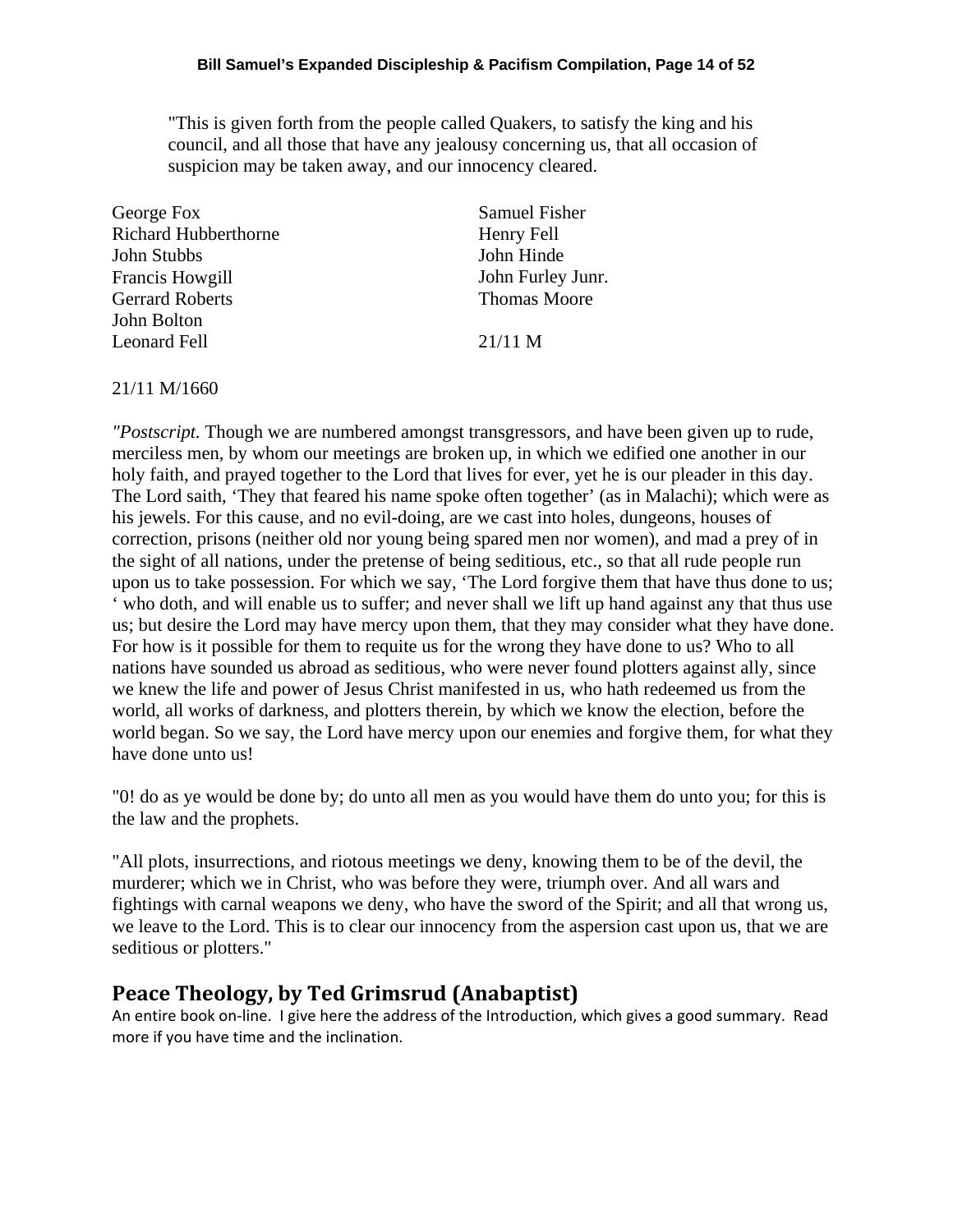"This is given forth from the people called Quakers, to satisfy the king and his council, and all those that have any jealousy concerning us, that all occasion of suspicion may be taken away, and our innocency cleared.

George Fox
Richard Hubberthorne
John Stubbs
Francis Howgill
Gerrard Roberts
John Bolton
Leonard Fell

Samuel Fisher
Henry Fell
John Hinde
John Furley Junr.
Thomas Moore

21/11 M

21/11 M/1660

*"Postscript.* Though we are numbered amongst transgressors, and have been given up to rude, merciless men, by whom our meetings are broken up, in which we edified one another in our holy faith, and prayed together to the Lord that lives for ever, yet he is our pleader in this day. The Lord saith, 'They that feared his name spoke often together' (as in Malachi); which were as his jewels. For this cause, and no evil-doing, are we cast into holes, dungeons, houses of correction, prisons (neither old nor young being spared men nor women), and mad a prey of in the sight of all nations, under the pretense of being seditious, etc., so that all rude people run upon us to take possession. For which we say, 'The Lord forgive them that have thus done to us; ' who doth, and will enable us to suffer; and never shall we lift up hand against any that thus use us; but desire the Lord may have mercy upon them, that they may consider what they have done. For how is it possible for them to requite us for the wrong they have done to us? Who to all nations have sounded us abroad as seditious, who were never found plotters against ally, since we knew the life and power of Jesus Christ manifested in us, who hath redeemed us from the world, all works of darkness, and plotters therein, by which we know the election, before the world began. So we say, the Lord have mercy upon our enemies and forgive them, for what they have done unto us!

"0! do as ye would be done by; do unto all men as you would have them do unto you; for this is the law and the prophets.

"All plots, insurrections, and riotous meetings we deny, knowing them to be of the devil, the murderer; which we in Christ, who was before they were, triumph over. And all wars and fightings with carnal weapons we deny, who have the sword of the Spirit; and all that wrong us, we leave to the Lord. This is to clear our innocency from the aspersion cast upon us, that we are seditious or plotters."

## Peace Theology, by Ted Grimsrud (Anabaptist)

An entire book on-line. I give here the address of the Introduction, which gives a good summary. Read more if you have time and the inclination.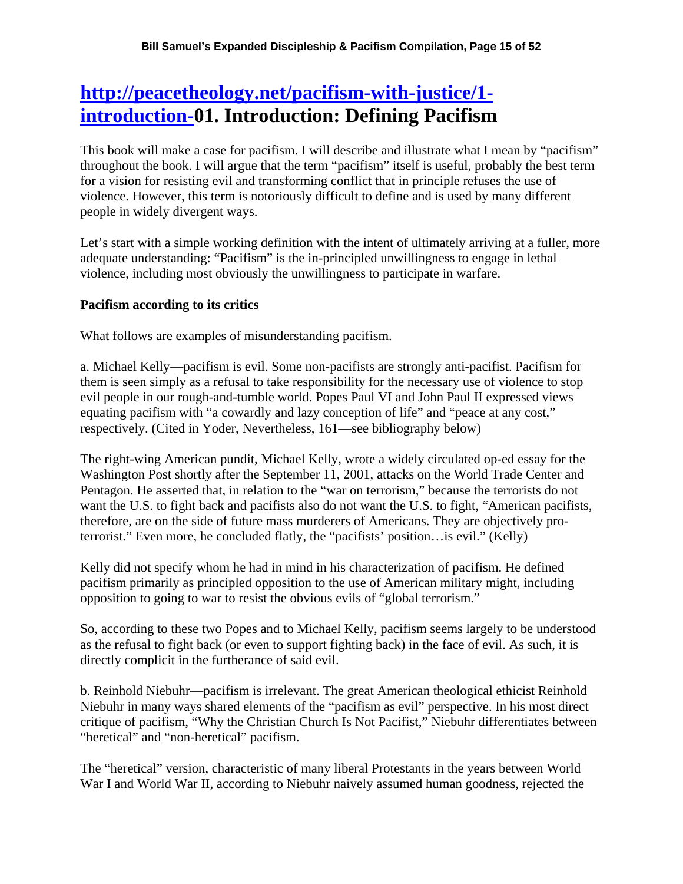# [http://peacetheology.net/pacifism-with-justice/1-introduction-](http://peacetheology.net/pacifism-with-justice/1-introduction-)01. Introduction: Defining Pacifism

This book will make a case for pacifism. I will describe and illustrate what I mean by "pacifism" throughout the book. I will argue that the term "pacifism" itself is useful, probably the best term for a vision for resisting evil and transforming conflict that in principle refuses the use of violence. However, this term is notoriously difficult to define and is used by many different people in widely divergent ways.

Let's start with a simple working definition with the intent of ultimately arriving at a fuller, more adequate understanding: "Pacifism" is the in-principled unwillingness to engage in lethal violence, including most obviously the unwillingness to participate in warfare.

**Pacifism according to its critics**

What follows are examples of misunderstanding pacifism.

a. Michael Kelly—pacifism is evil. Some non-pacifists are strongly anti-pacifist. Pacifism for them is seen simply as a refusal to take responsibility for the necessary use of violence to stop evil people in our rough-and-tumble world. Popes Paul VI and John Paul II expressed views equating pacifism with "a cowardly and lazy conception of life" and "peace at any cost," respectively. (Cited in Yoder, Nevertheless, 161—see bibliography below)

The right-wing American pundit, Michael Kelly, wrote a widely circulated op-ed essay for the Washington Post shortly after the September 11, 2001, attacks on the World Trade Center and Pentagon. He asserted that, in relation to the "war on terrorism," because the terrorists do not want the U.S. to fight back and pacifists also do not want the U.S. to fight, "American pacifists, therefore, are on the side of future mass murderers of Americans. They are objectively pro-terrorist." Even more, he concluded flatly, the "pacifists' position…is evil." (Kelly)

Kelly did not specify whom he had in mind in his characterization of pacifism. He defined pacifism primarily as principled opposition to the use of American military might, including opposition to going to war to resist the obvious evils of "global terrorism."

So, according to these two Popes and to Michael Kelly, pacifism seems largely to be understood as the refusal to fight back (or even to support fighting back) in the face of evil. As such, it is directly complicit in the furtherance of said evil.

b. Reinhold Niebuhr—pacifism is irrelevant. The great American theological ethicist Reinhold Niebuhr in many ways shared elements of the "pacifism as evil" perspective. In his most direct critique of pacifism, "Why the Christian Church Is Not Pacifist," Niebuhr differentiates between "heretical" and "non-heretical" pacifism.

The "heretical" version, characteristic of many liberal Protestants in the years between World War I and World War II, according to Niebuhr naively assumed human goodness, rejected the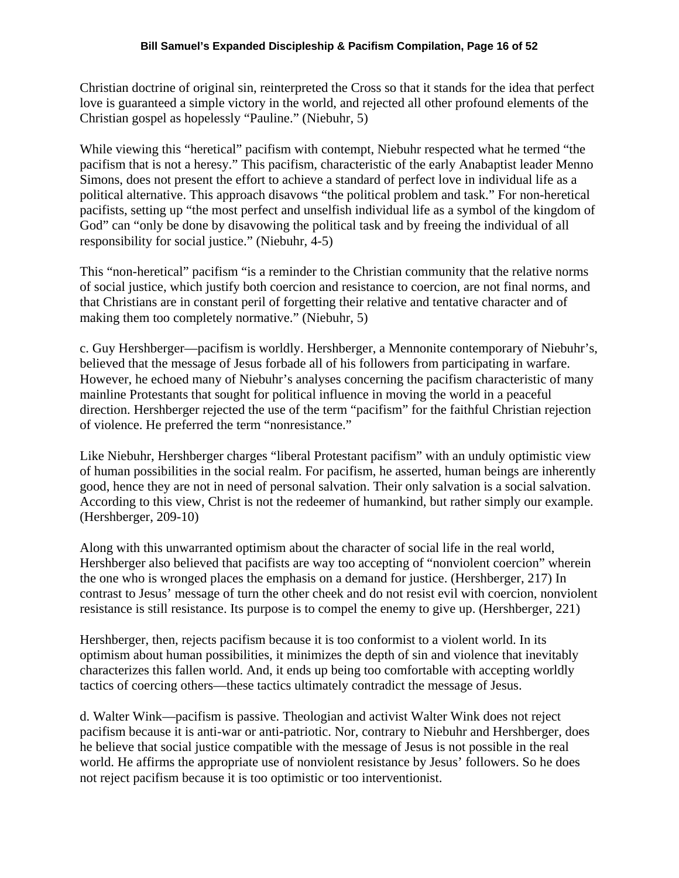Christian doctrine of original sin, reinterpreted the Cross so that it stands for the idea that perfect love is guaranteed a simple victory in the world, and rejected all other profound elements of the Christian gospel as hopelessly "Pauline." (Niebuhr, 5)

While viewing this "heretical" pacifism with contempt, Niebuhr respected what he termed "the pacifism that is not a heresy." This pacifism, characteristic of the early Anabaptist leader Menno Simons, does not present the effort to achieve a standard of perfect love in individual life as a political alternative. This approach disavows "the political problem and task." For non-heretical pacifists, setting up "the most perfect and unselfish individual life as a symbol of the kingdom of God" can "only be done by disavowing the political task and by freeing the individual of all responsibility for social justice." (Niebuhr, 4-5)

This "non-heretical" pacifism "is a reminder to the Christian community that the relative norms of social justice, which justify both coercion and resistance to coercion, are not final norms, and that Christians are in constant peril of forgetting their relative and tentative character and of making them too completely normative." (Niebuhr, 5)

c. Guy Hershberger—pacifism is worldly. Hershberger, a Mennonite contemporary of Niebuhr's, believed that the message of Jesus forbade all of his followers from participating in warfare. However, he echoed many of Niebuhr's analyses concerning the pacifism characteristic of many mainline Protestants that sought for political influence in moving the world in a peaceful direction. Hershberger rejected the use of the term "pacifism" for the faithful Christian rejection of violence. He preferred the term "nonresistance."

Like Niebuhr, Hershberger charges "liberal Protestant pacifism" with an unduly optimistic view of human possibilities in the social realm. For pacifism, he asserted, human beings are inherently good, hence they are not in need of personal salvation. Their only salvation is a social salvation. According to this view, Christ is not the redeemer of humankind, but rather simply our example. (Hershberger, 209-10)

Along with this unwarranted optimism about the character of social life in the real world, Hershberger also believed that pacifists are way too accepting of "nonviolent coercion" wherein the one who is wronged places the emphasis on a demand for justice. (Hershberger, 217) In contrast to Jesus' message of turn the other cheek and do not resist evil with coercion, nonviolent resistance is still resistance. Its purpose is to compel the enemy to give up. (Hershberger, 221)

Hershberger, then, rejects pacifism because it is too conformist to a violent world. In its optimism about human possibilities, it minimizes the depth of sin and violence that inevitably characterizes this fallen world. And, it ends up being too comfortable with accepting worldly tactics of coercing others—these tactics ultimately contradict the message of Jesus.

d. Walter Wink—pacifism is passive. Theologian and activist Walter Wink does not reject pacifism because it is anti-war or anti-patriotic. Nor, contrary to Niebuhr and Hershberger, does he believe that social justice compatible with the message of Jesus is not possible in the real world. He affirms the appropriate use of nonviolent resistance by Jesus' followers. So he does not reject pacifism because it is too optimistic or too interventionist.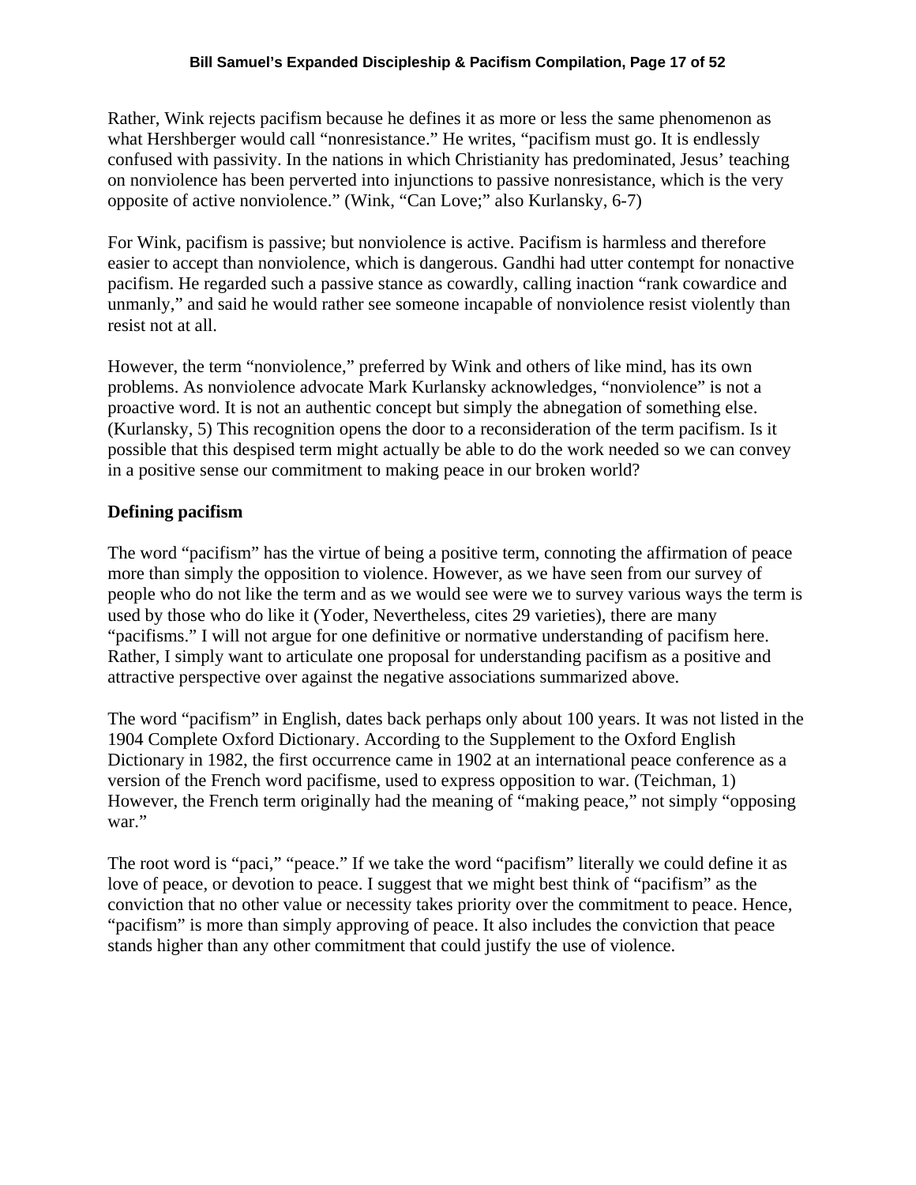Rather, Wink rejects pacifism because he defines it as more or less the same phenomenon as what Hershberger would call "nonresistance." He writes, "pacifism must go. It is endlessly confused with passivity. In the nations in which Christianity has predominated, Jesus' teaching on nonviolence has been perverted into injunctions to passive nonresistance, which is the very opposite of active nonviolence." (Wink, "Can Love;" also Kurlansky, 6-7)

For Wink, pacifism is passive; but nonviolence is active. Pacifism is harmless and therefore easier to accept than nonviolence, which is dangerous. Gandhi had utter contempt for nonactive pacifism. He regarded such a passive stance as cowardly, calling inaction "rank cowardice and unmanly," and said he would rather see someone incapable of nonviolence resist violently than resist not at all.

However, the term "nonviolence," preferred by Wink and others of like mind, has its own problems. As nonviolence advocate Mark Kurlansky acknowledges, "nonviolence" is not a proactive word. It is not an authentic concept but simply the abnegation of something else. (Kurlansky, 5) This recognition opens the door to a reconsideration of the term pacifism. Is it possible that this despised term might actually be able to do the work needed so we can convey in a positive sense our commitment to making peace in our broken world?

**Defining pacifism**

The word "pacifism" has the virtue of being a positive term, connoting the affirmation of peace more than simply the opposition to violence. However, as we have seen from our survey of people who do not like the term and as we would see were we to survey various ways the term is used by those who do like it (Yoder, Nevertheless, cites 29 varieties), there are many "pacifisms." I will not argue for one definitive or normative understanding of pacifism here. Rather, I simply want to articulate one proposal for understanding pacifism as a positive and attractive perspective over against the negative associations summarized above.

The word "pacifism" in English, dates back perhaps only about 100 years. It was not listed in the 1904 Complete Oxford Dictionary. According to the Supplement to the Oxford English Dictionary in 1982, the first occurrence came in 1902 at an international peace conference as a version of the French word pacifisme, used to express opposition to war. (Teichman, 1) However, the French term originally had the meaning of "making peace," not simply "opposing war."

The root word is "paci," "peace." If we take the word "pacifism" literally we could define it as love of peace, or devotion to peace. I suggest that we might best think of "pacifism" as the conviction that no other value or necessity takes priority over the commitment to peace. Hence, "pacifism" is more than simply approving of peace. It also includes the conviction that peace stands higher than any other commitment that could justify the use of violence.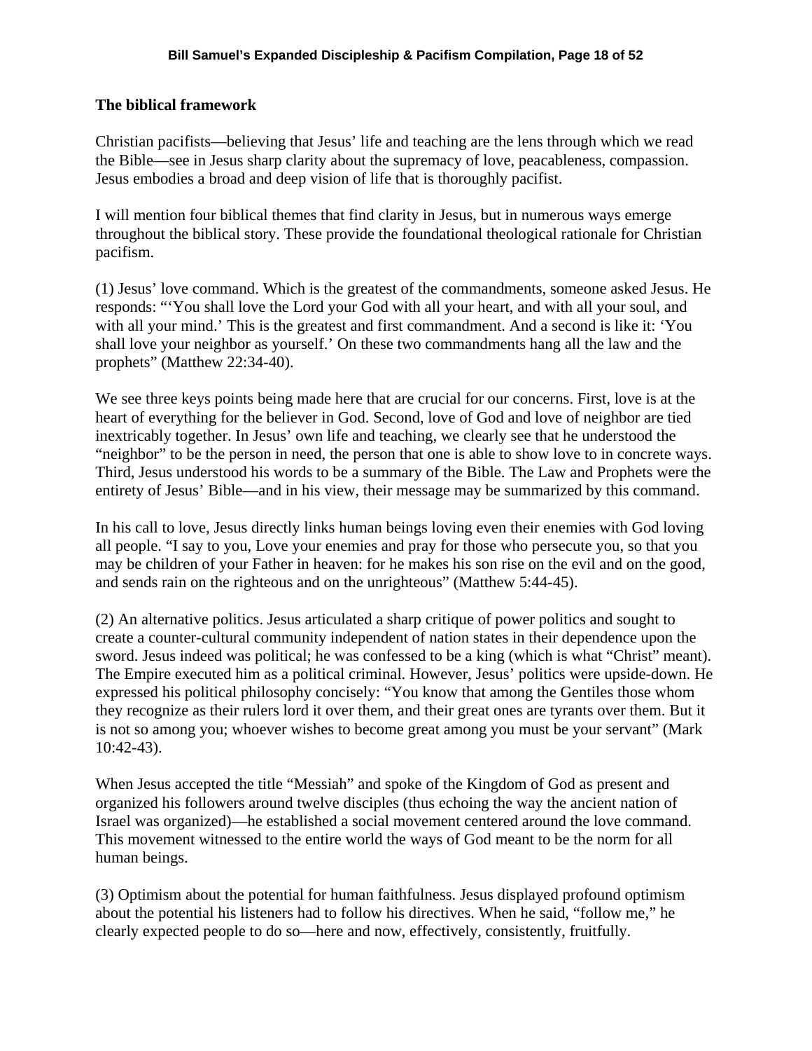### The biblical framework

Christian pacifists—believing that Jesus' life and teaching are the lens through which we read the Bible—see in Jesus sharp clarity about the supremacy of love, peacableness, compassion. Jesus embodies a broad and deep vision of life that is thoroughly pacifist.

I will mention four biblical themes that find clarity in Jesus, but in numerous ways emerge throughout the biblical story. These provide the foundational theological rationale for Christian pacifism.

(1) Jesus' love command. Which is the greatest of the commandments, someone asked Jesus. He responds: "'You shall love the Lord your God with all your heart, and with all your soul, and with all your mind.' This is the greatest and first commandment. And a second is like it: 'You shall love your neighbor as yourself.' On these two commandments hang all the law and the prophets" (Matthew 22:34-40).

We see three keys points being made here that are crucial for our concerns. First, love is at the heart of everything for the believer in God. Second, love of God and love of neighbor are tied inextricably together. In Jesus' own life and teaching, we clearly see that he understood the "neighbor" to be the person in need, the person that one is able to show love to in concrete ways. Third, Jesus understood his words to be a summary of the Bible. The Law and Prophets were the entirety of Jesus' Bible—and in his view, their message may be summarized by this command.

In his call to love, Jesus directly links human beings loving even their enemies with God loving all people. "I say to you, Love your enemies and pray for those who persecute you, so that you may be children of your Father in heaven: for he makes his son rise on the evil and on the good, and sends rain on the righteous and on the unrighteous" (Matthew 5:44-45).

(2) An alternative politics. Jesus articulated a sharp critique of power politics and sought to create a counter-cultural community independent of nation states in their dependence upon the sword. Jesus indeed was political; he was confessed to be a king (which is what "Christ" meant). The Empire executed him as a political criminal. However, Jesus' politics were upside-down. He expressed his political philosophy concisely: "You know that among the Gentiles those whom they recognize as their rulers lord it over them, and their great ones are tyrants over them. But it is not so among you; whoever wishes to become great among you must be your servant" (Mark 10:42-43).

When Jesus accepted the title "Messiah" and spoke of the Kingdom of God as present and organized his followers around twelve disciples (thus echoing the way the ancient nation of Israel was organized)—he established a social movement centered around the love command. This movement witnessed to the entire world the ways of God meant to be the norm for all human beings.

(3) Optimism about the potential for human faithfulness. Jesus displayed profound optimism about the potential his listeners had to follow his directives. When he said, "follow me," he clearly expected people to do so—here and now, effectively, consistently, fruitfully.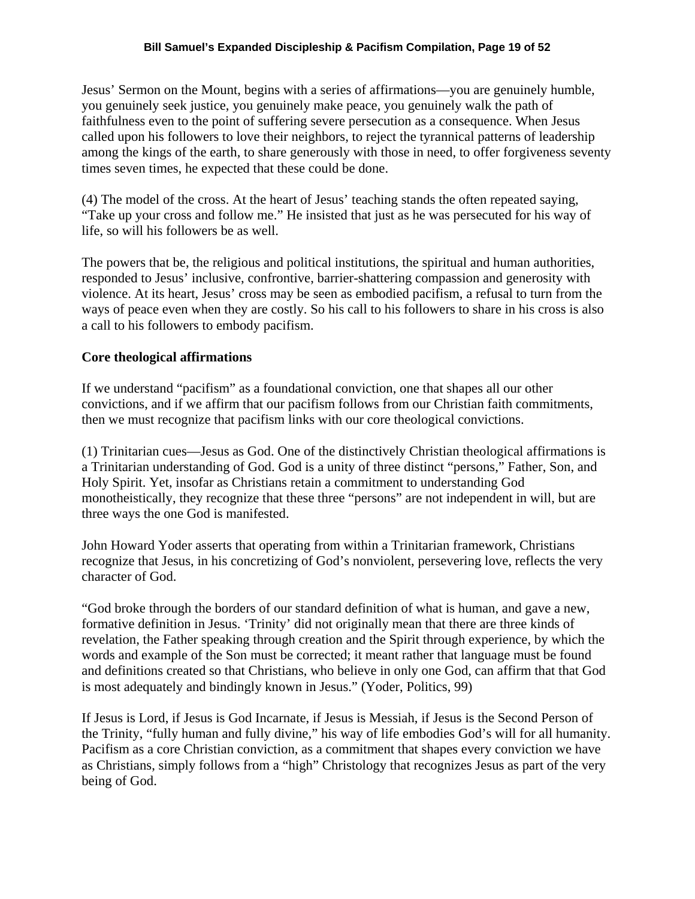Jesus' Sermon on the Mount, begins with a series of affirmations—you are genuinely humble, you genuinely seek justice, you genuinely make peace, you genuinely walk the path of faithfulness even to the point of suffering severe persecution as a consequence. When Jesus called upon his followers to love their neighbors, to reject the tyrannical patterns of leadership among the kings of the earth, to share generously with those in need, to offer forgiveness seventy times seven times, he expected that these could be done.

(4) The model of the cross. At the heart of Jesus' teaching stands the often repeated saying, "Take up your cross and follow me." He insisted that just as he was persecuted for his way of life, so will his followers be as well.

The powers that be, the religious and political institutions, the spiritual and human authorities, responded to Jesus' inclusive, confrontive, barrier-shattering compassion and generosity with violence. At its heart, Jesus' cross may be seen as embodied pacifism, a refusal to turn from the ways of peace even when they are costly. So his call to his followers to share in his cross is also a call to his followers to embody pacifism.

**Core theological affirmations**

If we understand "pacifism" as a foundational conviction, one that shapes all our other convictions, and if we affirm that our pacifism follows from our Christian faith commitments, then we must recognize that pacifism links with our core theological convictions.

(1) Trinitarian cues—Jesus as God. One of the distinctively Christian theological affirmations is a Trinitarian understanding of God. God is a unity of three distinct "persons," Father, Son, and Holy Spirit. Yet, insofar as Christians retain a commitment to understanding God monotheistically, they recognize that these three "persons" are not independent in will, but are three ways the one God is manifested.

John Howard Yoder asserts that operating from within a Trinitarian framework, Christians recognize that Jesus, in his concretizing of God's nonviolent, persevering love, reflects the very character of God.

"God broke through the borders of our standard definition of what is human, and gave a new, formative definition in Jesus. 'Trinity' did not originally mean that there are three kinds of revelation, the Father speaking through creation and the Spirit through experience, by which the words and example of the Son must be corrected; it meant rather that language must be found and definitions created so that Christians, who believe in only one God, can affirm that that God is most adequately and bindingly known in Jesus." (Yoder, Politics, 99)

If Jesus is Lord, if Jesus is God Incarnate, if Jesus is Messiah, if Jesus is the Second Person of the Trinity, "fully human and fully divine," his way of life embodies God's will for all humanity. Pacifism as a core Christian conviction, as a commitment that shapes every conviction we have as Christians, simply follows from a "high" Christology that recognizes Jesus as part of the very being of God.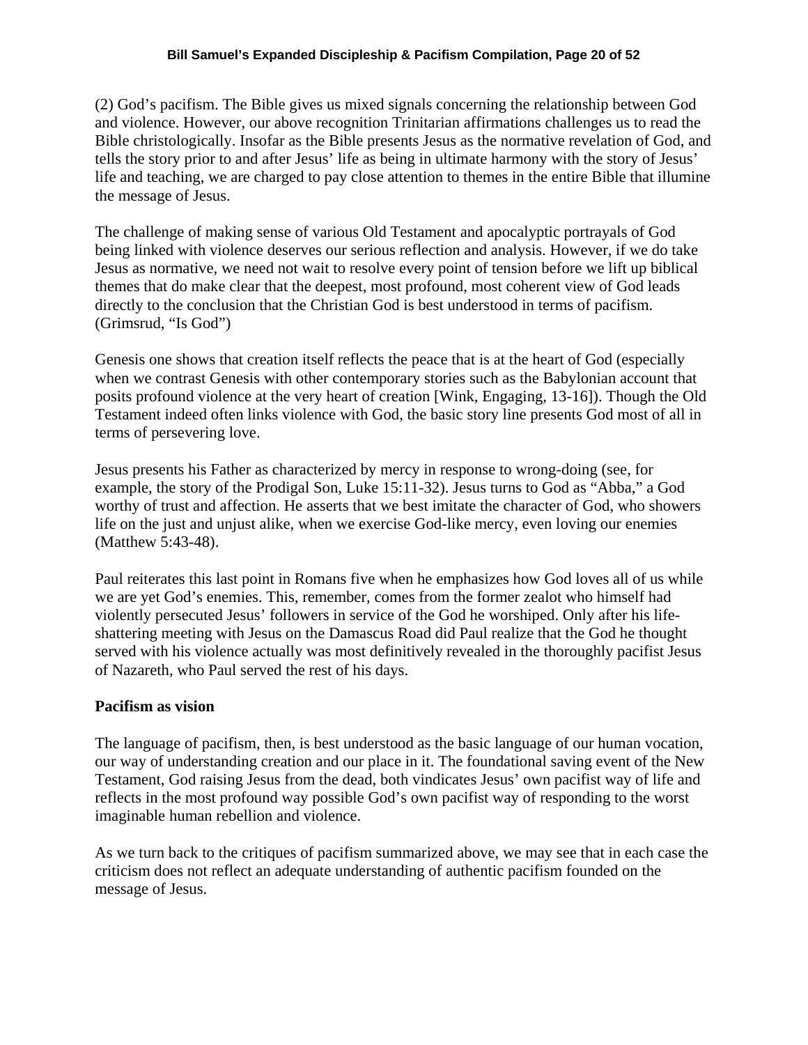(2) God's pacifism. The Bible gives us mixed signals concerning the relationship between God and violence. However, our above recognition Trinitarian affirmations challenges us to read the Bible christologically. Insofar as the Bible presents Jesus as the normative revelation of God, and tells the story prior to and after Jesus' life as being in ultimate harmony with the story of Jesus' life and teaching, we are charged to pay close attention to themes in the entire Bible that illumine the message of Jesus.

The challenge of making sense of various Old Testament and apocalyptic portrayals of God being linked with violence deserves our serious reflection and analysis. However, if we do take Jesus as normative, we need not wait to resolve every point of tension before we lift up biblical themes that do make clear that the deepest, most profound, most coherent view of God leads directly to the conclusion that the Christian God is best understood in terms of pacifism. (Grimsrud, "Is God")

Genesis one shows that creation itself reflects the peace that is at the heart of God (especially when we contrast Genesis with other contemporary stories such as the Babylonian account that posits profound violence at the very heart of creation [Wink, Engaging, 13-16]). Though the Old Testament indeed often links violence with God, the basic story line presents God most of all in terms of persevering love.

Jesus presents his Father as characterized by mercy in response to wrong-doing (see, for example, the story of the Prodigal Son, Luke 15:11-32). Jesus turns to God as "Abba," a God worthy of trust and affection. He asserts that we best imitate the character of God, who showers life on the just and unjust alike, when we exercise God-like mercy, even loving our enemies (Matthew 5:43-48).

Paul reiterates this last point in Romans five when he emphasizes how God loves all of us while we are yet God's enemies. This, remember, comes from the former zealot who himself had violently persecuted Jesus' followers in service of the God he worshiped. Only after his life-shattering meeting with Jesus on the Damascus Road did Paul realize that the God he thought served with his violence actually was most definitively revealed in the thoroughly pacifist Jesus of Nazareth, who Paul served the rest of his days.

**Pacifism as vision**

The language of pacifism, then, is best understood as the basic language of our human vocation, our way of understanding creation and our place in it. The foundational saving event of the New Testament, God raising Jesus from the dead, both vindicates Jesus' own pacifist way of life and reflects in the most profound way possible God's own pacifist way of responding to the worst imaginable human rebellion and violence.

As we turn back to the critiques of pacifism summarized above, we may see that in each case the criticism does not reflect an adequate understanding of authentic pacifism founded on the message of Jesus.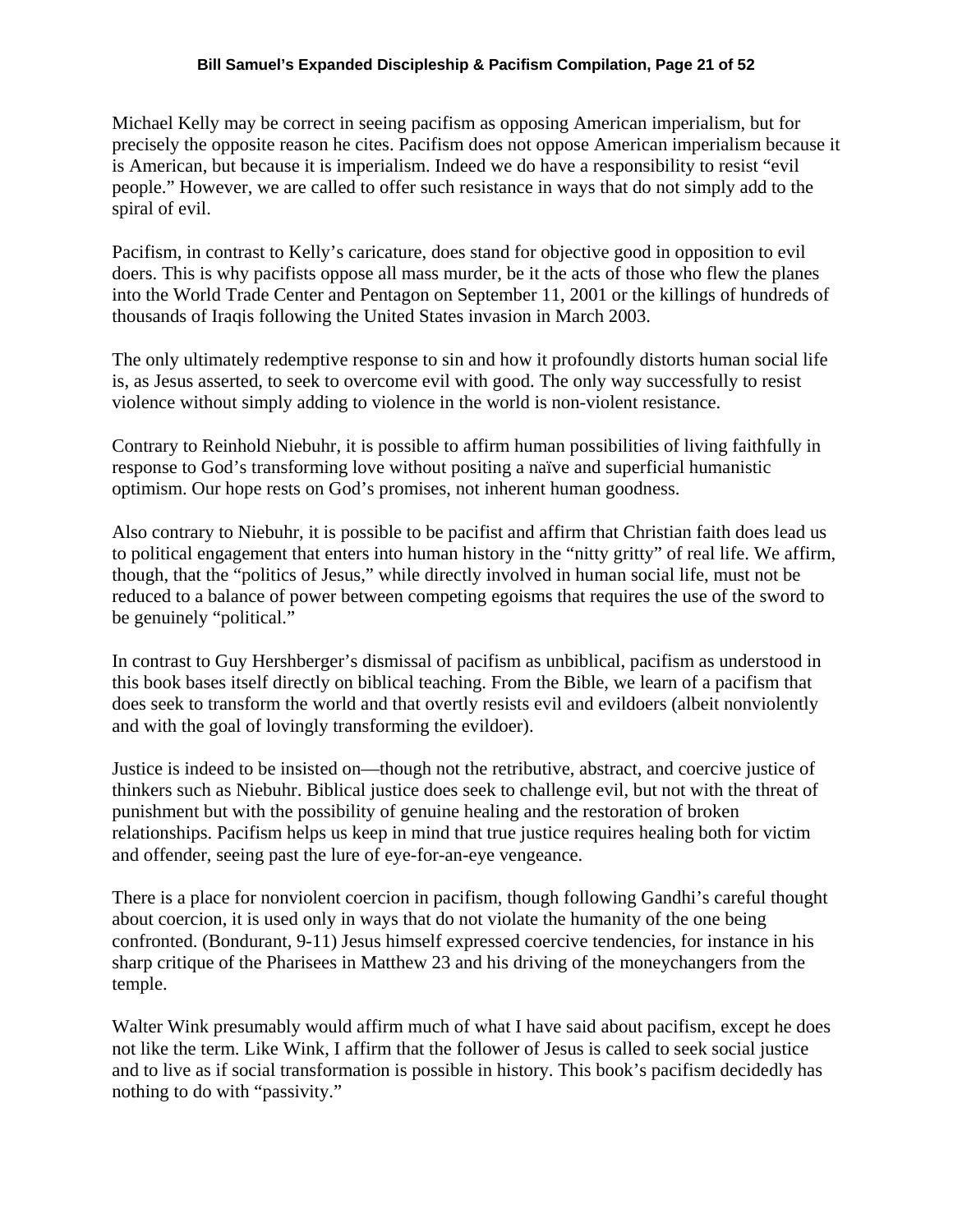Michael Kelly may be correct in seeing pacifism as opposing American imperialism, but for precisely the opposite reason he cites. Pacifism does not oppose American imperialism because it is American, but because it is imperialism. Indeed we do have a responsibility to resist "evil people." However, we are called to offer such resistance in ways that do not simply add to the spiral of evil.

Pacifism, in contrast to Kelly's caricature, does stand for objective good in opposition to evil doers. This is why pacifists oppose all mass murder, be it the acts of those who flew the planes into the World Trade Center and Pentagon on September 11, 2001 or the killings of hundreds of thousands of Iraqis following the United States invasion in March 2003.

The only ultimately redemptive response to sin and how it profoundly distorts human social life is, as Jesus asserted, to seek to overcome evil with good. The only way successfully to resist violence without simply adding to violence in the world is non-violent resistance.

Contrary to Reinhold Niebuhr, it is possible to affirm human possibilities of living faithfully in response to God's transforming love without positing a naïve and superficial humanistic optimism. Our hope rests on God's promises, not inherent human goodness.

Also contrary to Niebuhr, it is possible to be pacifist and affirm that Christian faith does lead us to political engagement that enters into human history in the "nitty gritty" of real life. We affirm, though, that the "politics of Jesus," while directly involved in human social life, must not be reduced to a balance of power between competing egoisms that requires the use of the sword to be genuinely "political."

In contrast to Guy Hershberger's dismissal of pacifism as unbiblical, pacifism as understood in this book bases itself directly on biblical teaching. From the Bible, we learn of a pacifism that does seek to transform the world and that overtly resists evil and evildoers (albeit nonviolently and with the goal of lovingly transforming the evildoer).

Justice is indeed to be insisted on—though not the retributive, abstract, and coercive justice of thinkers such as Niebuhr. Biblical justice does seek to challenge evil, but not with the threat of punishment but with the possibility of genuine healing and the restoration of broken relationships. Pacifism helps us keep in mind that true justice requires healing both for victim and offender, seeing past the lure of eye-for-an-eye vengeance.

There is a place for nonviolent coercion in pacifism, though following Gandhi's careful thought about coercion, it is used only in ways that do not violate the humanity of the one being confronted. (Bondurant, 9-11) Jesus himself expressed coercive tendencies, for instance in his sharp critique of the Pharisees in Matthew 23 and his driving of the moneychangers from the temple.

Walter Wink presumably would affirm much of what I have said about pacifism, except he does not like the term. Like Wink, I affirm that the follower of Jesus is called to seek social justice and to live as if social transformation is possible in history. This book's pacifism decidedly has nothing to do with "passivity."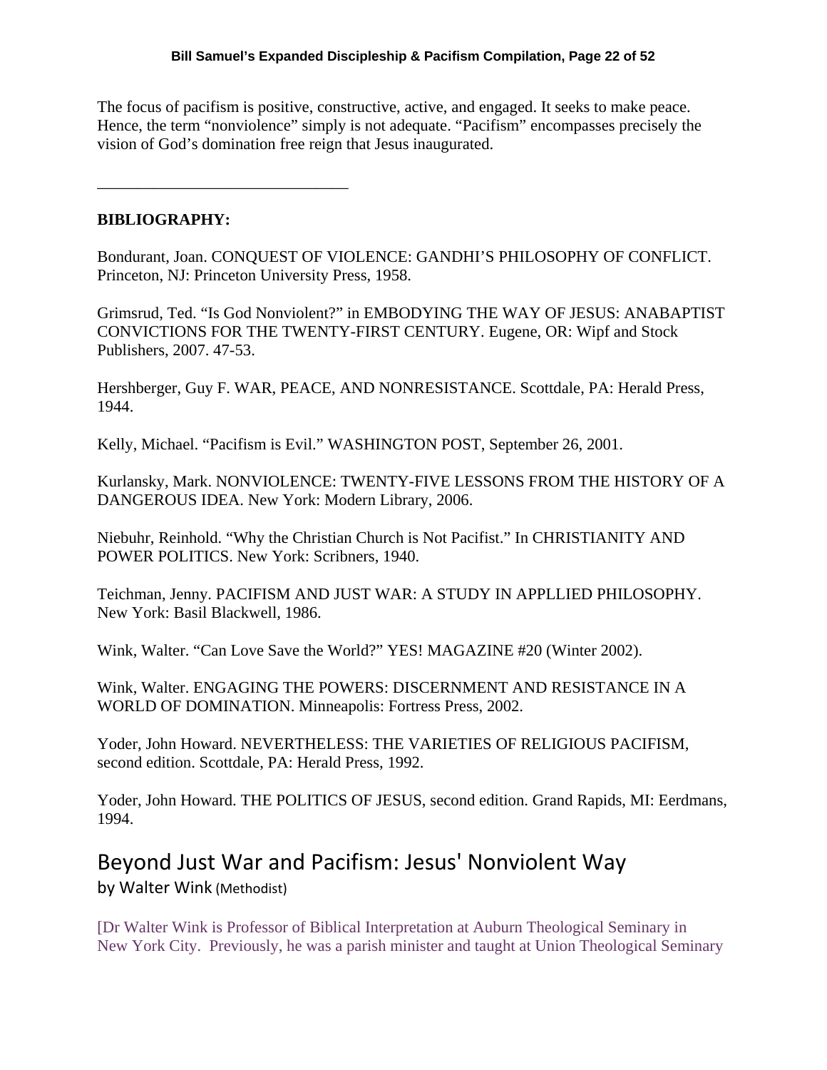The focus of pacifism is positive, constructive, active, and engaged. It seeks to make peace. Hence, the term "nonviolence" simply is not adequate. "Pacifism" encompasses precisely the vision of God's domination free reign that Jesus inaugurated.

______________________________

**BIBLIOGRAPHY:**

Bondurant, Joan. CONQUEST OF VIOLENCE: GANDHI'S PHILOSOPHY OF CONFLICT. Princeton, NJ: Princeton University Press, 1958.

Grimsrud, Ted. "Is God Nonviolent?" in EMBODYING THE WAY OF JESUS: ANABAPTIST CONVICTIONS FOR THE TWENTY-FIRST CENTURY. Eugene, OR: Wipf and Stock Publishers, 2007. 47-53.

Hershberger, Guy F. WAR, PEACE, AND NONRESISTANCE. Scottdale, PA: Herald Press, 1944.

Kelly, Michael. "Pacifism is Evil." WASHINGTON POST, September 26, 2001.

Kurlansky, Mark. NONVIOLENCE: TWENTY-FIVE LESSONS FROM THE HISTORY OF A DANGEROUS IDEA. New York: Modern Library, 2006.

Niebuhr, Reinhold. "Why the Christian Church is Not Pacifist." In CHRISTIANITY AND POWER POLITICS. New York: Scribners, 1940.

Teichman, Jenny. PACIFISM AND JUST WAR: A STUDY IN APPLLIED PHILOSOPHY. New York: Basil Blackwell, 1986.

Wink, Walter. "Can Love Save the World?" YES! MAGAZINE #20 (Winter 2002).

Wink, Walter. ENGAGING THE POWERS: DISCERNMENT AND RESISTANCE IN A WORLD OF DOMINATION. Minneapolis: Fortress Press, 2002.

Yoder, John Howard. NEVERTHELESS: THE VARIETIES OF RELIGIOUS PACIFISM, second edition. Scottdale, PA: Herald Press, 1992.

Yoder, John Howard. THE POLITICS OF JESUS, second edition. Grand Rapids, MI: Eerdmans, 1994.

# Beyond Just War and Pacifism: Jesus' Nonviolent Way

by Walter Wink (Methodist)

[Dr Walter Wink is Professor of Biblical Interpretation at Auburn Theological Seminary in New York City. Previously, he was a parish minister and taught at Union Theological Seminary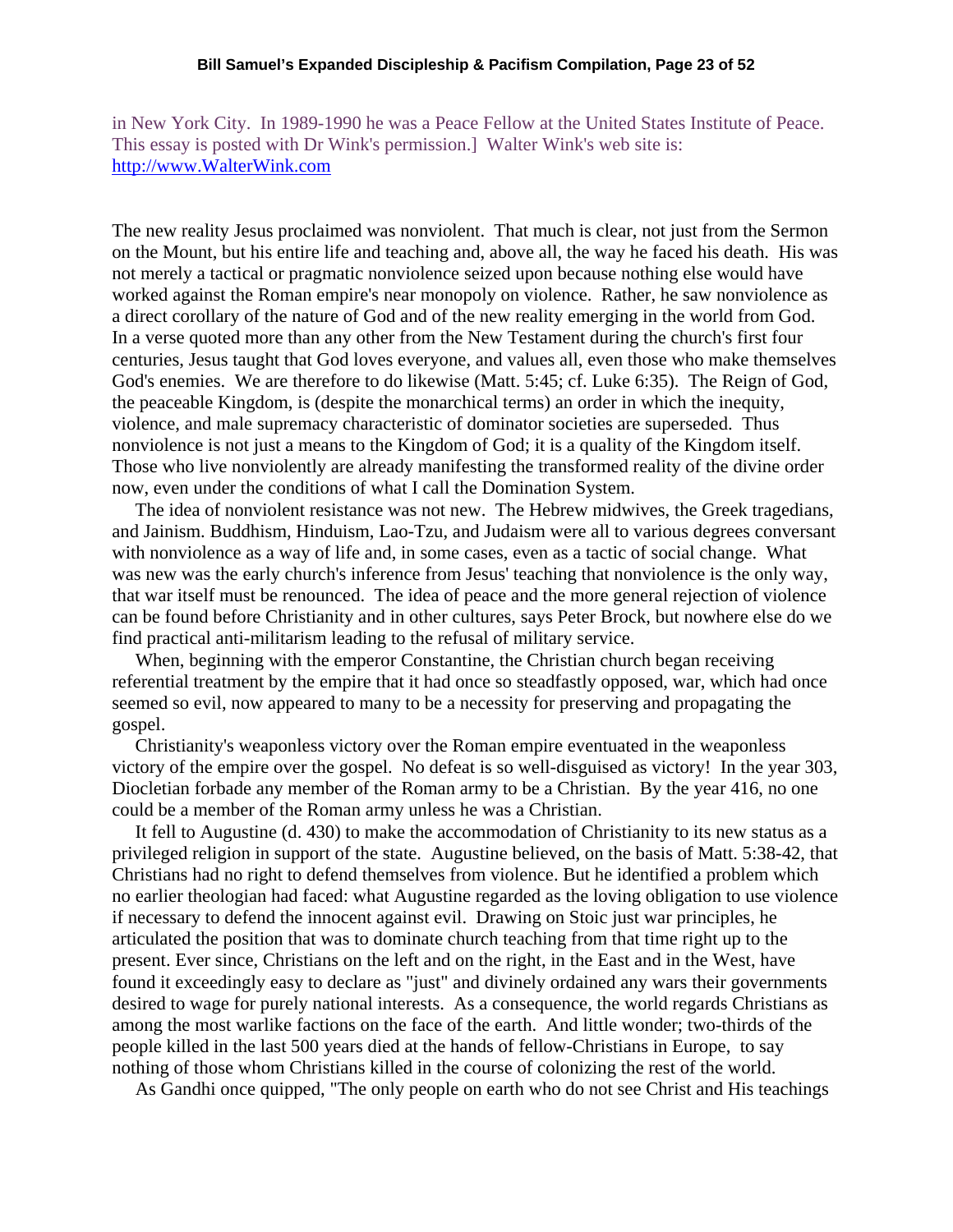in New York City. In 1989-1990 he was a Peace Fellow at the United States Institute of Peace. This essay is posted with Dr Wink's permission.] Walter Wink's web site is: [http://www.WalterWink.com](http://www.WalterWink.com)

The new reality Jesus proclaimed was nonviolent. That much is clear, not just from the Sermon on the Mount, but his entire life and teaching and, above all, the way he faced his death. His was not merely a tactical or pragmatic nonviolence seized upon because nothing else would have worked against the Roman empire's near monopoly on violence. Rather, he saw nonviolence as a direct corollary of the nature of God and of the new reality emerging in the world from God. In a verse quoted more than any other from the New Testament during the church's first four centuries, Jesus taught that God loves everyone, and values all, even those who make themselves God's enemies. We are therefore to do likewise (Matt. 5:45; cf. Luke 6:35). The Reign of God, the peaceable Kingdom, is (despite the monarchical terms) an order in which the inequity, violence, and male supremacy characteristic of dominator societies are superseded. Thus nonviolence is not just a means to the Kingdom of God; it is a quality of the Kingdom itself. Those who live nonviolently are already manifesting the transformed reality of the divine order now, even under the conditions of what I call the Domination System.

The idea of nonviolent resistance was not new. The Hebrew midwives, the Greek tragedians, and Jainism. Buddhism, Hinduism, Lao-Tzu, and Judaism were all to various degrees conversant with nonviolence as a way of life and, in some cases, even as a tactic of social change. What was new was the early church's inference from Jesus' teaching that nonviolence is the only way, that war itself must be renounced. The idea of peace and the more general rejection of violence can be found before Christianity and in other cultures, says Peter Brock, but nowhere else do we find practical anti-militarism leading to the refusal of military service.

When, beginning with the emperor Constantine, the Christian church began receiving referential treatment by the empire that it had once so steadfastly opposed, war, which had once seemed so evil, now appeared to many to be a necessity for preserving and propagating the gospel.

Christianity's weaponless victory over the Roman empire eventuated in the weaponless victory of the empire over the gospel. No defeat is so well-disguised as victory! In the year 303, Diocletian forbade any member of the Roman army to be a Christian. By the year 416, no one could be a member of the Roman army unless he was a Christian.

It fell to Augustine (d. 430) to make the accommodation of Christianity to its new status as a privileged religion in support of the state. Augustine believed, on the basis of Matt. 5:38-42, that Christians had no right to defend themselves from violence. But he identified a problem which no earlier theologian had faced: what Augustine regarded as the loving obligation to use violence if necessary to defend the innocent against evil. Drawing on Stoic just war principles, he articulated the position that was to dominate church teaching from that time right up to the present. Ever since, Christians on the left and on the right, in the East and in the West, have found it exceedingly easy to declare as "just" and divinely ordained any wars their governments desired to wage for purely national interests. As a consequence, the world regards Christians as among the most warlike factions on the face of the earth. And little wonder; two-thirds of the people killed in the last 500 years died at the hands of fellow-Christians in Europe, to say nothing of those whom Christians killed in the course of colonizing the rest of the world.

As Gandhi once quipped, "The only people on earth who do not see Christ and His teachings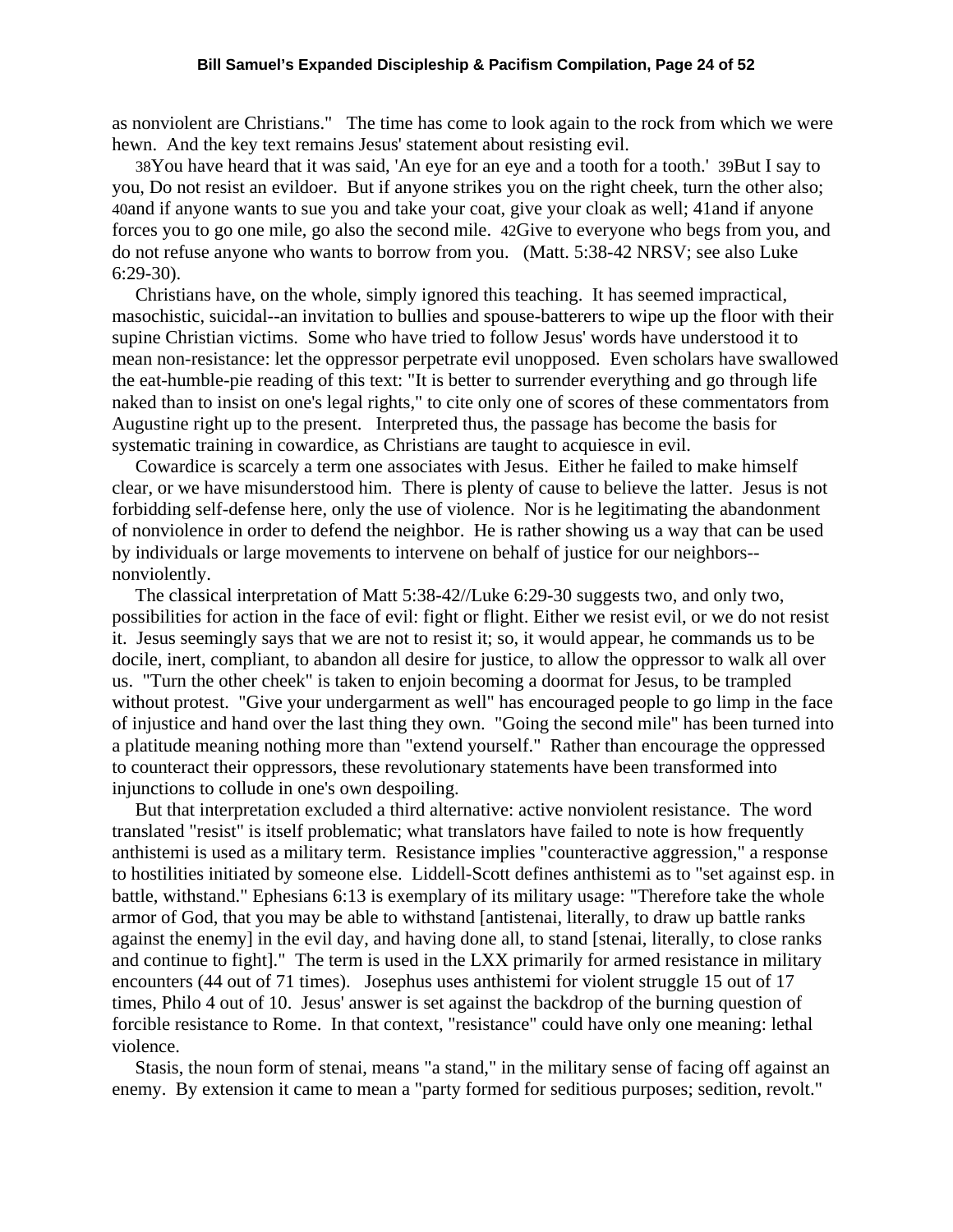as nonviolent are Christians." The time has come to look again to the rock from which we were hewn. And the key text remains Jesus' statement about resisting evil.

38You have heard that it was said, 'An eye for an eye and a tooth for a tooth.' 39But I say to you, Do not resist an evildoer. But if anyone strikes you on the right cheek, turn the other also; 40and if anyone wants to sue you and take your coat, give your cloak as well; 41and if anyone forces you to go one mile, go also the second mile. 42Give to everyone who begs from you, and do not refuse anyone who wants to borrow from you. (Matt. 5:38-42 NRSV; see also Luke 6:29-30).

Christians have, on the whole, simply ignored this teaching. It has seemed impractical, masochistic, suicidal--an invitation to bullies and spouse-batterers to wipe up the floor with their supine Christian victims. Some who have tried to follow Jesus' words have understood it to mean non-resistance: let the oppressor perpetrate evil unopposed. Even scholars have swallowed the eat-humble-pie reading of this text: "It is better to surrender everything and go through life naked than to insist on one's legal rights," to cite only one of scores of these commentators from Augustine right up to the present. Interpreted thus, the passage has become the basis for systematic training in cowardice, as Christians are taught to acquiesce in evil.

Cowardice is scarcely a term one associates with Jesus. Either he failed to make himself clear, or we have misunderstood him. There is plenty of cause to believe the latter. Jesus is not forbidding self-defense here, only the use of violence. Nor is he legitimating the abandonment of nonviolence in order to defend the neighbor. He is rather showing us a way that can be used by individuals or large movements to intervene on behalf of justice for our neighbors--nonviolently.

The classical interpretation of Matt 5:38-42//Luke 6:29-30 suggests two, and only two, possibilities for action in the face of evil: fight or flight. Either we resist evil, or we do not resist it. Jesus seemingly says that we are not to resist it; so, it would appear, he commands us to be docile, inert, compliant, to abandon all desire for justice, to allow the oppressor to walk all over us. "Turn the other cheek" is taken to enjoin becoming a doormat for Jesus, to be trampled without protest. "Give your undergarment as well" has encouraged people to go limp in the face of injustice and hand over the last thing they own. "Going the second mile" has been turned into a platitude meaning nothing more than "extend yourself." Rather than encourage the oppressed to counteract their oppressors, these revolutionary statements have been transformed into injunctions to collude in one's own despoiling.

But that interpretation excluded a third alternative: active nonviolent resistance. The word translated "resist" is itself problematic; what translators have failed to note is how frequently anthistemi is used as a military term. Resistance implies "counteractive aggression," a response to hostilities initiated by someone else. Liddell-Scott defines anthistemi as to "set against esp. in battle, withstand." Ephesians 6:13 is exemplary of its military usage: "Therefore take the whole armor of God, that you may be able to withstand [antistenai, literally, to draw up battle ranks against the enemy] in the evil day, and having done all, to stand [stenai, literally, to close ranks and continue to fight]." The term is used in the LXX primarily for armed resistance in military encounters (44 out of 71 times). Josephus uses anthistemi for violent struggle 15 out of 17 times, Philo 4 out of 10. Jesus' answer is set against the backdrop of the burning question of forcible resistance to Rome. In that context, "resistance" could have only one meaning: lethal violence.

Stasis, the noun form of stenai, means "a stand," in the military sense of facing off against an enemy. By extension it came to mean a "party formed for seditious purposes; sedition, revolt."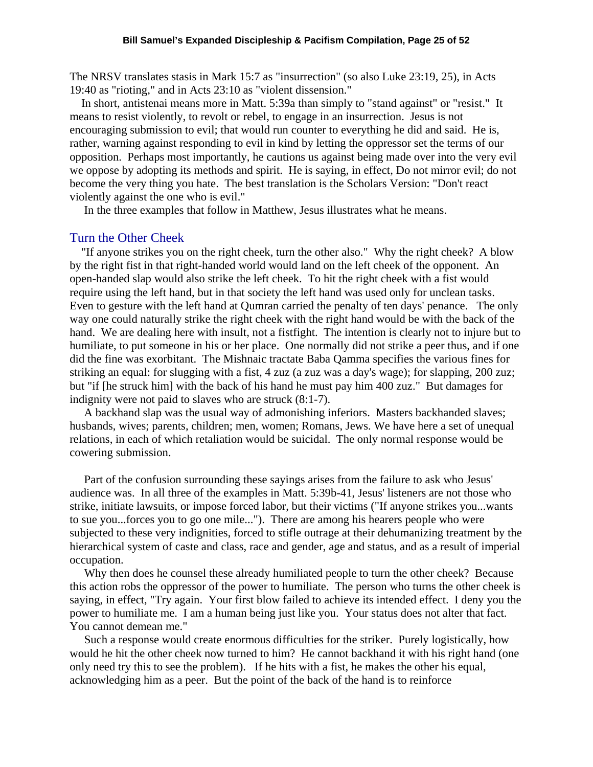The NRSV translates stasis in Mark 15:7 as "insurrection" (so also Luke 23:19, 25), in Acts 19:40 as "rioting," and in Acts 23:10 as "violent dissension."

In short, antistenai means more in Matt. 5:39a than simply to "stand against" or "resist." It means to resist violently, to revolt or rebel, to engage in an insurrection. Jesus is not encouraging submission to evil; that would run counter to everything he did and said. He is, rather, warning against responding to evil in kind by letting the oppressor set the terms of our opposition. Perhaps most importantly, he cautions us against being made over into the very evil we oppose by adopting its methods and spirit. He is saying, in effect, Do not mirror evil; do not become the very thing you hate. The best translation is the Scholars Version: "Don't react violently against the one who is evil."

In the three examples that follow in Matthew, Jesus illustrates what he means.

## Turn the Other Cheek

"If anyone strikes you on the right cheek, turn the other also." Why the right cheek? A blow by the right fist in that right-handed world would land on the left cheek of the opponent. An open-handed slap would also strike the left cheek. To hit the right cheek with a fist would require using the left hand, but in that society the left hand was used only for unclean tasks. Even to gesture with the left hand at Qumran carried the penalty of ten days' penance. The only way one could naturally strike the right cheek with the right hand would be with the back of the hand. We are dealing here with insult, not a fistfight. The intention is clearly not to injure but to humiliate, to put someone in his or her place. One normally did not strike a peer thus, and if one did the fine was exorbitant. The Mishnaic tractate Baba Qamma specifies the various fines for striking an equal: for slugging with a fist, 4 zuz (a zuz was a day's wage); for slapping, 200 zuz; but "if [he struck him] with the back of his hand he must pay him 400 zuz." But damages for indignity were not paid to slaves who are struck (8:1-7).

A backhand slap was the usual way of admonishing inferiors. Masters backhanded slaves; husbands, wives; parents, children; men, women; Romans, Jews. We have here a set of unequal relations, in each of which retaliation would be suicidal. The only normal response would be cowering submission.

Part of the confusion surrounding these sayings arises from the failure to ask who Jesus' audience was. In all three of the examples in Matt. 5:39b-41, Jesus' listeners are not those who strike, initiate lawsuits, or impose forced labor, but their victims ("If anyone strikes you...wants to sue you...forces you to go one mile..."). There are among his hearers people who were subjected to these very indignities, forced to stifle outrage at their dehumanizing treatment by the hierarchical system of caste and class, race and gender, age and status, and as a result of imperial occupation.

Why then does he counsel these already humiliated people to turn the other cheek? Because this action robs the oppressor of the power to humiliate. The person who turns the other cheek is saying, in effect, "Try again. Your first blow failed to achieve its intended effect. I deny you the power to humiliate me. I am a human being just like you. Your status does not alter that fact. You cannot demean me."

Such a response would create enormous difficulties for the striker. Purely logistically, how would he hit the other cheek now turned to him? He cannot backhand it with his right hand (one only need try this to see the problem). If he hits with a fist, he makes the other his equal, acknowledging him as a peer. But the point of the back of the hand is to reinforce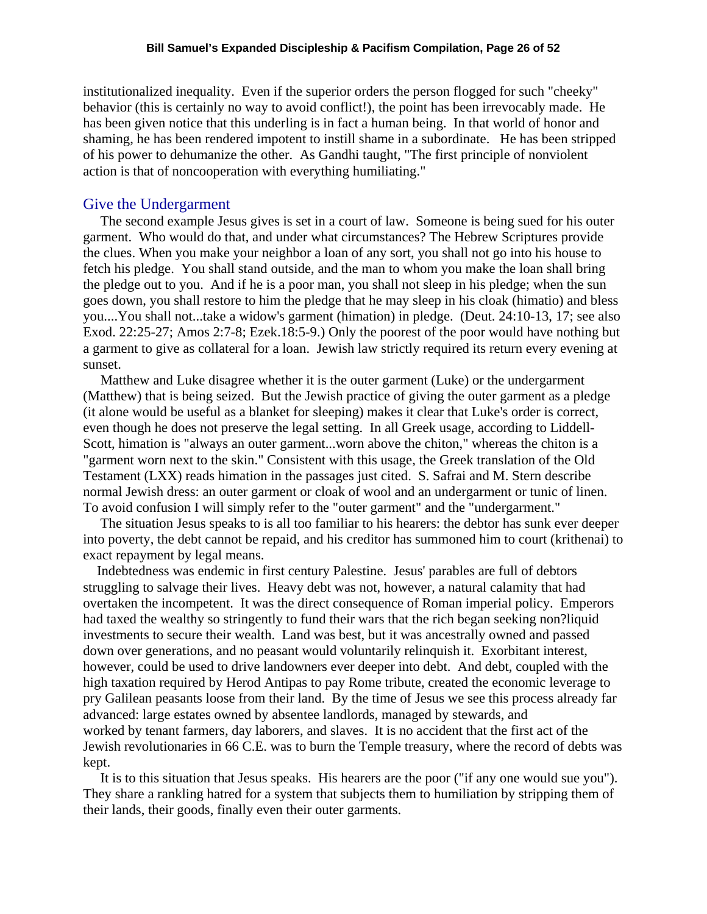institutionalized inequality. Even if the superior orders the person flogged for such "cheeky" behavior (this is certainly no way to avoid conflict!), the point has been irrevocably made. He has been given notice that this underling is in fact a human being. In that world of honor and shaming, he has been rendered impotent to instill shame in a subordinate. He has been stripped of his power to dehumanize the other. As Gandhi taught, "The first principle of nonviolent action is that of noncooperation with everything humiliating."

## Give the Undergarment

The second example Jesus gives is set in a court of law. Someone is being sued for his outer garment. Who would do that, and under what circumstances? The Hebrew Scriptures provide the clues. When you make your neighbor a loan of any sort, you shall not go into his house to fetch his pledge. You shall stand outside, and the man to whom you make the loan shall bring the pledge out to you. And if he is a poor man, you shall not sleep in his pledge; when the sun goes down, you shall restore to him the pledge that he may sleep in his cloak (himatio) and bless you....You shall not...take a widow's garment (himation) in pledge. (Deut. 24:10-13, 17; see also Exod. 22:25-27; Amos 2:7-8; Ezek.18:5-9.) Only the poorest of the poor would have nothing but a garment to give as collateral for a loan. Jewish law strictly required its return every evening at sunset.

Matthew and Luke disagree whether it is the outer garment (Luke) or the undergarment (Matthew) that is being seized. But the Jewish practice of giving the outer garment as a pledge (it alone would be useful as a blanket for sleeping) makes it clear that Luke's order is correct, even though he does not preserve the legal setting. In all Greek usage, according to Liddell-Scott, himation is "always an outer garment...worn above the chiton," whereas the chiton is a "garment worn next to the skin." Consistent with this usage, the Greek translation of the Old Testament (LXX) reads himation in the passages just cited. S. Safrai and M. Stern describe normal Jewish dress: an outer garment or cloak of wool and an undergarment or tunic of linen. To avoid confusion I will simply refer to the "outer garment" and the "undergarment."

The situation Jesus speaks to is all too familiar to his hearers: the debtor has sunk ever deeper into poverty, the debt cannot be repaid, and his creditor has summoned him to court (krithenai) to exact repayment by legal means.

Indebtedness was endemic in first century Palestine. Jesus' parables are full of debtors struggling to salvage their lives. Heavy debt was not, however, a natural calamity that had overtaken the incompetent. It was the direct consequence of Roman imperial policy. Emperors had taxed the wealthy so stringently to fund their wars that the rich began seeking non?liquid investments to secure their wealth. Land was best, but it was ancestrally owned and passed down over generations, and no peasant would voluntarily relinquish it. Exorbitant interest, however, could be used to drive landowners ever deeper into debt. And debt, coupled with the high taxation required by Herod Antipas to pay Rome tribute, created the economic leverage to pry Galilean peasants loose from their land. By the time of Jesus we see this process already far advanced: large estates owned by absentee landlords, managed by stewards, and worked by tenant farmers, day laborers, and slaves. It is no accident that the first act of the Jewish revolutionaries in 66 C.E. was to burn the Temple treasury, where the record of debts was kept.

It is to this situation that Jesus speaks. His hearers are the poor ("if any one would sue you"). They share a rankling hatred for a system that subjects them to humiliation by stripping them of their lands, their goods, finally even their outer garments.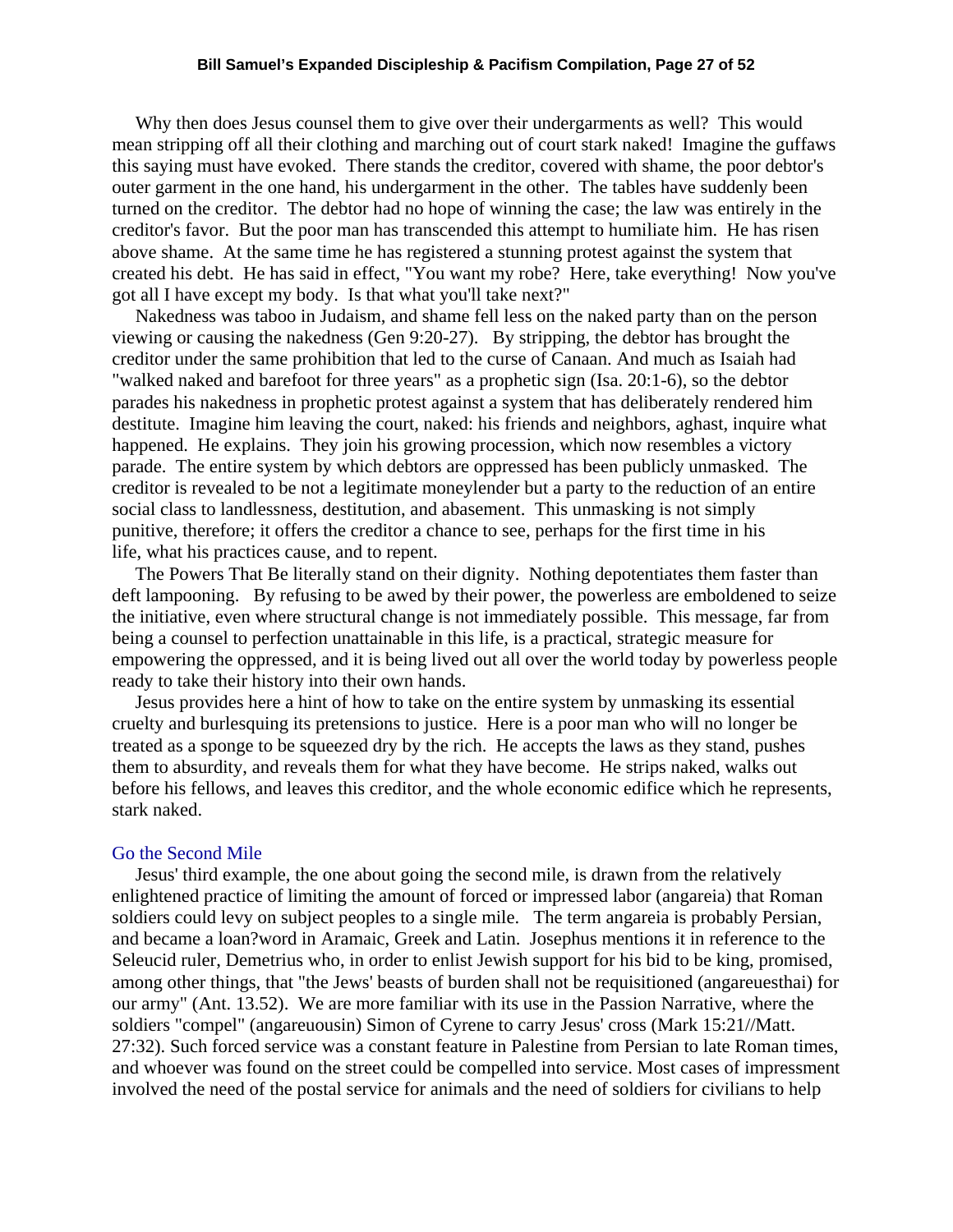Why then does Jesus counsel them to give over their undergarments as well? This would mean stripping off all their clothing and marching out of court stark naked! Imagine the guffaws this saying must have evoked. There stands the creditor, covered with shame, the poor debtor's outer garment in the one hand, his undergarment in the other. The tables have suddenly been turned on the creditor. The debtor had no hope of winning the case; the law was entirely in the creditor's favor. But the poor man has transcended this attempt to humiliate him. He has risen above shame. At the same time he has registered a stunning protest against the system that created his debt. He has said in effect, "You want my robe? Here, take everything! Now you've got all I have except my body. Is that what you'll take next?"

Nakedness was taboo in Judaism, and shame fell less on the naked party than on the person viewing or causing the nakedness (Gen 9:20-27). By stripping, the debtor has brought the creditor under the same prohibition that led to the curse of Canaan. And much as Isaiah had "walked naked and barefoot for three years" as a prophetic sign (Isa. 20:1-6), so the debtor parades his nakedness in prophetic protest against a system that has deliberately rendered him destitute. Imagine him leaving the court, naked: his friends and neighbors, aghast, inquire what happened. He explains. They join his growing procession, which now resembles a victory parade. The entire system by which debtors are oppressed has been publicly unmasked. The creditor is revealed to be not a legitimate moneylender but a party to the reduction of an entire social class to landlessness, destitution, and abasement. This unmasking is not simply punitive, therefore; it offers the creditor a chance to see, perhaps for the first time in his life, what his practices cause, and to repent.

The Powers That Be literally stand on their dignity. Nothing depotentiates them faster than deft lampooning. By refusing to be awed by their power, the powerless are emboldened to seize the initiative, even where structural change is not immediately possible. This message, far from being a counsel to perfection unattainable in this life, is a practical, strategic measure for empowering the oppressed, and it is being lived out all over the world today by powerless people ready to take their history into their own hands.

Jesus provides here a hint of how to take on the entire system by unmasking its essential cruelty and burlesquing its pretensions to justice. Here is a poor man who will no longer be treated as a sponge to be squeezed dry by the rich. He accepts the laws as they stand, pushes them to absurdity, and reveals them for what they have become. He strips naked, walks out before his fellows, and leaves this creditor, and the whole economic edifice which he represents, stark naked.

## Go the Second Mile

Jesus' third example, the one about going the second mile, is drawn from the relatively enlightened practice of limiting the amount of forced or impressed labor (angareia) that Roman soldiers could levy on subject peoples to a single mile. The term angareia is probably Persian, and became a loan?word in Aramaic, Greek and Latin. Josephus mentions it in reference to the Seleucid ruler, Demetrius who, in order to enlist Jewish support for his bid to be king, promised, among other things, that "the Jews' beasts of burden shall not be requisitioned (angareuesthai) for our army" (Ant. 13.52). We are more familiar with its use in the Passion Narrative, where the soldiers "compel" (angareuousin) Simon of Cyrene to carry Jesus' cross (Mark 15:21//Matt. 27:32). Such forced service was a constant feature in Palestine from Persian to late Roman times, and whoever was found on the street could be compelled into service. Most cases of impressment involved the need of the postal service for animals and the need of soldiers for civilians to help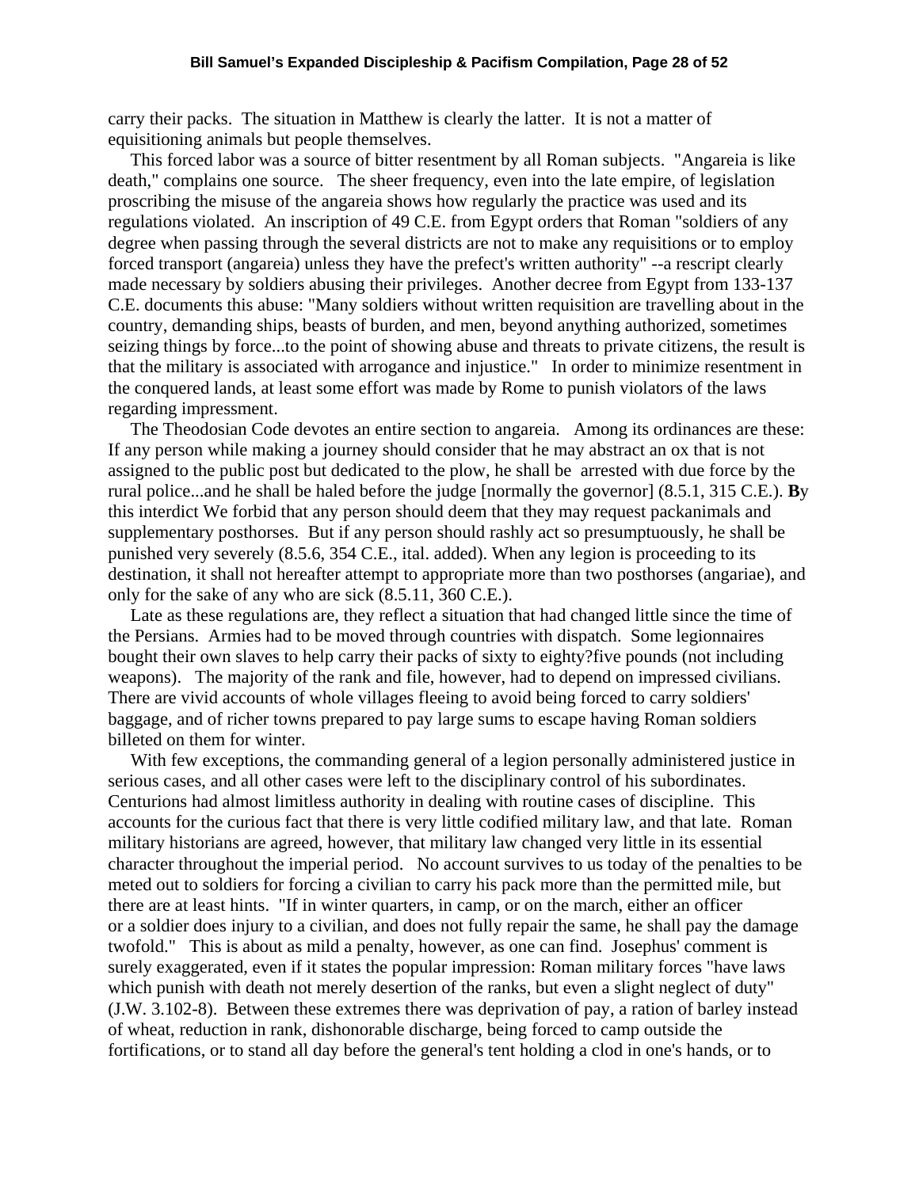carry their packs. The situation in Matthew is clearly the latter. It is not a matter of equisitioning animals but people themselves.

This forced labor was a source of bitter resentment by all Roman subjects. "Angareia is like death," complains one source. The sheer frequency, even into the late empire, of legislation proscribing the misuse of the angareia shows how regularly the practice was used and its regulations violated. An inscription of 49 C.E. from Egypt orders that Roman "soldiers of any degree when passing through the several districts are not to make any requisitions or to employ forced transport (angareia) unless they have the prefect's written authority" --a rescript clearly made necessary by soldiers abusing their privileges. Another decree from Egypt from 133-137 C.E. documents this abuse: "Many soldiers without written requisition are travelling about in the country, demanding ships, beasts of burden, and men, beyond anything authorized, sometimes seizing things by force...to the point of showing abuse and threats to private citizens, the result is that the military is associated with arrogance and injustice." In order to minimize resentment in the conquered lands, at least some effort was made by Rome to punish violators of the laws regarding impressment.

The Theodosian Code devotes an entire section to angareia. Among its ordinances are these: If any person while making a journey should consider that he may abstract an ox that is not assigned to the public post but dedicated to the plow, he shall be arrested with due force by the rural police...and he shall be haled before the judge [normally the governor] (8.5.1, 315 C.E.). **B**y this interdict We forbid that any person should deem that they may request packanimals and supplementary posthorses. But if any person should rashly act so presumptuously, he shall be punished very severely (8.5.6, 354 C.E., ital. added). When any legion is proceeding to its destination, it shall not hereafter attempt to appropriate more than two posthorses (angariae), and only for the sake of any who are sick (8.5.11, 360 C.E.).

Late as these regulations are, they reflect a situation that had changed little since the time of the Persians. Armies had to be moved through countries with dispatch. Some legionnaires bought their own slaves to help carry their packs of sixty to eighty?five pounds (not including weapons). The majority of the rank and file, however, had to depend on impressed civilians. There are vivid accounts of whole villages fleeing to avoid being forced to carry soldiers' baggage, and of richer towns prepared to pay large sums to escape having Roman soldiers billeted on them for winter.

With few exceptions, the commanding general of a legion personally administered justice in serious cases, and all other cases were left to the disciplinary control of his subordinates. Centurions had almost limitless authority in dealing with routine cases of discipline. This accounts for the curious fact that there is very little codified military law, and that late. Roman military historians are agreed, however, that military law changed very little in its essential character throughout the imperial period. No account survives to us today of the penalties to be meted out to soldiers for forcing a civilian to carry his pack more than the permitted mile, but there are at least hints. "If in winter quarters, in camp, or on the march, either an officer or a soldier does injury to a civilian, and does not fully repair the same, he shall pay the damage twofold." This is about as mild a penalty, however, as one can find. Josephus' comment is surely exaggerated, even if it states the popular impression: Roman military forces "have laws which punish with death not merely desertion of the ranks, but even a slight neglect of duty" (J.W. 3.102-8). Between these extremes there was deprivation of pay, a ration of barley instead of wheat, reduction in rank, dishonorable discharge, being forced to camp outside the fortifications, or to stand all day before the general's tent holding a clod in one's hands, or to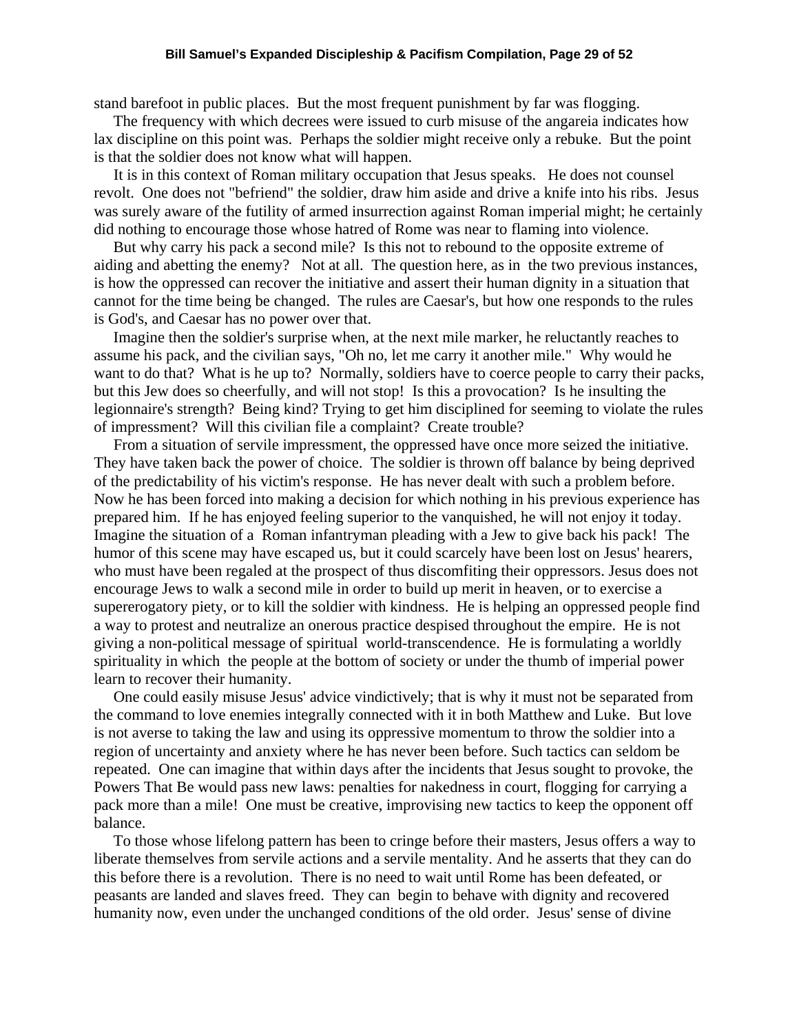stand barefoot in public places. But the most frequent punishment by far was flogging.

The frequency with which decrees were issued to curb misuse of the angareia indicates how lax discipline on this point was. Perhaps the soldier might receive only a rebuke. But the point is that the soldier does not know what will happen.

It is in this context of Roman military occupation that Jesus speaks. He does not counsel revolt. One does not "befriend" the soldier, draw him aside and drive a knife into his ribs. Jesus was surely aware of the futility of armed insurrection against Roman imperial might; he certainly did nothing to encourage those whose hatred of Rome was near to flaming into violence.

But why carry his pack a second mile? Is this not to rebound to the opposite extreme of aiding and abetting the enemy? Not at all. The question here, as in the two previous instances, is how the oppressed can recover the initiative and assert their human dignity in a situation that cannot for the time being be changed. The rules are Caesar's, but how one responds to the rules is God's, and Caesar has no power over that.

Imagine then the soldier's surprise when, at the next mile marker, he reluctantly reaches to assume his pack, and the civilian says, "Oh no, let me carry it another mile." Why would he want to do that? What is he up to? Normally, soldiers have to coerce people to carry their packs, but this Jew does so cheerfully, and will not stop! Is this a provocation? Is he insulting the legionnaire's strength? Being kind? Trying to get him disciplined for seeming to violate the rules of impressment? Will this civilian file a complaint? Create trouble?

From a situation of servile impressment, the oppressed have once more seized the initiative. They have taken back the power of choice. The soldier is thrown off balance by being deprived of the predictability of his victim's response. He has never dealt with such a problem before. Now he has been forced into making a decision for which nothing in his previous experience has prepared him. If he has enjoyed feeling superior to the vanquished, he will not enjoy it today. Imagine the situation of a Roman infantryman pleading with a Jew to give back his pack! The humor of this scene may have escaped us, but it could scarcely have been lost on Jesus' hearers, who must have been regaled at the prospect of thus discomfiting their oppressors. Jesus does not encourage Jews to walk a second mile in order to build up merit in heaven, or to exercise a supererogatory piety, or to kill the soldier with kindness. He is helping an oppressed people find a way to protest and neutralize an onerous practice despised throughout the empire. He is not giving a non-political message of spiritual world-transcendence. He is formulating a worldly spirituality in which the people at the bottom of society or under the thumb of imperial power learn to recover their humanity.

One could easily misuse Jesus' advice vindictively; that is why it must not be separated from the command to love enemies integrally connected with it in both Matthew and Luke. But love is not averse to taking the law and using its oppressive momentum to throw the soldier into a region of uncertainty and anxiety where he has never been before. Such tactics can seldom be repeated. One can imagine that within days after the incidents that Jesus sought to provoke, the Powers That Be would pass new laws: penalties for nakedness in court, flogging for carrying a pack more than a mile! One must be creative, improvising new tactics to keep the opponent off balance.

To those whose lifelong pattern has been to cringe before their masters, Jesus offers a way to liberate themselves from servile actions and a servile mentality. And he asserts that they can do this before there is a revolution. There is no need to wait until Rome has been defeated, or peasants are landed and slaves freed. They can begin to behave with dignity and recovered humanity now, even under the unchanged conditions of the old order. Jesus' sense of divine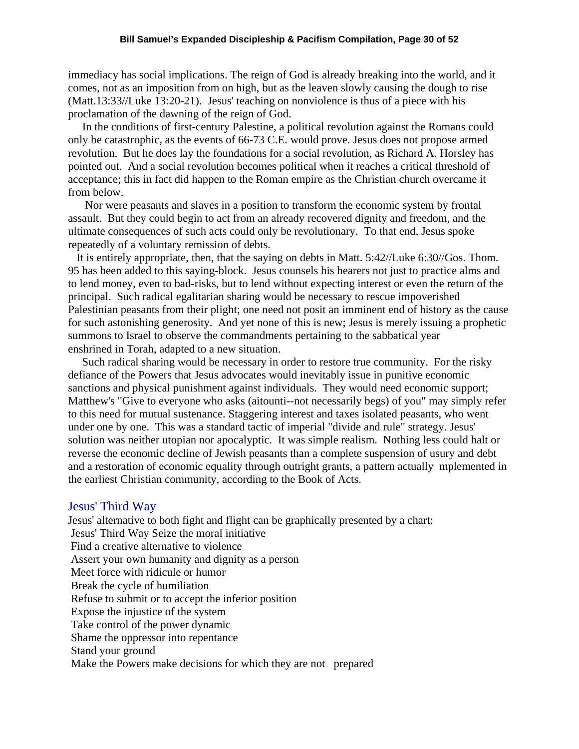immediacy has social implications. The reign of God is already breaking into the world, and it comes, not as an imposition from on high, but as the leaven slowly causing the dough to rise (Matt.13:33//Luke 13:20-21). Jesus' teaching on nonviolence is thus of a piece with his proclamation of the dawning of the reign of God.

In the conditions of first-century Palestine, a political revolution against the Romans could only be catastrophic, as the events of 66-73 C.E. would prove. Jesus does not propose armed revolution. But he does lay the foundations for a social revolution, as Richard A. Horsley has pointed out. And a social revolution becomes political when it reaches a critical threshold of acceptance; this in fact did happen to the Roman empire as the Christian church overcame it from below.

Nor were peasants and slaves in a position to transform the economic system by frontal assault. But they could begin to act from an already recovered dignity and freedom, and the ultimate consequences of such acts could only be revolutionary. To that end, Jesus spoke repeatedly of a voluntary remission of debts.

It is entirely appropriate, then, that the saying on debts in Matt. 5:42//Luke 6:30//Gos. Thom. 95 has been added to this saying-block. Jesus counsels his hearers not just to practice alms and to lend money, even to bad-risks, but to lend without expecting interest or even the return of the principal. Such radical egalitarian sharing would be necessary to rescue impoverished Palestinian peasants from their plight; one need not posit an imminent end of history as the cause for such astonishing generosity. And yet none of this is new; Jesus is merely issuing a prophetic summons to Israel to observe the commandments pertaining to the sabbatical year enshrined in Torah, adapted to a new situation.

Such radical sharing would be necessary in order to restore true community. For the risky defiance of the Powers that Jesus advocates would inevitably issue in punitive economic sanctions and physical punishment against individuals. They would need economic support; Matthew's "Give to everyone who asks (aitounti--not necessarily begs) of you" may simply refer to this need for mutual sustenance. Staggering interest and taxes isolated peasants, who went under one by one. This was a standard tactic of imperial "divide and rule" strategy. Jesus' solution was neither utopian nor apocalyptic. It was simple realism. Nothing less could halt or reverse the economic decline of Jewish peasants than a complete suspension of usury and debt and a restoration of economic equality through outright grants, a pattern actually mplemented in the earliest Christian community, according to the Book of Acts.

## Jesus' Third Way

Jesus' alternative to both fight and flight can be graphically presented by a chart:

Jesus' Third Way Seize the moral initiative
Find a creative alternative to violence
Assert your own humanity and dignity as a person
Meet force with ridicule or humor
Break the cycle of humiliation
Refuse to submit or to accept the inferior position
Expose the injustice of the system
Take control of the power dynamic
Shame the oppressor into repentance
Stand your ground
Make the Powers make decisions for which they are not prepared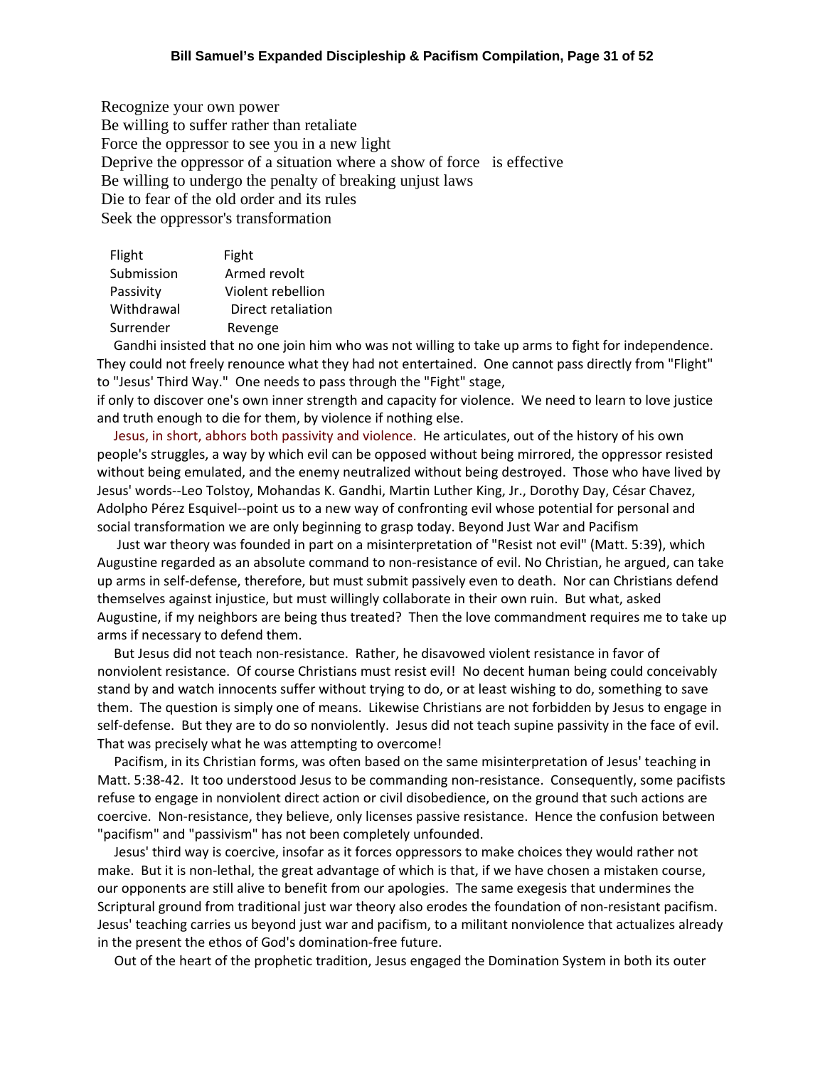Recognize your own power
Be willing to suffer rather than retaliate
Force the oppressor to see you in a new light
Deprive the oppressor of a situation where a show of force is effective
Be willing to undergo the penalty of breaking unjust laws
Die to fear of the old order and its rules
Seek the oppressor's transformation

| | |
|---|---|
| Flight | Fight |
| Submission | Armed revolt |
| Passivity | Violent rebellion |
| Withdrawal | Direct retaliation |
| Surrender | Revenge |

Gandhi insisted that no one join him who was not willing to take up arms to fight for independence. They could not freely renounce what they had not entertained. One cannot pass directly from "Flight" to "Jesus' Third Way." One needs to pass through the "Fight" stage, if only to discover one's own inner strength and capacity for violence. We need to learn to love justice and truth enough to die for them, by violence if nothing else.

Jesus, in short, abhors both passivity and violence. He articulates, out of the history of his own people's struggles, a way by which evil can be opposed without being mirrored, the oppressor resisted without being emulated, and the enemy neutralized without being destroyed. Those who have lived by Jesus' words--Leo Tolstoy, Mohandas K. Gandhi, Martin Luther King, Jr., Dorothy Day, César Chavez, Adolpho Pérez Esquivel--point us to a new way of confronting evil whose potential for personal and social transformation we are only beginning to grasp today. Beyond Just War and Pacifism

Just war theory was founded in part on a misinterpretation of "Resist not evil" (Matt. 5:39), which Augustine regarded as an absolute command to non-resistance of evil. No Christian, he argued, can take up arms in self-defense, therefore, but must submit passively even to death. Nor can Christians defend themselves against injustice, but must willingly collaborate in their own ruin. But what, asked Augustine, if my neighbors are being thus treated? Then the love commandment requires me to take up arms if necessary to defend them.

But Jesus did not teach non-resistance. Rather, he disavowed violent resistance in favor of nonviolent resistance. Of course Christians must resist evil! No decent human being could conceivably stand by and watch innocents suffer without trying to do, or at least wishing to do, something to save them. The question is simply one of means. Likewise Christians are not forbidden by Jesus to engage in self-defense. But they are to do so nonviolently. Jesus did not teach supine passivity in the face of evil. That was precisely what he was attempting to overcome!

Pacifism, in its Christian forms, was often based on the same misinterpretation of Jesus' teaching in Matt. 5:38-42. It too understood Jesus to be commanding non-resistance. Consequently, some pacifists refuse to engage in nonviolent direct action or civil disobedience, on the ground that such actions are coercive. Non-resistance, they believe, only licenses passive resistance. Hence the confusion between "pacifism" and "passivism" has not been completely unfounded.

Jesus' third way is coercive, insofar as it forces oppressors to make choices they would rather not make. But it is non-lethal, the great advantage of which is that, if we have chosen a mistaken course, our opponents are still alive to benefit from our apologies. The same exegesis that undermines the Scriptural ground from traditional just war theory also erodes the foundation of non-resistant pacifism. Jesus' teaching carries us beyond just war and pacifism, to a militant nonviolence that actualizes already in the present the ethos of God's domination-free future.

Out of the heart of the prophetic tradition, Jesus engaged the Domination System in both its outer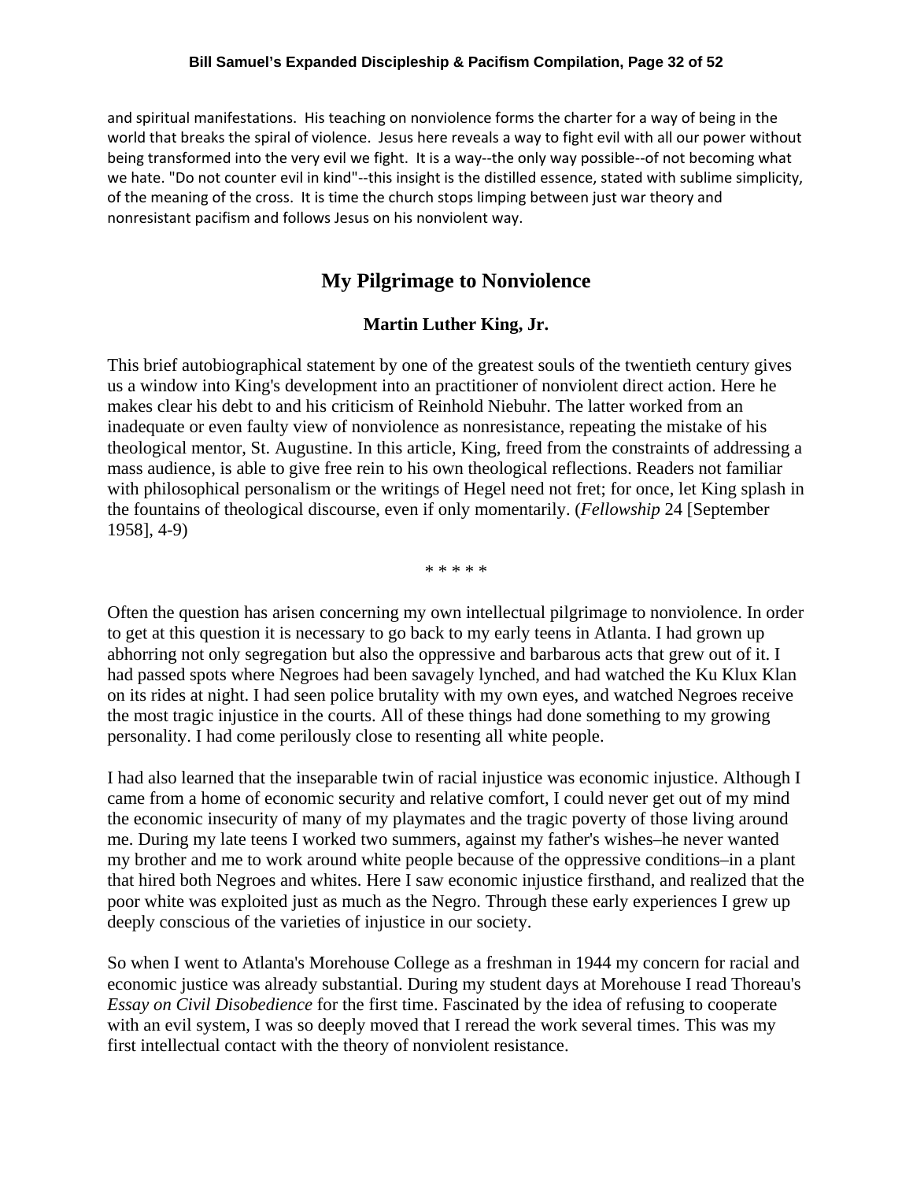and spiritual manifestations. His teaching on nonviolence forms the charter for a way of being in the world that breaks the spiral of violence. Jesus here reveals a way to fight evil with all our power without being transformed into the very evil we fight. It is a way--the only way possible--of not becoming what we hate. "Do not counter evil in kind"--this insight is the distilled essence, stated with sublime simplicity, of the meaning of the cross. It is time the church stops limping between just war theory and nonresistant pacifism and follows Jesus on his nonviolent way.

## My Pilgrimage to Nonviolence

### Martin Luther King, Jr.

This brief autobiographical statement by one of the greatest souls of the twentieth century gives us a window into King's development into an practitioner of nonviolent direct action. Here he makes clear his debt to and his criticism of Reinhold Niebuhr. The latter worked from an inadequate or even faulty view of nonviolence as nonresistance, repeating the mistake of his theological mentor, St. Augustine. In this article, King, freed from the constraints of addressing a mass audience, is able to give free rein to his own theological reflections. Readers not familiar with philosophical personalism or the writings of Hegel need not fret; for once, let King splash in the fountains of theological discourse, even if only momentarily. (*Fellowship* 24 [September 1958], 4-9)

\* \* \* \* \*

Often the question has arisen concerning my own intellectual pilgrimage to nonviolence. In order to get at this question it is necessary to go back to my early teens in Atlanta. I had grown up abhorring not only segregation but also the oppressive and barbarous acts that grew out of it. I had passed spots where Negroes had been savagely lynched, and had watched the Ku Klux Klan on its rides at night. I had seen police brutality with my own eyes, and watched Negroes receive the most tragic injustice in the courts. All of these things had done something to my growing personality. I had come perilously close to resenting all white people.

I had also learned that the inseparable twin of racial injustice was economic injustice. Although I came from a home of economic security and relative comfort, I could never get out of my mind the economic insecurity of many of my playmates and the tragic poverty of those living around me. During my late teens I worked two summers, against my father's wishes–he never wanted my brother and me to work around white people because of the oppressive conditions–in a plant that hired both Negroes and whites. Here I saw economic injustice firsthand, and realized that the poor white was exploited just as much as the Negro. Through these early experiences I grew up deeply conscious of the varieties of injustice in our society.

So when I went to Atlanta's Morehouse College as a freshman in 1944 my concern for racial and economic justice was already substantial. During my student days at Morehouse I read Thoreau's *Essay on Civil Disobedience* for the first time. Fascinated by the idea of refusing to cooperate with an evil system, I was so deeply moved that I reread the work several times. This was my first intellectual contact with the theory of nonviolent resistance.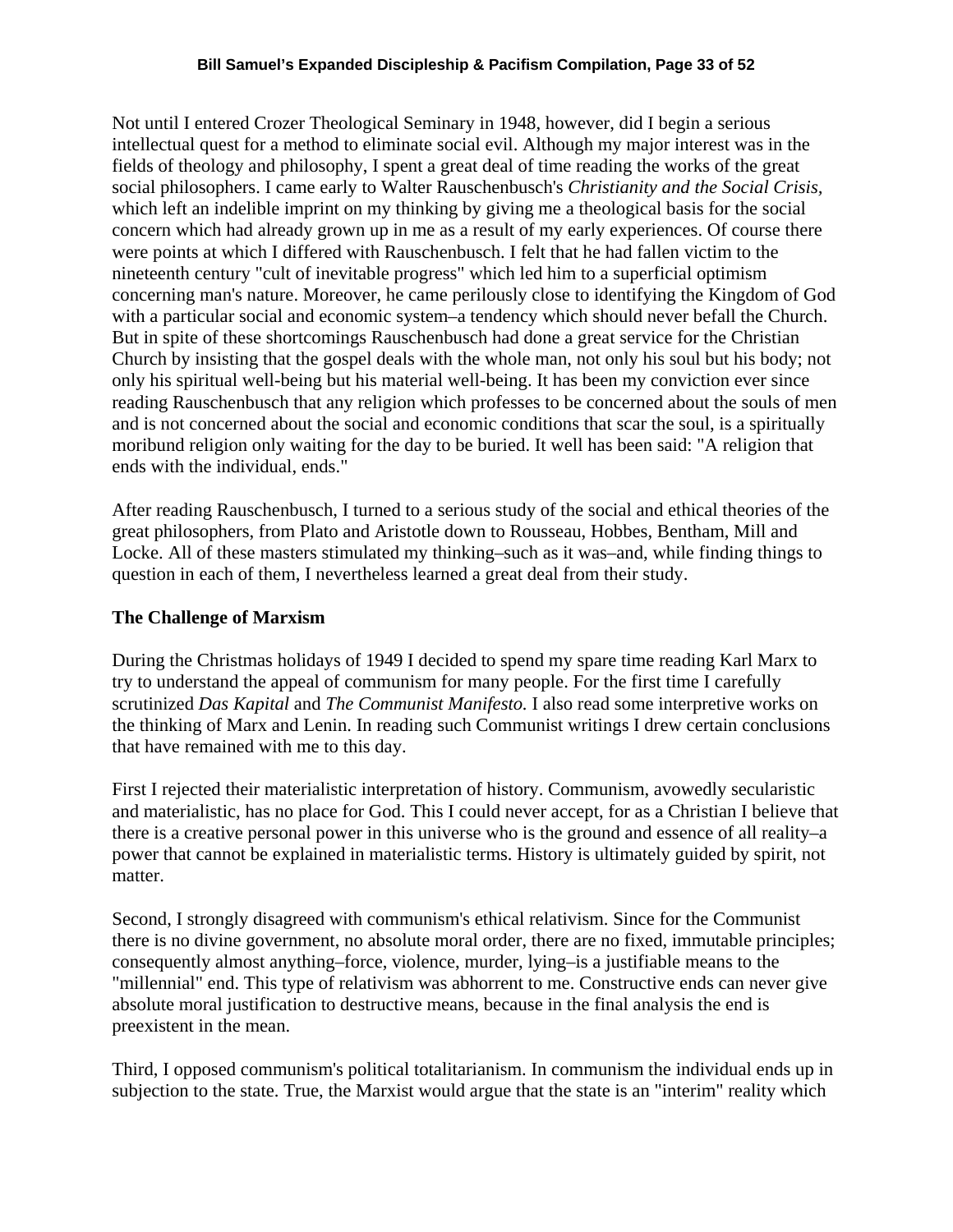Not until I entered Crozer Theological Seminary in 1948, however, did I begin a serious intellectual quest for a method to eliminate social evil. Although my major interest was in the fields of theology and philosophy, I spent a great deal of time reading the works of the great social philosophers. I came early to Walter Rauschenbusch's *Christianity and the Social Crisis,* which left an indelible imprint on my thinking by giving me a theological basis for the social concern which had already grown up in me as a result of my early experiences. Of course there were points at which I differed with Rauschenbusch. I felt that he had fallen victim to the nineteenth century "cult of inevitable progress" which led him to a superficial optimism concerning man's nature. Moreover, he came perilously close to identifying the Kingdom of God with a particular social and economic system–a tendency which should never befall the Church. But in spite of these shortcomings Rauschenbusch had done a great service for the Christian Church by insisting that the gospel deals with the whole man, not only his soul but his body; not only his spiritual well-being but his material well-being. It has been my conviction ever since reading Rauschenbusch that any religion which professes to be concerned about the souls of men and is not concerned about the social and economic conditions that scar the soul, is a spiritually moribund religion only waiting for the day to be buried. It well has been said: "A religion that ends with the individual, ends."

After reading Rauschenbusch, I turned to a serious study of the social and ethical theories of the great philosophers, from Plato and Aristotle down to Rousseau, Hobbes, Bentham, Mill and Locke. All of these masters stimulated my thinking–such as it was–and, while finding things to question in each of them, I nevertheless learned a great deal from their study.

**The Challenge of Marxism**

During the Christmas holidays of 1949 I decided to spend my spare time reading Karl Marx to try to understand the appeal of communism for many people. For the first time I carefully scrutinized *Das Kapital* and *The Communist Manifesto.* I also read some interpretive works on the thinking of Marx and Lenin. In reading such Communist writings I drew certain conclusions that have remained with me to this day.

First I rejected their materialistic interpretation of history. Communism, avowedly secularistic and materialistic, has no place for God. This I could never accept, for as a Christian I believe that there is a creative personal power in this universe who is the ground and essence of all reality–a power that cannot be explained in materialistic terms. History is ultimately guided by spirit, not matter.

Second, I strongly disagreed with communism's ethical relativism. Since for the Communist there is no divine government, no absolute moral order, there are no fixed, immutable principles; consequently almost anything–force, violence, murder, lying–is a justifiable means to the "millennial" end. This type of relativism was abhorrent to me. Constructive ends can never give absolute moral justification to destructive means, because in the final analysis the end is preexistent in the mean.

Third, I opposed communism's political totalitarianism. In communism the individual ends up in subjection to the state. True, the Marxist would argue that the state is an "interim" reality which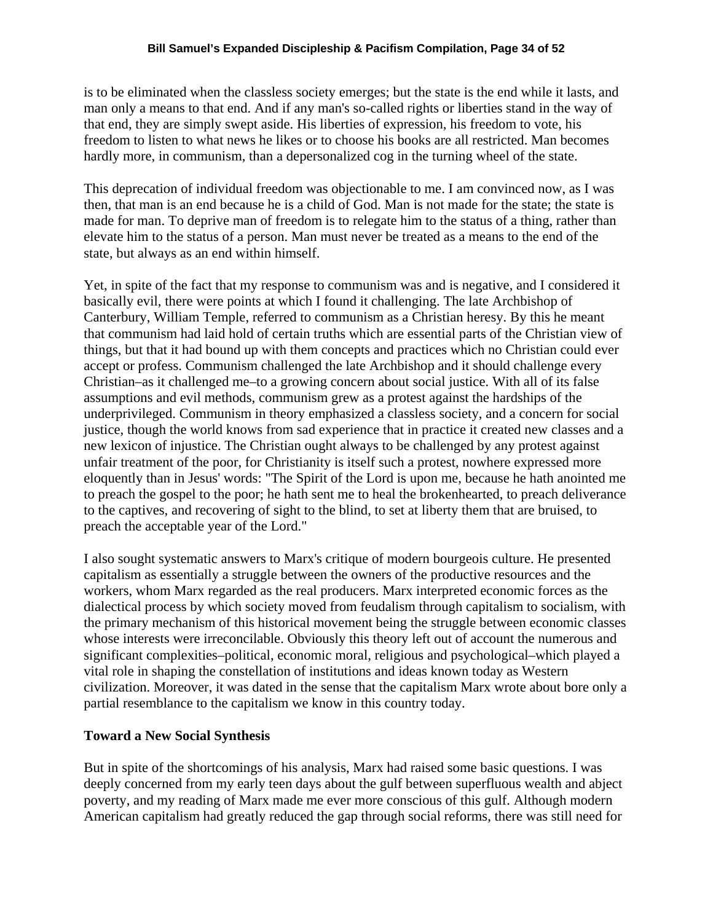is to be eliminated when the classless society emerges; but the state is the end while it lasts, and man only a means to that end. And if any man's so-called rights or liberties stand in the way of that end, they are simply swept aside. His liberties of expression, his freedom to vote, his freedom to listen to what news he likes or to choose his books are all restricted. Man becomes hardly more, in communism, than a depersonalized cog in the turning wheel of the state.

This deprecation of individual freedom was objectionable to me. I am convinced now, as I was then, that man is an end because he is a child of God. Man is not made for the state; the state is made for man. To deprive man of freedom is to relegate him to the status of a thing, rather than elevate him to the status of a person. Man must never be treated as a means to the end of the state, but always as an end within himself.

Yet, in spite of the fact that my response to communism was and is negative, and I considered it basically evil, there were points at which I found it challenging. The late Archbishop of Canterbury, William Temple, referred to communism as a Christian heresy. By this he meant that communism had laid hold of certain truths which are essential parts of the Christian view of things, but that it had bound up with them concepts and practices which no Christian could ever accept or profess. Communism challenged the late Archbishop and it should challenge every Christian–as it challenged me–to a growing concern about social justice. With all of its false assumptions and evil methods, communism grew as a protest against the hardships of the underprivileged. Communism in theory emphasized a classless society, and a concern for social justice, though the world knows from sad experience that in practice it created new classes and a new lexicon of injustice. The Christian ought always to be challenged by any protest against unfair treatment of the poor, for Christianity is itself such a protest, nowhere expressed more eloquently than in Jesus' words: "The Spirit of the Lord is upon me, because he hath anointed me to preach the gospel to the poor; he hath sent me to heal the brokenhearted, to preach deliverance to the captives, and recovering of sight to the blind, to set at liberty them that are bruised, to preach the acceptable year of the Lord."

I also sought systematic answers to Marx's critique of modern bourgeois culture. He presented capitalism as essentially a struggle between the owners of the productive resources and the workers, whom Marx regarded as the real producers. Marx interpreted economic forces as the dialectical process by which society moved from feudalism through capitalism to socialism, with the primary mechanism of this historical movement being the struggle between economic classes whose interests were irreconcilable. Obviously this theory left out of account the numerous and significant complexities–political, economic moral, religious and psychological–which played a vital role in shaping the constellation of institutions and ideas known today as Western civilization. Moreover, it was dated in the sense that the capitalism Marx wrote about bore only a partial resemblance to the capitalism we know in this country today.

### Toward a New Social Synthesis

But in spite of the shortcomings of his analysis, Marx had raised some basic questions. I was deeply concerned from my early teen days about the gulf between superfluous wealth and abject poverty, and my reading of Marx made me ever more conscious of this gulf. Although modern American capitalism had greatly reduced the gap through social reforms, there was still need for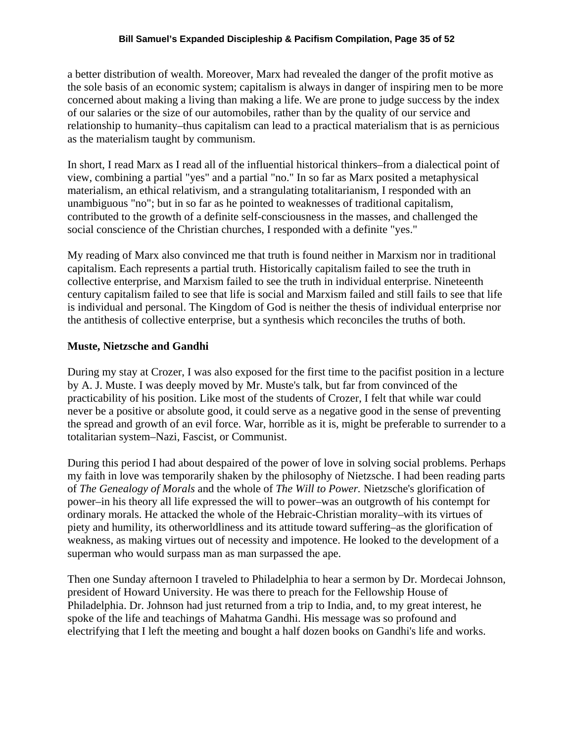a better distribution of wealth. Moreover, Marx had revealed the danger of the profit motive as the sole basis of an economic system; capitalism is always in danger of inspiring men to be more concerned about making a living than making a life. We are prone to judge success by the index of our salaries or the size of our automobiles, rather than by the quality of our service and relationship to humanity–thus capitalism can lead to a practical materialism that is as pernicious as the materialism taught by communism.

In short, I read Marx as I read all of the influential historical thinkers–from a dialectical point of view, combining a partial "yes" and a partial "no." In so far as Marx posited a metaphysical materialism, an ethical relativism, and a strangulating totalitarianism, I responded with an unambiguous "no"; but in so far as he pointed to weaknesses of traditional capitalism, contributed to the growth of a definite self-consciousness in the masses, and challenged the social conscience of the Christian churches, I responded with a definite "yes."

My reading of Marx also convinced me that truth is found neither in Marxism nor in traditional capitalism. Each represents a partial truth. Historically capitalism failed to see the truth in collective enterprise, and Marxism failed to see the truth in individual enterprise. Nineteenth century capitalism failed to see that life is social and Marxism failed and still fails to see that life is individual and personal. The Kingdom of God is neither the thesis of individual enterprise nor the antithesis of collective enterprise, but a synthesis which reconciles the truths of both.

**Muste, Nietzsche and Gandhi**

During my stay at Crozer, I was also exposed for the first time to the pacifist position in a lecture by A. J. Muste. I was deeply moved by Mr. Muste's talk, but far from convinced of the practicability of his position. Like most of the students of Crozer, I felt that while war could never be a positive or absolute good, it could serve as a negative good in the sense of preventing the spread and growth of an evil force. War, horrible as it is, might be preferable to surrender to a totalitarian system–Nazi, Fascist, or Communist.

During this period I had about despaired of the power of love in solving social problems. Perhaps my faith in love was temporarily shaken by the philosophy of Nietzsche. I had been reading parts of *The Genealogy of Morals* and the whole of *The Will to Power.* Nietzsche's glorification of power–in his theory all life expressed the will to power–was an outgrowth of his contempt for ordinary morals. He attacked the whole of the Hebraic-Christian morality–with its virtues of piety and humility, its otherworldliness and its attitude toward suffering–as the glorification of weakness, as making virtues out of necessity and impotence. He looked to the development of a superman who would surpass man as man surpassed the ape.

Then one Sunday afternoon I traveled to Philadelphia to hear a sermon by Dr. Mordecai Johnson, president of Howard University. He was there to preach for the Fellowship House of Philadelphia. Dr. Johnson had just returned from a trip to India, and, to my great interest, he spoke of the life and teachings of Mahatma Gandhi. His message was so profound and electrifying that I left the meeting and bought a half dozen books on Gandhi's life and works.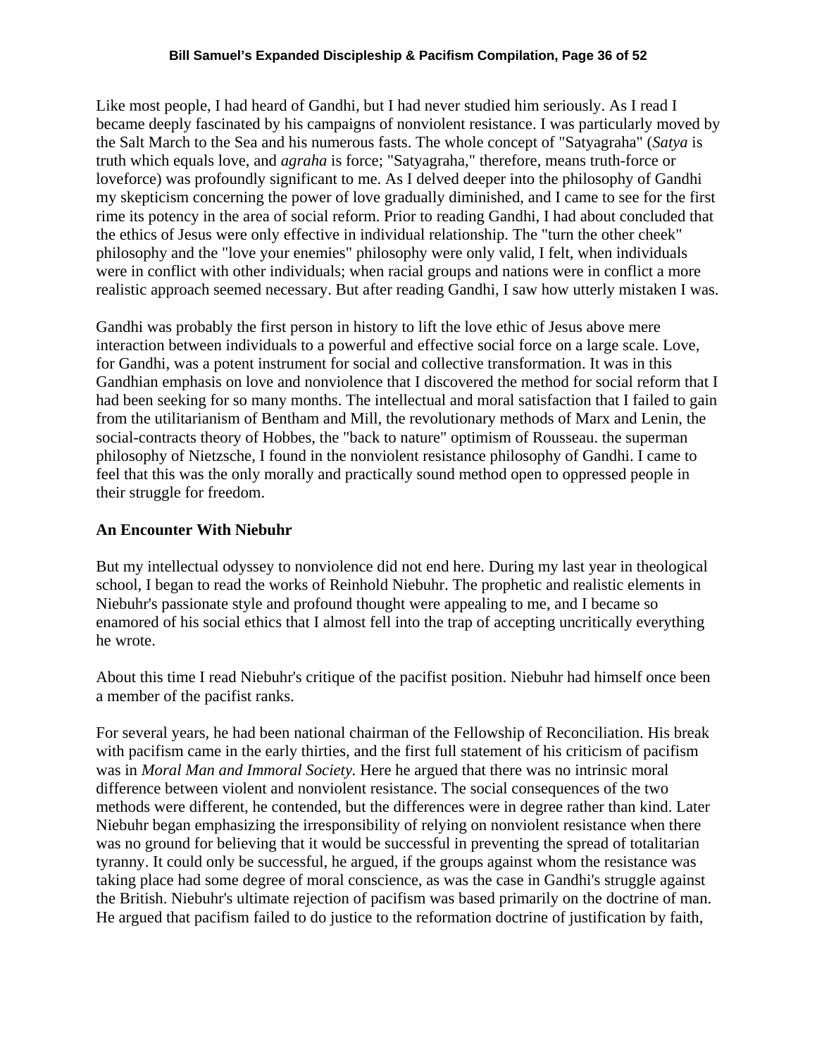Like most people, I had heard of Gandhi, but I had never studied him seriously. As I read I became deeply fascinated by his campaigns of nonviolent resistance. I was particularly moved by the Salt March to the Sea and his numerous fasts. The whole concept of "Satyagraha" (*Satya* is truth which equals love, and *agraha* is force; "Satyagraha," therefore, means truth-force or loveforce) was profoundly significant to me. As I delved deeper into the philosophy of Gandhi my skepticism concerning the power of love gradually diminished, and I came to see for the first rime its potency in the area of social reform. Prior to reading Gandhi, I had about concluded that the ethics of Jesus were only effective in individual relationship. The "turn the other cheek" philosophy and the "love your enemies" philosophy were only valid, I felt, when individuals were in conflict with other individuals; when racial groups and nations were in conflict a more realistic approach seemed necessary. But after reading Gandhi, I saw how utterly mistaken I was.

Gandhi was probably the first person in history to lift the love ethic of Jesus above mere interaction between individuals to a powerful and effective social force on a large scale. Love, for Gandhi, was a potent instrument for social and collective transformation. It was in this Gandhian emphasis on love and nonviolence that I discovered the method for social reform that I had been seeking for so many months. The intellectual and moral satisfaction that I failed to gain from the utilitarianism of Bentham and Mill, the revolutionary methods of Marx and Lenin, the social-contracts theory of Hobbes, the "back to nature" optimism of Rousseau. the superman philosophy of Nietzsche, I found in the nonviolent resistance philosophy of Gandhi. I came to feel that this was the only morally and practically sound method open to oppressed people in their struggle for freedom.

**An Encounter With Niebuhr**

But my intellectual odyssey to nonviolence did not end here. During my last year in theological school, I began to read the works of Reinhold Niebuhr. The prophetic and realistic elements in Niebuhr's passionate style and profound thought were appealing to me, and I became so enamored of his social ethics that I almost fell into the trap of accepting uncritically everything he wrote.

About this time I read Niebuhr's critique of the pacifist position. Niebuhr had himself once been a member of the pacifist ranks.

For several years, he had been national chairman of the Fellowship of Reconciliation. His break with pacifism came in the early thirties, and the first full statement of his criticism of pacifism was in *Moral Man and Immoral Society.* Here he argued that there was no intrinsic moral difference between violent and nonviolent resistance. The social consequences of the two methods were different, he contended, but the differences were in degree rather than kind. Later Niebuhr began emphasizing the irresponsibility of relying on nonviolent resistance when there was no ground for believing that it would be successful in preventing the spread of totalitarian tyranny. It could only be successful, he argued, if the groups against whom the resistance was taking place had some degree of moral conscience, as was the case in Gandhi's struggle against the British. Niebuhr's ultimate rejection of pacifism was based primarily on the doctrine of man. He argued that pacifism failed to do justice to the reformation doctrine of justification by faith,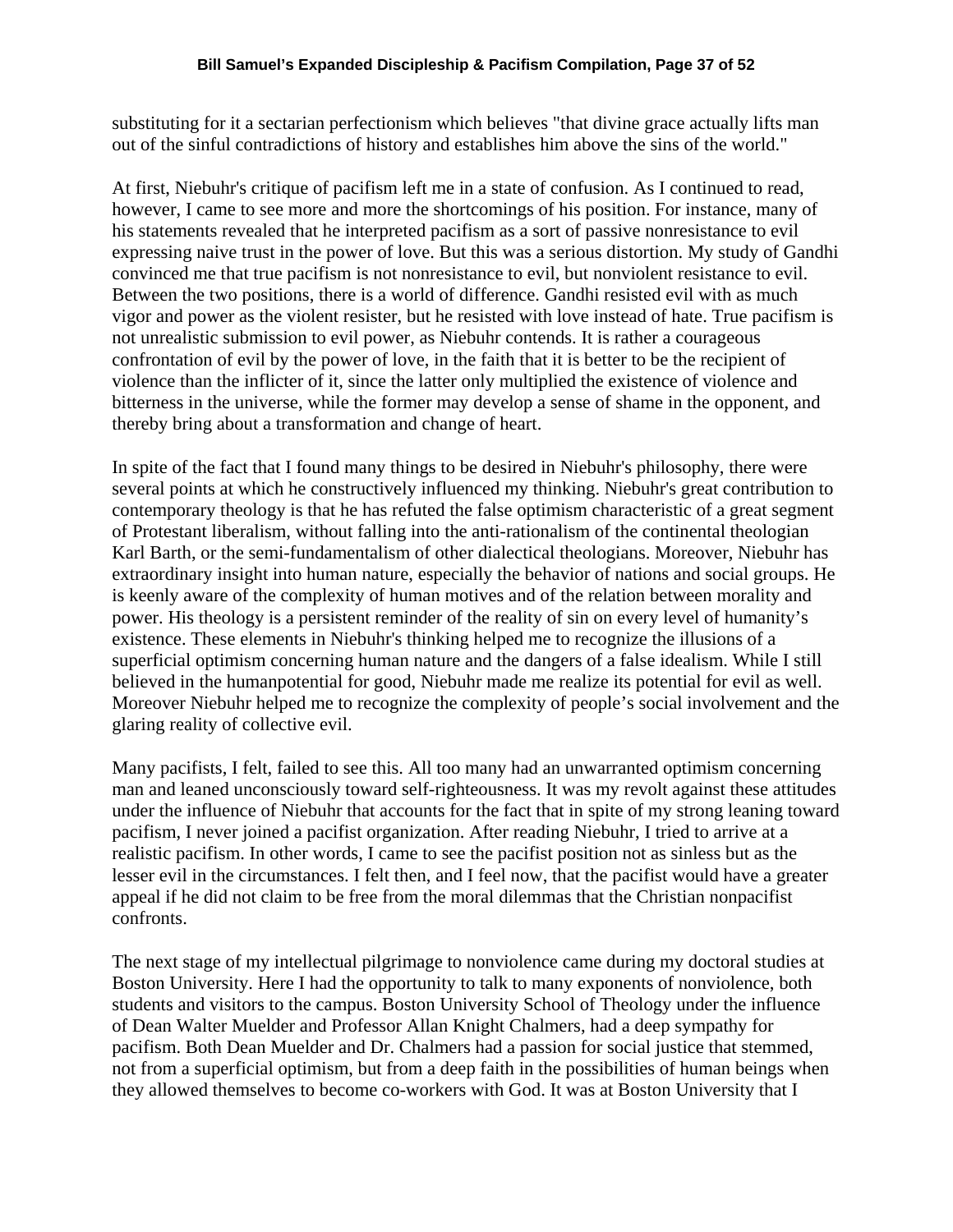substituting for it a sectarian perfectionism which believes "that divine grace actually lifts man out of the sinful contradictions of history and establishes him above the sins of the world."

At first, Niebuhr's critique of pacifism left me in a state of confusion. As I continued to read, however, I came to see more and more the shortcomings of his position. For instance, many of his statements revealed that he interpreted pacifism as a sort of passive nonresistance to evil expressing naive trust in the power of love. But this was a serious distortion. My study of Gandhi convinced me that true pacifism is not nonresistance to evil, but nonviolent resistance to evil. Between the two positions, there is a world of difference. Gandhi resisted evil with as much vigor and power as the violent resister, but he resisted with love instead of hate. True pacifism is not unrealistic submission to evil power, as Niebuhr contends. It is rather a courageous confrontation of evil by the power of love, in the faith that it is better to be the recipient of violence than the inflicter of it, since the latter only multiplied the existence of violence and bitterness in the universe, while the former may develop a sense of shame in the opponent, and thereby bring about a transformation and change of heart.

In spite of the fact that I found many things to be desired in Niebuhr's philosophy, there were several points at which he constructively influenced my thinking. Niebuhr's great contribution to contemporary theology is that he has refuted the false optimism characteristic of a great segment of Protestant liberalism, without falling into the anti-rationalism of the continental theologian Karl Barth, or the semi-fundamentalism of other dialectical theologians. Moreover, Niebuhr has extraordinary insight into human nature, especially the behavior of nations and social groups. He is keenly aware of the complexity of human motives and of the relation between morality and power. His theology is a persistent reminder of the reality of sin on every level of humanity's existence. These elements in Niebuhr's thinking helped me to recognize the illusions of a superficial optimism concerning human nature and the dangers of a false idealism. While I still believed in the humanpotential for good, Niebuhr made me realize its potential for evil as well. Moreover Niebuhr helped me to recognize the complexity of people's social involvement and the glaring reality of collective evil.

Many pacifists, I felt, failed to see this. All too many had an unwarranted optimism concerning man and leaned unconsciously toward self-righteousness. It was my revolt against these attitudes under the influence of Niebuhr that accounts for the fact that in spite of my strong leaning toward pacifism, I never joined a pacifist organization. After reading Niebuhr, I tried to arrive at a realistic pacifism. In other words, I came to see the pacifist position not as sinless but as the lesser evil in the circumstances. I felt then, and I feel now, that the pacifist would have a greater appeal if he did not claim to be free from the moral dilemmas that the Christian nonpacifist confronts.

The next stage of my intellectual pilgrimage to nonviolence came during my doctoral studies at Boston University. Here I had the opportunity to talk to many exponents of nonviolence, both students and visitors to the campus. Boston University School of Theology under the influence of Dean Walter Muelder and Professor Allan Knight Chalmers, had a deep sympathy for pacifism. Both Dean Muelder and Dr. Chalmers had a passion for social justice that stemmed, not from a superficial optimism, but from a deep faith in the possibilities of human beings when they allowed themselves to become co-workers with God. It was at Boston University that I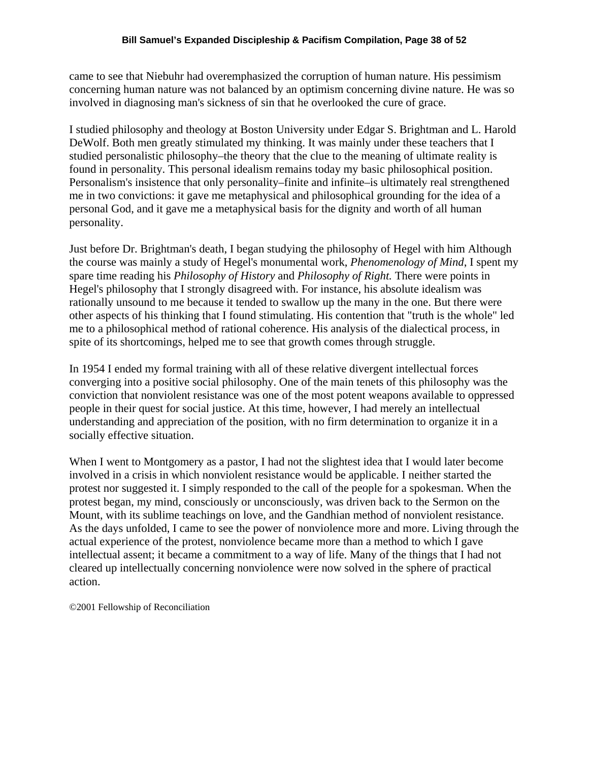came to see that Niebuhr had overemphasized the corruption of human nature. His pessimism concerning human nature was not balanced by an optimism concerning divine nature. He was so involved in diagnosing man's sickness of sin that he overlooked the cure of grace.

I studied philosophy and theology at Boston University under Edgar S. Brightman and L. Harold DeWolf. Both men greatly stimulated my thinking. It was mainly under these teachers that I studied personalistic philosophy–the theory that the clue to the meaning of ultimate reality is found in personality. This personal idealism remains today my basic philosophical position. Personalism's insistence that only personality–finite and infinite–is ultimately real strengthened me in two convictions: it gave me metaphysical and philosophical grounding for the idea of a personal God, and it gave me a metaphysical basis for the dignity and worth of all human personality.

Just before Dr. Brightman's death, I began studying the philosophy of Hegel with him Although the course was mainly a study of Hegel's monumental work, *Phenomenology of Mind*, I spent my spare time reading his *Philosophy of History* and *Philosophy of Right.* There were points in Hegel's philosophy that I strongly disagreed with. For instance, his absolute idealism was rationally unsound to me because it tended to swallow up the many in the one. But there were other aspects of his thinking that I found stimulating. His contention that "truth is the whole" led me to a philosophical method of rational coherence. His analysis of the dialectical process, in spite of its shortcomings, helped me to see that growth comes through struggle.

In 1954 I ended my formal training with all of these relative divergent intellectual forces converging into a positive social philosophy. One of the main tenets of this philosophy was the conviction that nonviolent resistance was one of the most potent weapons available to oppressed people in their quest for social justice. At this time, however, I had merely an intellectual understanding and appreciation of the position, with no firm determination to organize it in a socially effective situation.

When I went to Montgomery as a pastor, I had not the slightest idea that I would later become involved in a crisis in which nonviolent resistance would be applicable. I neither started the protest nor suggested it. I simply responded to the call of the people for a spokesman. When the protest began, my mind, consciously or unconsciously, was driven back to the Sermon on the Mount, with its sublime teachings on love, and the Gandhian method of nonviolent resistance. As the days unfolded, I came to see the power of nonviolence more and more. Living through the actual experience of the protest, nonviolence became more than a method to which I gave intellectual assent; it became a commitment to a way of life. Many of the things that I had not cleared up intellectually concerning nonviolence were now solved in the sphere of practical action.

©2001 Fellowship of Reconciliation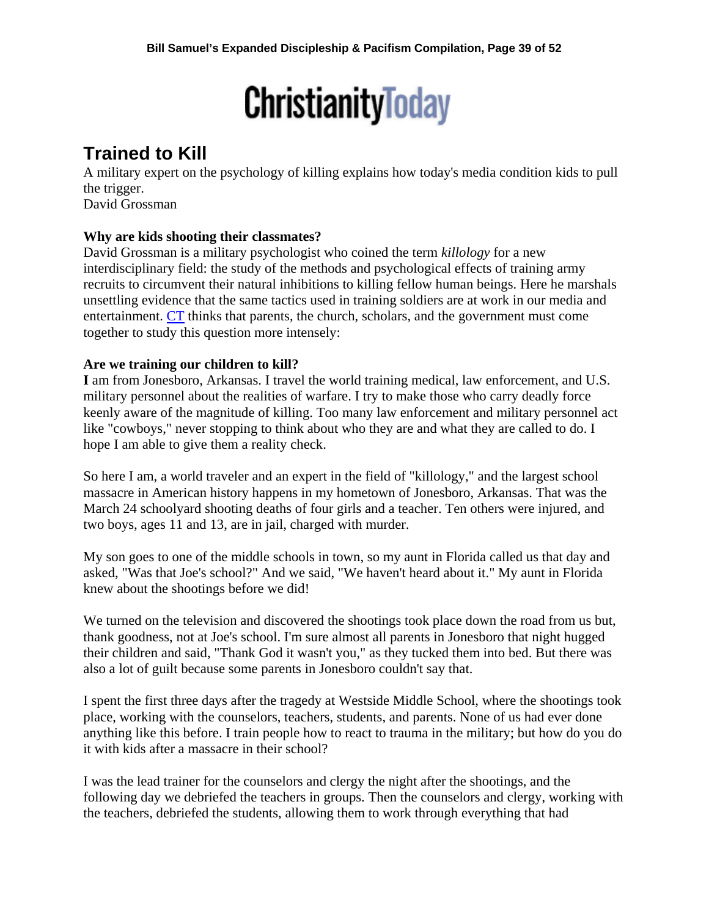**ChristianityToday**

## Trained to Kill

A military expert on the psychology of killing explains how today's media condition kids to pull the trigger.
David Grossman

**Why are kids shooting their classmates?**
David Grossman is a military psychologist who coined the term *killology* for a new interdisciplinary field: the study of the methods and psychological effects of training army recruits to circumvent their natural inhibitions to killing fellow human beings. Here he marshals unsettling evidence that the same tactics used in training soldiers are at work in our media and entertainment. CT thinks that parents, the church, scholars, and the government must come together to study this question more intensely:

**Are we training our children to kill?**
**I** am from Jonesboro, Arkansas. I travel the world training medical, law enforcement, and U.S. military personnel about the realities of warfare. I try to make those who carry deadly force keenly aware of the magnitude of killing. Too many law enforcement and military personnel act like "cowboys," never stopping to think about who they are and what they are called to do. I hope I am able to give them a reality check.

So here I am, a world traveler and an expert in the field of "killology," and the largest school massacre in American history happens in my hometown of Jonesboro, Arkansas. That was the March 24 schoolyard shooting deaths of four girls and a teacher. Ten others were injured, and two boys, ages 11 and 13, are in jail, charged with murder.

My son goes to one of the middle schools in town, so my aunt in Florida called us that day and asked, "Was that Joe's school?" And we said, "We haven't heard about it." My aunt in Florida knew about the shootings before we did!

We turned on the television and discovered the shootings took place down the road from us but, thank goodness, not at Joe's school. I'm sure almost all parents in Jonesboro that night hugged their children and said, "Thank God it wasn't you," as they tucked them into bed. But there was also a lot of guilt because some parents in Jonesboro couldn't say that.

I spent the first three days after the tragedy at Westside Middle School, where the shootings took place, working with the counselors, teachers, students, and parents. None of us had ever done anything like this before. I train people how to react to trauma in the military; but how do you do it with kids after a massacre in their school?

I was the lead trainer for the counselors and clergy the night after the shootings, and the following day we debriefed the teachers in groups. Then the counselors and clergy, working with the teachers, debriefed the students, allowing them to work through everything that had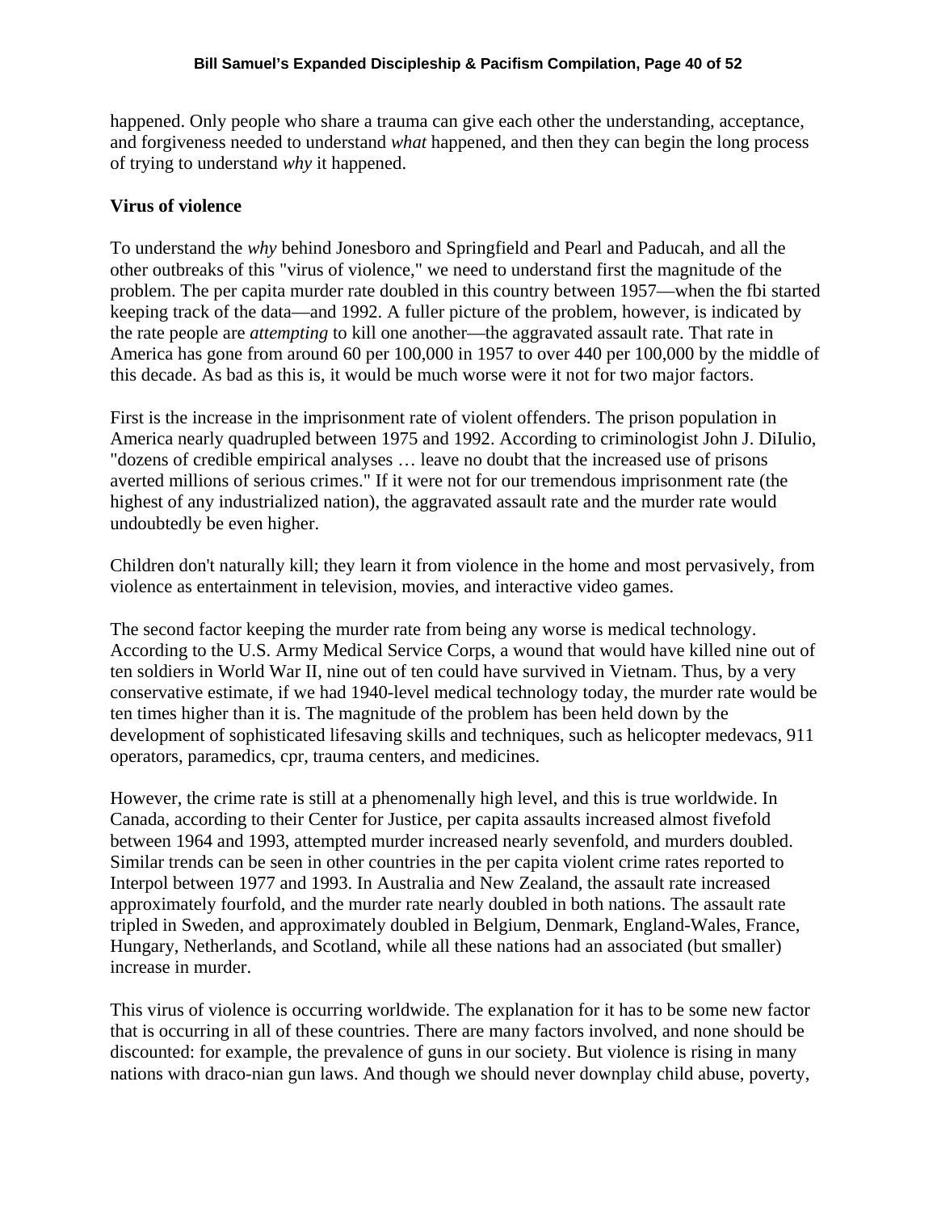happened. Only people who share a trauma can give each other the understanding, acceptance, and forgiveness needed to understand *what* happened, and then they can begin the long process of trying to understand *why* it happened.

**Virus of violence**

To understand the *why* behind Jonesboro and Springfield and Pearl and Paducah, and all the other outbreaks of this "virus of violence," we need to understand first the magnitude of the problem. The per capita murder rate doubled in this country between 1957—when the fbi started keeping track of the data—and 1992. A fuller picture of the problem, however, is indicated by the rate people are *attempting* to kill one another—the aggravated assault rate. That rate in America has gone from around 60 per 100,000 in 1957 to over 440 per 100,000 by the middle of this decade. As bad as this is, it would be much worse were it not for two major factors.

First is the increase in the imprisonment rate of violent offenders. The prison population in America nearly quadrupled between 1975 and 1992. According to criminologist John J. DiIulio, "dozens of credible empirical analyses … leave no doubt that the increased use of prisons averted millions of serious crimes." If it were not for our tremendous imprisonment rate (the highest of any industrialized nation), the aggravated assault rate and the murder rate would undoubtedly be even higher.

Children don't naturally kill; they learn it from violence in the home and most pervasively, from violence as entertainment in television, movies, and interactive video games.

The second factor keeping the murder rate from being any worse is medical technology. According to the U.S. Army Medical Service Corps, a wound that would have killed nine out of ten soldiers in World War II, nine out of ten could have survived in Vietnam. Thus, by a very conservative estimate, if we had 1940-level medical technology today, the murder rate would be ten times higher than it is. The magnitude of the problem has been held down by the development of sophisticated lifesaving skills and techniques, such as helicopter medevacs, 911 operators, paramedics, cpr, trauma centers, and medicines.

However, the crime rate is still at a phenomenally high level, and this is true worldwide. In Canada, according to their Center for Justice, per capita assaults increased almost fivefold between 1964 and 1993, attempted murder increased nearly sevenfold, and murders doubled. Similar trends can be seen in other countries in the per capita violent crime rates reported to Interpol between 1977 and 1993. In Australia and New Zealand, the assault rate increased approximately fourfold, and the murder rate nearly doubled in both nations. The assault rate tripled in Sweden, and approximately doubled in Belgium, Denmark, England-Wales, France, Hungary, Netherlands, and Scotland, while all these nations had an associated (but smaller) increase in murder.

This virus of violence is occurring worldwide. The explanation for it has to be some new factor that is occurring in all of these countries. There are many factors involved, and none should be discounted: for example, the prevalence of guns in our society. But violence is rising in many nations with draco-nian gun laws. And though we should never downplay child abuse, poverty,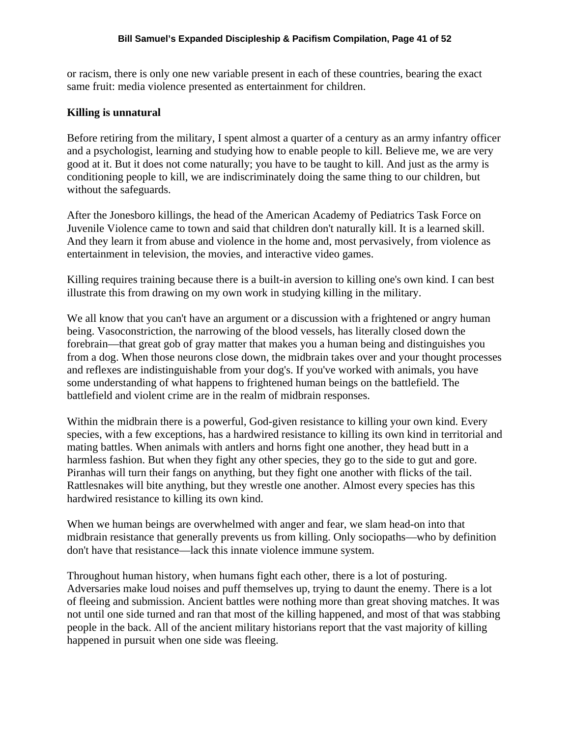or racism, there is only one new variable present in each of these countries, bearing the exact same fruit: media violence presented as entertainment for children.

**Killing is unnatural**

Before retiring from the military, I spent almost a quarter of a century as an army infantry officer and a psychologist, learning and studying how to enable people to kill. Believe me, we are very good at it. But it does not come naturally; you have to be taught to kill. And just as the army is conditioning people to kill, we are indiscriminately doing the same thing to our children, but without the safeguards.

After the Jonesboro killings, the head of the American Academy of Pediatrics Task Force on Juvenile Violence came to town and said that children don't naturally kill. It is a learned skill. And they learn it from abuse and violence in the home and, most pervasively, from violence as entertainment in television, the movies, and interactive video games.

Killing requires training because there is a built-in aversion to killing one's own kind. I can best illustrate this from drawing on my own work in studying killing in the military.

We all know that you can't have an argument or a discussion with a frightened or angry human being. Vasoconstriction, the narrowing of the blood vessels, has literally closed down the forebrain—that great gob of gray matter that makes you a human being and distinguishes you from a dog. When those neurons close down, the midbrain takes over and your thought processes and reflexes are indistinguishable from your dog's. If you've worked with animals, you have some understanding of what happens to frightened human beings on the battlefield. The battlefield and violent crime are in the realm of midbrain responses.

Within the midbrain there is a powerful, God-given resistance to killing your own kind. Every species, with a few exceptions, has a hardwired resistance to killing its own kind in territorial and mating battles. When animals with antlers and horns fight one another, they head butt in a harmless fashion. But when they fight any other species, they go to the side to gut and gore. Piranhas will turn their fangs on anything, but they fight one another with flicks of the tail. Rattlesnakes will bite anything, but they wrestle one another. Almost every species has this hardwired resistance to killing its own kind.

When we human beings are overwhelmed with anger and fear, we slam head-on into that midbrain resistance that generally prevents us from killing. Only sociopaths—who by definition don't have that resistance—lack this innate violence immune system.

Throughout human history, when humans fight each other, there is a lot of posturing. Adversaries make loud noises and puff themselves up, trying to daunt the enemy. There is a lot of fleeing and submission. Ancient battles were nothing more than great shoving matches. It was not until one side turned and ran that most of the killing happened, and most of that was stabbing people in the back. All of the ancient military historians report that the vast majority of killing happened in pursuit when one side was fleeing.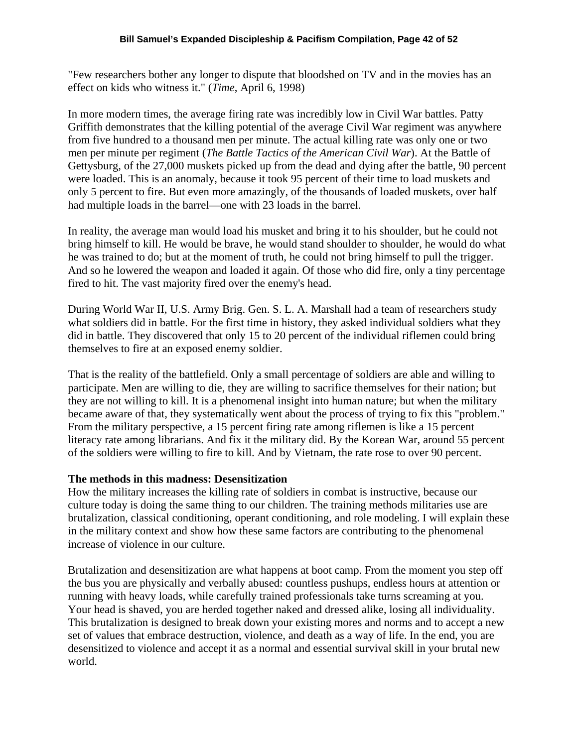"Few researchers bother any longer to dispute that bloodshed on TV and in the movies has an effect on kids who witness it." (*Time*, April 6, 1998)

In more modern times, the average firing rate was incredibly low in Civil War battles. Patty Griffith demonstrates that the killing potential of the average Civil War regiment was anywhere from five hundred to a thousand men per minute. The actual killing rate was only one or two men per minute per regiment (*The Battle Tactics of the American Civil War*). At the Battle of Gettysburg, of the 27,000 muskets picked up from the dead and dying after the battle, 90 percent were loaded. This is an anomaly, because it took 95 percent of their time to load muskets and only 5 percent to fire. But even more amazingly, of the thousands of loaded muskets, over half had multiple loads in the barrel—one with 23 loads in the barrel.

In reality, the average man would load his musket and bring it to his shoulder, but he could not bring himself to kill. He would be brave, he would stand shoulder to shoulder, he would do what he was trained to do; but at the moment of truth, he could not bring himself to pull the trigger. And so he lowered the weapon and loaded it again. Of those who did fire, only a tiny percentage fired to hit. The vast majority fired over the enemy's head.

During World War II, U.S. Army Brig. Gen. S. L. A. Marshall had a team of researchers study what soldiers did in battle. For the first time in history, they asked individual soldiers what they did in battle. They discovered that only 15 to 20 percent of the individual riflemen could bring themselves to fire at an exposed enemy soldier.

That is the reality of the battlefield. Only a small percentage of soldiers are able and willing to participate. Men are willing to die, they are willing to sacrifice themselves for their nation; but they are not willing to kill. It is a phenomenal insight into human nature; but when the military became aware of that, they systematically went about the process of trying to fix this "problem." From the military perspective, a 15 percent firing rate among riflemen is like a 15 percent literacy rate among librarians. And fix it the military did. By the Korean War, around 55 percent of the soldiers were willing to fire to kill. And by Vietnam, the rate rose to over 90 percent.

**The methods in this madness: Desensitization**

How the military increases the killing rate of soldiers in combat is instructive, because our culture today is doing the same thing to our children. The training methods militaries use are brutalization, classical conditioning, operant conditioning, and role modeling. I will explain these in the military context and show how these same factors are contributing to the phenomenal increase of violence in our culture.

Brutalization and desensitization are what happens at boot camp. From the moment you step off the bus you are physically and verbally abused: countless pushups, endless hours at attention or running with heavy loads, while carefully trained professionals take turns screaming at you. Your head is shaved, you are herded together naked and dressed alike, losing all individuality. This brutalization is designed to break down your existing mores and norms and to accept a new set of values that embrace destruction, violence, and death as a way of life. In the end, you are desensitized to violence and accept it as a normal and essential survival skill in your brutal new world.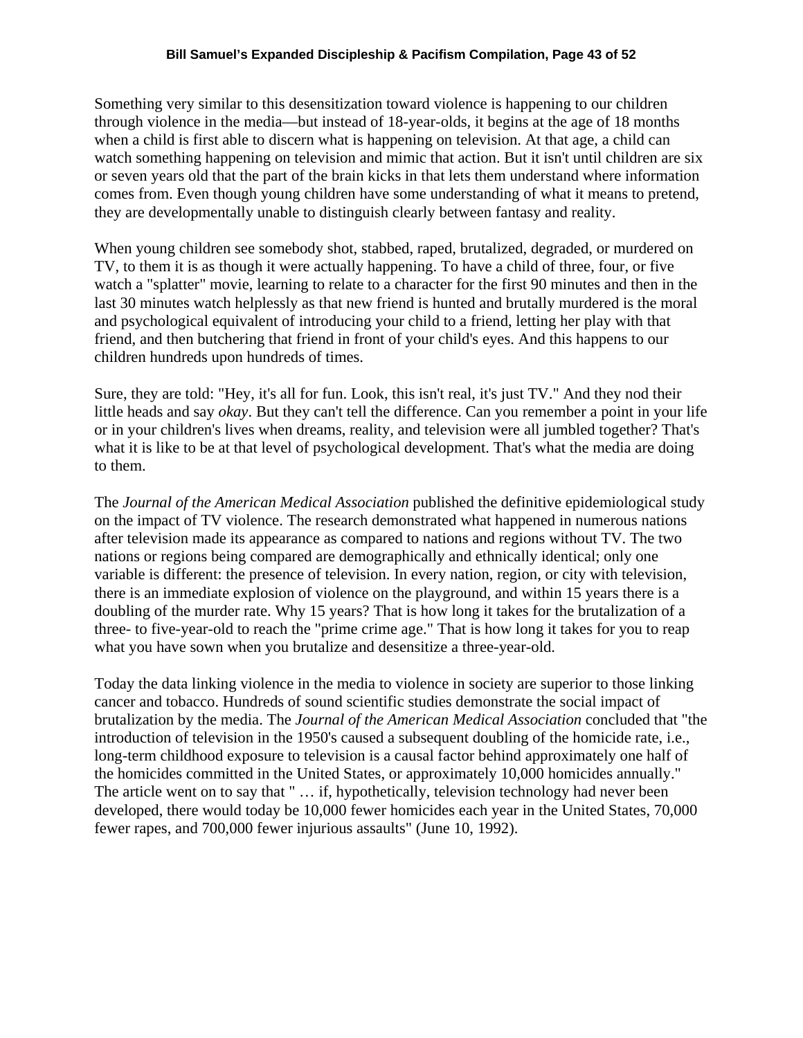Something very similar to this desensitization toward violence is happening to our children through violence in the media—but instead of 18-year-olds, it begins at the age of 18 months when a child is first able to discern what is happening on television. At that age, a child can watch something happening on television and mimic that action. But it isn't until children are six or seven years old that the part of the brain kicks in that lets them understand where information comes from. Even though young children have some understanding of what it means to pretend, they are developmentally unable to distinguish clearly between fantasy and reality.

When young children see somebody shot, stabbed, raped, brutalized, degraded, or murdered on TV, to them it is as though it were actually happening. To have a child of three, four, or five watch a "splatter" movie, learning to relate to a character for the first 90 minutes and then in the last 30 minutes watch helplessly as that new friend is hunted and brutally murdered is the moral and psychological equivalent of introducing your child to a friend, letting her play with that friend, and then butchering that friend in front of your child's eyes. And this happens to our children hundreds upon hundreds of times.

Sure, they are told: "Hey, it's all for fun. Look, this isn't real, it's just TV." And they nod their little heads and say *okay*. But they can't tell the difference. Can you remember a point in your life or in your children's lives when dreams, reality, and television were all jumbled together? That's what it is like to be at that level of psychological development. That's what the media are doing to them.

The *Journal of the American Medical Association* published the definitive epidemiological study on the impact of TV violence. The research demonstrated what happened in numerous nations after television made its appearance as compared to nations and regions without TV. The two nations or regions being compared are demographically and ethnically identical; only one variable is different: the presence of television. In every nation, region, or city with television, there is an immediate explosion of violence on the playground, and within 15 years there is a doubling of the murder rate. Why 15 years? That is how long it takes for the brutalization of a three- to five-year-old to reach the "prime crime age." That is how long it takes for you to reap what you have sown when you brutalize and desensitize a three-year-old.

Today the data linking violence in the media to violence in society are superior to those linking cancer and tobacco. Hundreds of sound scientific studies demonstrate the social impact of brutalization by the media. The *Journal of the American Medical Association* concluded that "the introduction of television in the 1950's caused a subsequent doubling of the homicide rate, i.e., long-term childhood exposure to television is a causal factor behind approximately one half of the homicides committed in the United States, or approximately 10,000 homicides annually." The article went on to say that " … if, hypothetically, television technology had never been developed, there would today be 10,000 fewer homicides each year in the United States, 70,000 fewer rapes, and 700,000 fewer injurious assaults" (June 10, 1992).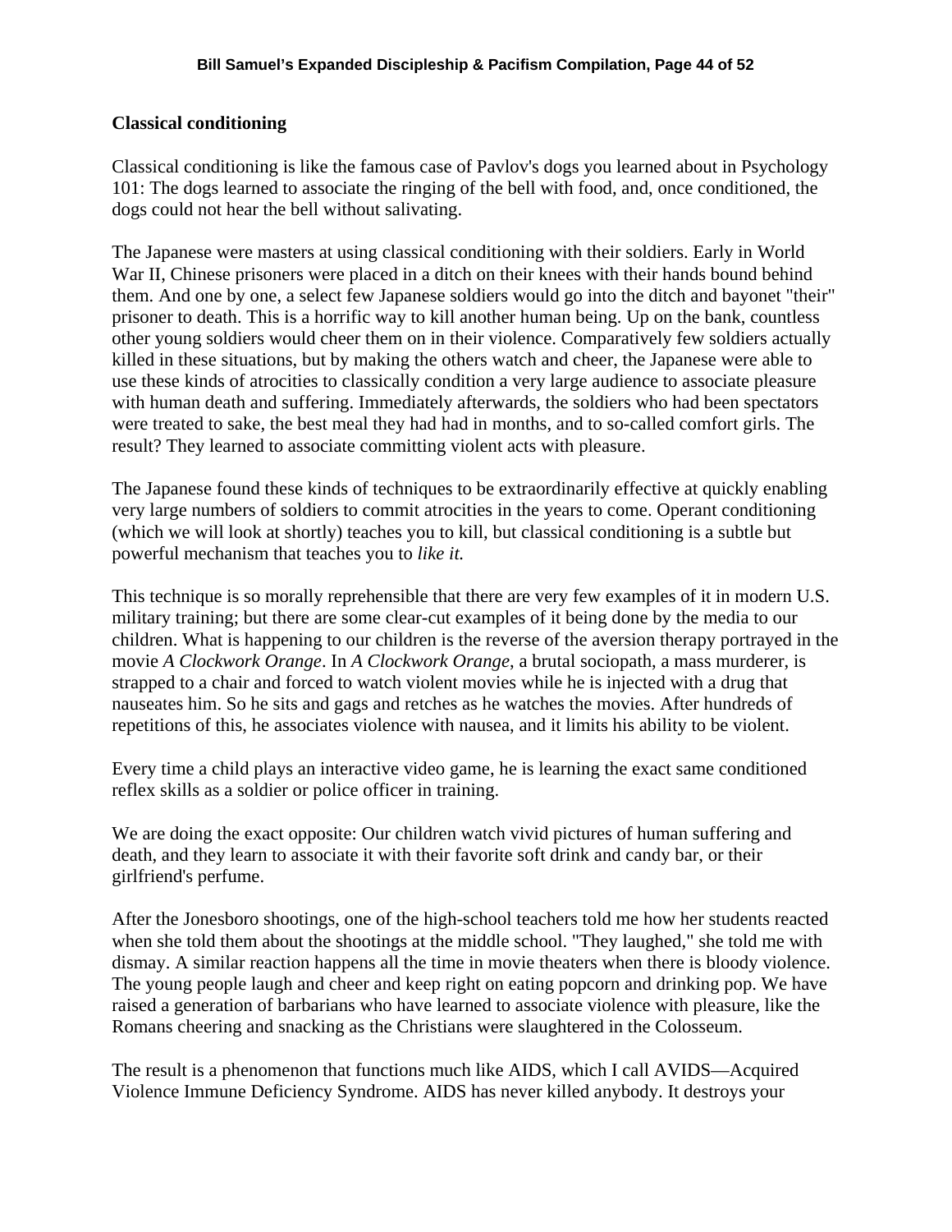**Classical conditioning**

Classical conditioning is like the famous case of Pavlov's dogs you learned about in Psychology 101: The dogs learned to associate the ringing of the bell with food, and, once conditioned, the dogs could not hear the bell without salivating.

The Japanese were masters at using classical conditioning with their soldiers. Early in World War II, Chinese prisoners were placed in a ditch on their knees with their hands bound behind them. And one by one, a select few Japanese soldiers would go into the ditch and bayonet "their" prisoner to death. This is a horrific way to kill another human being. Up on the bank, countless other young soldiers would cheer them on in their violence. Comparatively few soldiers actually killed in these situations, but by making the others watch and cheer, the Japanese were able to use these kinds of atrocities to classically condition a very large audience to associate pleasure with human death and suffering. Immediately afterwards, the soldiers who had been spectators were treated to sake, the best meal they had had in months, and to so-called comfort girls. The result? They learned to associate committing violent acts with pleasure.

The Japanese found these kinds of techniques to be extraordinarily effective at quickly enabling very large numbers of soldiers to commit atrocities in the years to come. Operant conditioning (which we will look at shortly) teaches you to kill, but classical conditioning is a subtle but powerful mechanism that teaches you to *like it.*

This technique is so morally reprehensible that there are very few examples of it in modern U.S. military training; but there are some clear-cut examples of it being done by the media to our children. What is happening to our children is the reverse of the aversion therapy portrayed in the movie *A Clockwork Orange*. In *A Clockwork Orange*, a brutal sociopath, a mass murderer, is strapped to a chair and forced to watch violent movies while he is injected with a drug that nauseates him. So he sits and gags and retches as he watches the movies. After hundreds of repetitions of this, he associates violence with nausea, and it limits his ability to be violent.

Every time a child plays an interactive video game, he is learning the exact same conditioned reflex skills as a soldier or police officer in training.

We are doing the exact opposite: Our children watch vivid pictures of human suffering and death, and they learn to associate it with their favorite soft drink and candy bar, or their girlfriend's perfume.

After the Jonesboro shootings, one of the high-school teachers told me how her students reacted when she told them about the shootings at the middle school. "They laughed," she told me with dismay. A similar reaction happens all the time in movie theaters when there is bloody violence. The young people laugh and cheer and keep right on eating popcorn and drinking pop. We have raised a generation of barbarians who have learned to associate violence with pleasure, like the Romans cheering and snacking as the Christians were slaughtered in the Colosseum.

The result is a phenomenon that functions much like AIDS, which I call AVIDS—Acquired Violence Immune Deficiency Syndrome. AIDS has never killed anybody. It destroys your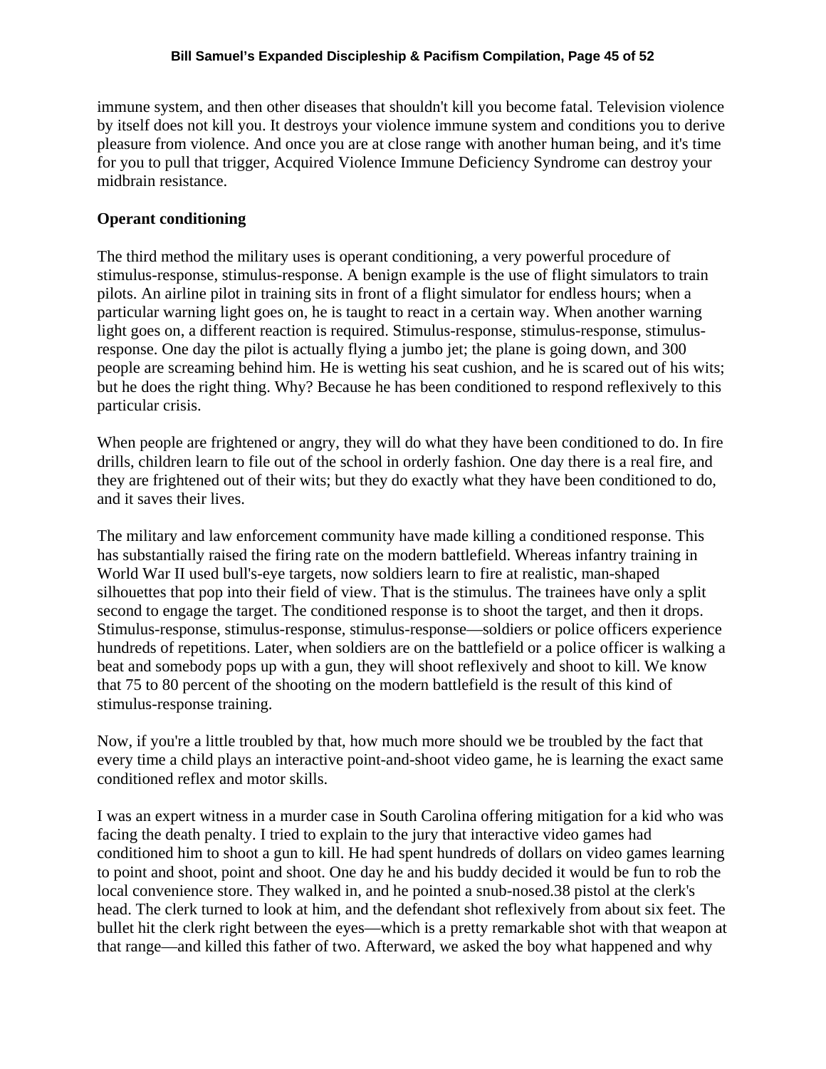immune system, and then other diseases that shouldn't kill you become fatal. Television violence by itself does not kill you. It destroys your violence immune system and conditions you to derive pleasure from violence. And once you are at close range with another human being, and it's time for you to pull that trigger, Acquired Violence Immune Deficiency Syndrome can destroy your midbrain resistance.

**Operant conditioning**

The third method the military uses is operant conditioning, a very powerful procedure of stimulus-response, stimulus-response. A benign example is the use of flight simulators to train pilots. An airline pilot in training sits in front of a flight simulator for endless hours; when a particular warning light goes on, he is taught to react in a certain way. When another warning light goes on, a different reaction is required. Stimulus-response, stimulus-response, stimulus-response. One day the pilot is actually flying a jumbo jet; the plane is going down, and 300 people are screaming behind him. He is wetting his seat cushion, and he is scared out of his wits; but he does the right thing. Why? Because he has been conditioned to respond reflexively to this particular crisis.

When people are frightened or angry, they will do what they have been conditioned to do. In fire drills, children learn to file out of the school in orderly fashion. One day there is a real fire, and they are frightened out of their wits; but they do exactly what they have been conditioned to do, and it saves their lives.

The military and law enforcement community have made killing a conditioned response. This has substantially raised the firing rate on the modern battlefield. Whereas infantry training in World War II used bull's-eye targets, now soldiers learn to fire at realistic, man-shaped silhouettes that pop into their field of view. That is the stimulus. The trainees have only a split second to engage the target. The conditioned response is to shoot the target, and then it drops. Stimulus-response, stimulus-response, stimulus-response—soldiers or police officers experience hundreds of repetitions. Later, when soldiers are on the battlefield or a police officer is walking a beat and somebody pops up with a gun, they will shoot reflexively and shoot to kill. We know that 75 to 80 percent of the shooting on the modern battlefield is the result of this kind of stimulus-response training.

Now, if you're a little troubled by that, how much more should we be troubled by the fact that every time a child plays an interactive point-and-shoot video game, he is learning the exact same conditioned reflex and motor skills.

I was an expert witness in a murder case in South Carolina offering mitigation for a kid who was facing the death penalty. I tried to explain to the jury that interactive video games had conditioned him to shoot a gun to kill. He had spent hundreds of dollars on video games learning to point and shoot, point and shoot. One day he and his buddy decided it would be fun to rob the local convenience store. They walked in, and he pointed a snub-nosed.38 pistol at the clerk's head. The clerk turned to look at him, and the defendant shot reflexively from about six feet. The bullet hit the clerk right between the eyes—which is a pretty remarkable shot with that weapon at that range—and killed this father of two. Afterward, we asked the boy what happened and why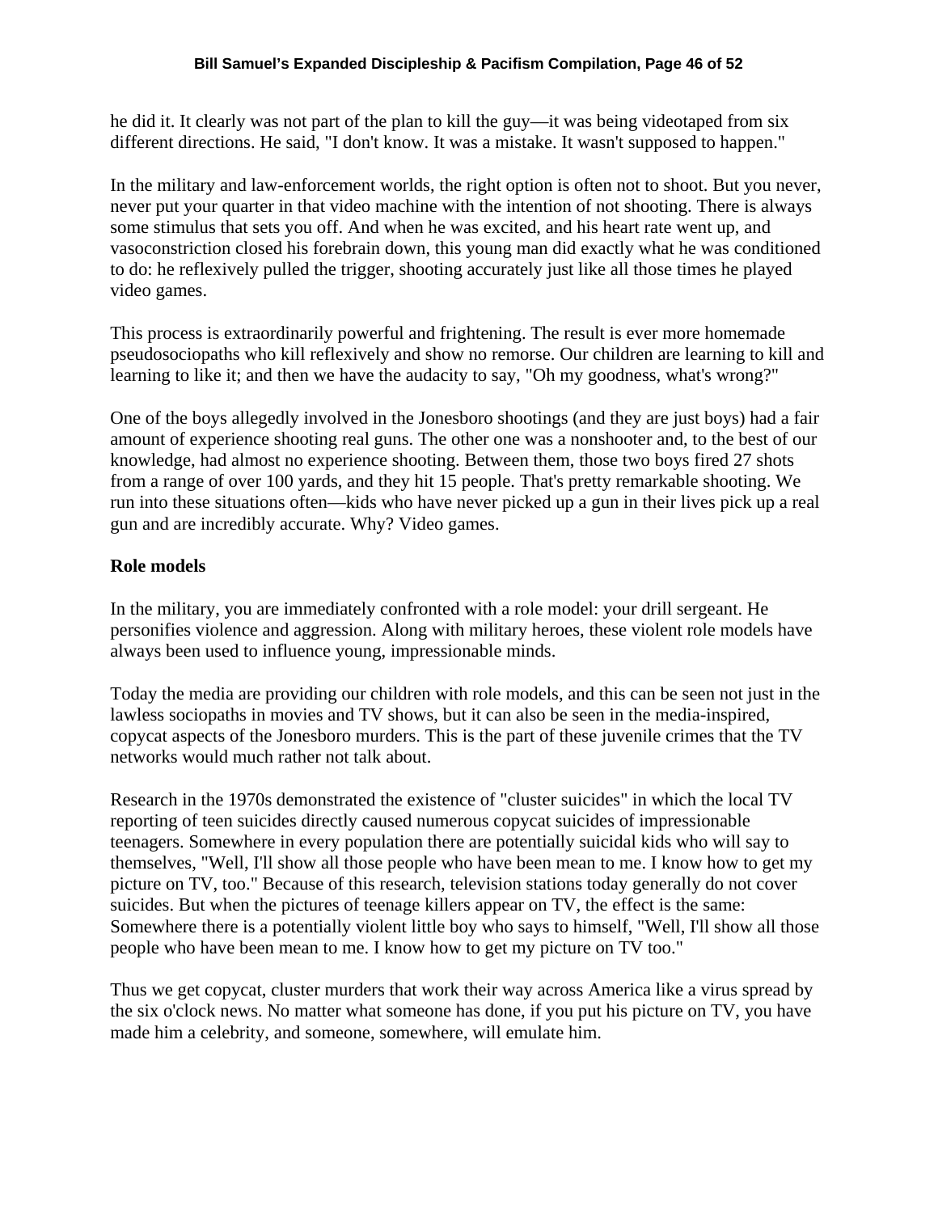he did it. It clearly was not part of the plan to kill the guy—it was being videotaped from six different directions. He said, "I don't know. It was a mistake. It wasn't supposed to happen."

In the military and law-enforcement worlds, the right option is often not to shoot. But you never, never put your quarter in that video machine with the intention of not shooting. There is always some stimulus that sets you off. And when he was excited, and his heart rate went up, and vasoconstriction closed his forebrain down, this young man did exactly what he was conditioned to do: he reflexively pulled the trigger, shooting accurately just like all those times he played video games.

This process is extraordinarily powerful and frightening. The result is ever more homemade pseudosociopaths who kill reflexively and show no remorse. Our children are learning to kill and learning to like it; and then we have the audacity to say, "Oh my goodness, what's wrong?"

One of the boys allegedly involved in the Jonesboro shootings (and they are just boys) had a fair amount of experience shooting real guns. The other one was a nonshooter and, to the best of our knowledge, had almost no experience shooting. Between them, those two boys fired 27 shots from a range of over 100 yards, and they hit 15 people. That's pretty remarkable shooting. We run into these situations often—kids who have never picked up a gun in their lives pick up a real gun and are incredibly accurate. Why? Video games.

**Role models**

In the military, you are immediately confronted with a role model: your drill sergeant. He personifies violence and aggression. Along with military heroes, these violent role models have always been used to influence young, impressionable minds.

Today the media are providing our children with role models, and this can be seen not just in the lawless sociopaths in movies and TV shows, but it can also be seen in the media-inspired, copycat aspects of the Jonesboro murders. This is the part of these juvenile crimes that the TV networks would much rather not talk about.

Research in the 1970s demonstrated the existence of "cluster suicides" in which the local TV reporting of teen suicides directly caused numerous copycat suicides of impressionable teenagers. Somewhere in every population there are potentially suicidal kids who will say to themselves, "Well, I'll show all those people who have been mean to me. I know how to get my picture on TV, too." Because of this research, television stations today generally do not cover suicides. But when the pictures of teenage killers appear on TV, the effect is the same: Somewhere there is a potentially violent little boy who says to himself, "Well, I'll show all those people who have been mean to me. I know how to get my picture on TV too."

Thus we get copycat, cluster murders that work their way across America like a virus spread by the six o'clock news. No matter what someone has done, if you put his picture on TV, you have made him a celebrity, and someone, somewhere, will emulate him.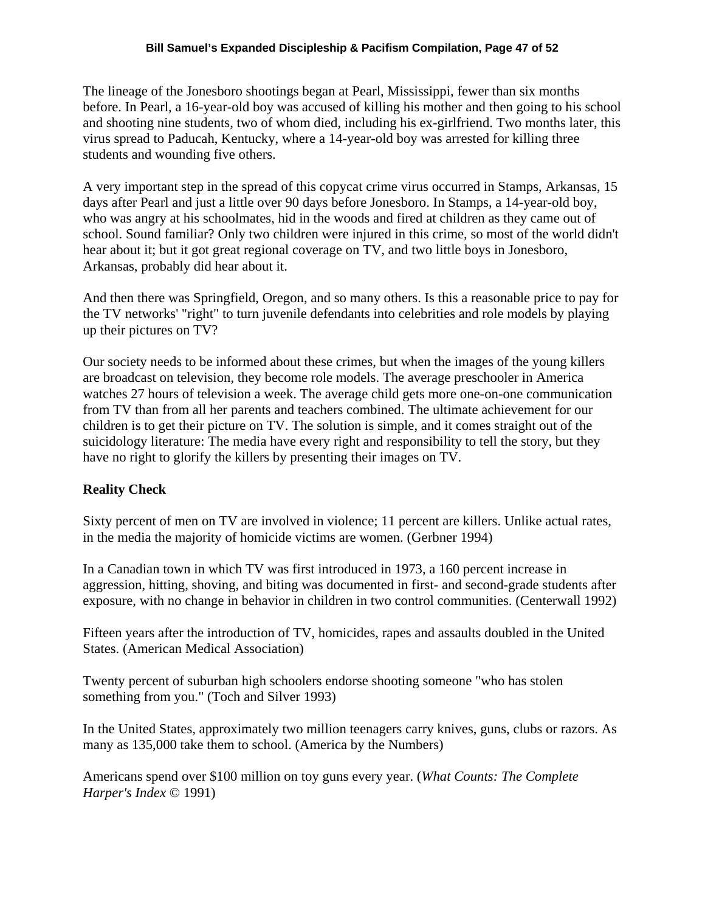The lineage of the Jonesboro shootings began at Pearl, Mississippi, fewer than six months before. In Pearl, a 16-year-old boy was accused of killing his mother and then going to his school and shooting nine students, two of whom died, including his ex-girlfriend. Two months later, this virus spread to Paducah, Kentucky, where a 14-year-old boy was arrested for killing three students and wounding five others.

A very important step in the spread of this copycat crime virus occurred in Stamps, Arkansas, 15 days after Pearl and just a little over 90 days before Jonesboro. In Stamps, a 14-year-old boy, who was angry at his schoolmates, hid in the woods and fired at children as they came out of school. Sound familiar? Only two children were injured in this crime, so most of the world didn't hear about it; but it got great regional coverage on TV, and two little boys in Jonesboro, Arkansas, probably did hear about it.

And then there was Springfield, Oregon, and so many others. Is this a reasonable price to pay for the TV networks' "right" to turn juvenile defendants into celebrities and role models by playing up their pictures on TV?

Our society needs to be informed about these crimes, but when the images of the young killers are broadcast on television, they become role models. The average preschooler in America watches 27 hours of television a week. The average child gets more one-on-one communication from TV than from all her parents and teachers combined. The ultimate achievement for our children is to get their picture on TV. The solution is simple, and it comes straight out of the suicidology literature: The media have every right and responsibility to tell the story, but they have no right to glorify the killers by presenting their images on TV.

**Reality Check**

Sixty percent of men on TV are involved in violence; 11 percent are killers. Unlike actual rates, in the media the majority of homicide victims are women. (Gerbner 1994)

In a Canadian town in which TV was first introduced in 1973, a 160 percent increase in aggression, hitting, shoving, and biting was documented in first- and second-grade students after exposure, with no change in behavior in children in two control communities. (Centerwall 1992)

Fifteen years after the introduction of TV, homicides, rapes and assaults doubled in the United States. (American Medical Association)

Twenty percent of suburban high schoolers endorse shooting someone "who has stolen something from you." (Toch and Silver 1993)

In the United States, approximately two million teenagers carry knives, guns, clubs or razors. As many as 135,000 take them to school. (America by the Numbers)

Americans spend over $100 million on toy guns every year. (*What Counts: The Complete Harper's Index* © 1991)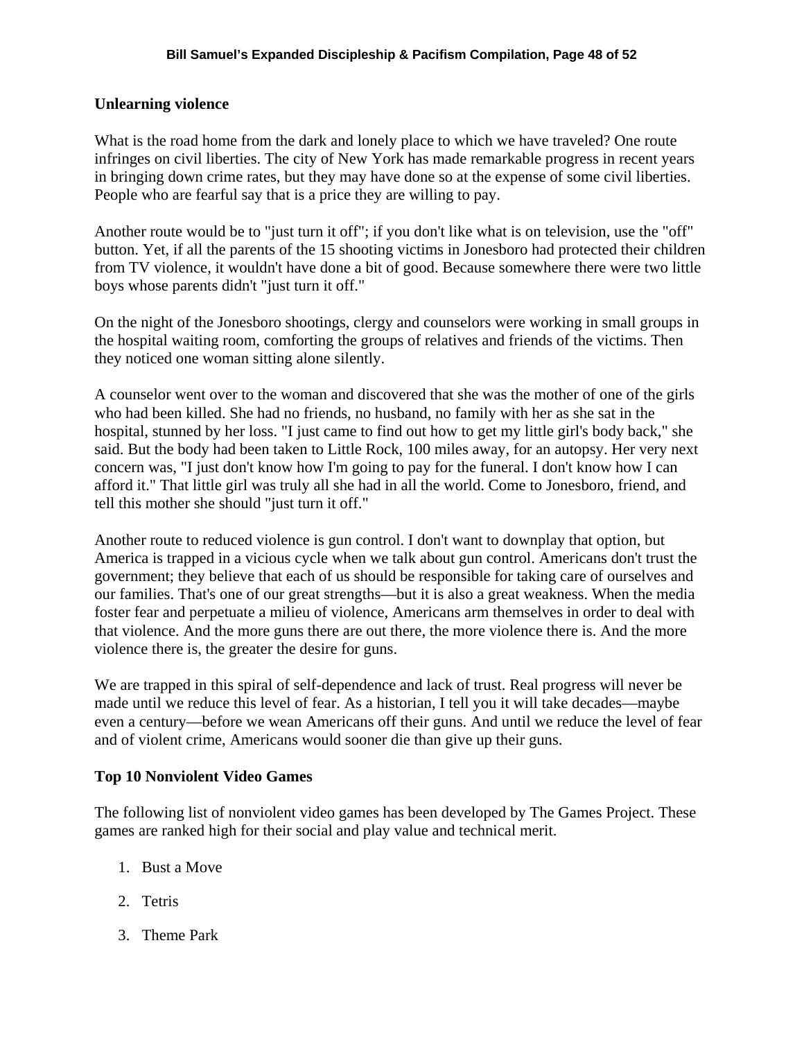**Unlearning violence**

What is the road home from the dark and lonely place to which we have traveled? One route infringes on civil liberties. The city of New York has made remarkable progress in recent years in bringing down crime rates, but they may have done so at the expense of some civil liberties. People who are fearful say that is a price they are willing to pay.

Another route would be to "just turn it off"; if you don't like what is on television, use the "off" button. Yet, if all the parents of the 15 shooting victims in Jonesboro had protected their children from TV violence, it wouldn't have done a bit of good. Because somewhere there were two little boys whose parents didn't "just turn it off."

On the night of the Jonesboro shootings, clergy and counselors were working in small groups in the hospital waiting room, comforting the groups of relatives and friends of the victims. Then they noticed one woman sitting alone silently.

A counselor went over to the woman and discovered that she was the mother of one of the girls who had been killed. She had no friends, no husband, no family with her as she sat in the hospital, stunned by her loss. "I just came to find out how to get my little girl's body back," she said. But the body had been taken to Little Rock, 100 miles away, for an autopsy. Her very next concern was, "I just don't know how I'm going to pay for the funeral. I don't know how I can afford it." That little girl was truly all she had in all the world. Come to Jonesboro, friend, and tell this mother she should "just turn it off."

Another route to reduced violence is gun control. I don't want to downplay that option, but America is trapped in a vicious cycle when we talk about gun control. Americans don't trust the government; they believe that each of us should be responsible for taking care of ourselves and our families. That's one of our great strengths—but it is also a great weakness. When the media foster fear and perpetuate a milieu of violence, Americans arm themselves in order to deal with that violence. And the more guns there are out there, the more violence there is. And the more violence there is, the greater the desire for guns.

We are trapped in this spiral of self-dependence and lack of trust. Real progress will never be made until we reduce this level of fear. As a historian, I tell you it will take decades—maybe even a century—before we wean Americans off their guns. And until we reduce the level of fear and of violent crime, Americans would sooner die than give up their guns.

**Top 10 Nonviolent Video Games**

The following list of nonviolent video games has been developed by The Games Project. These games are ranked high for their social and play value and technical merit.

1. Bust a Move
2. Tetris
3. Theme Park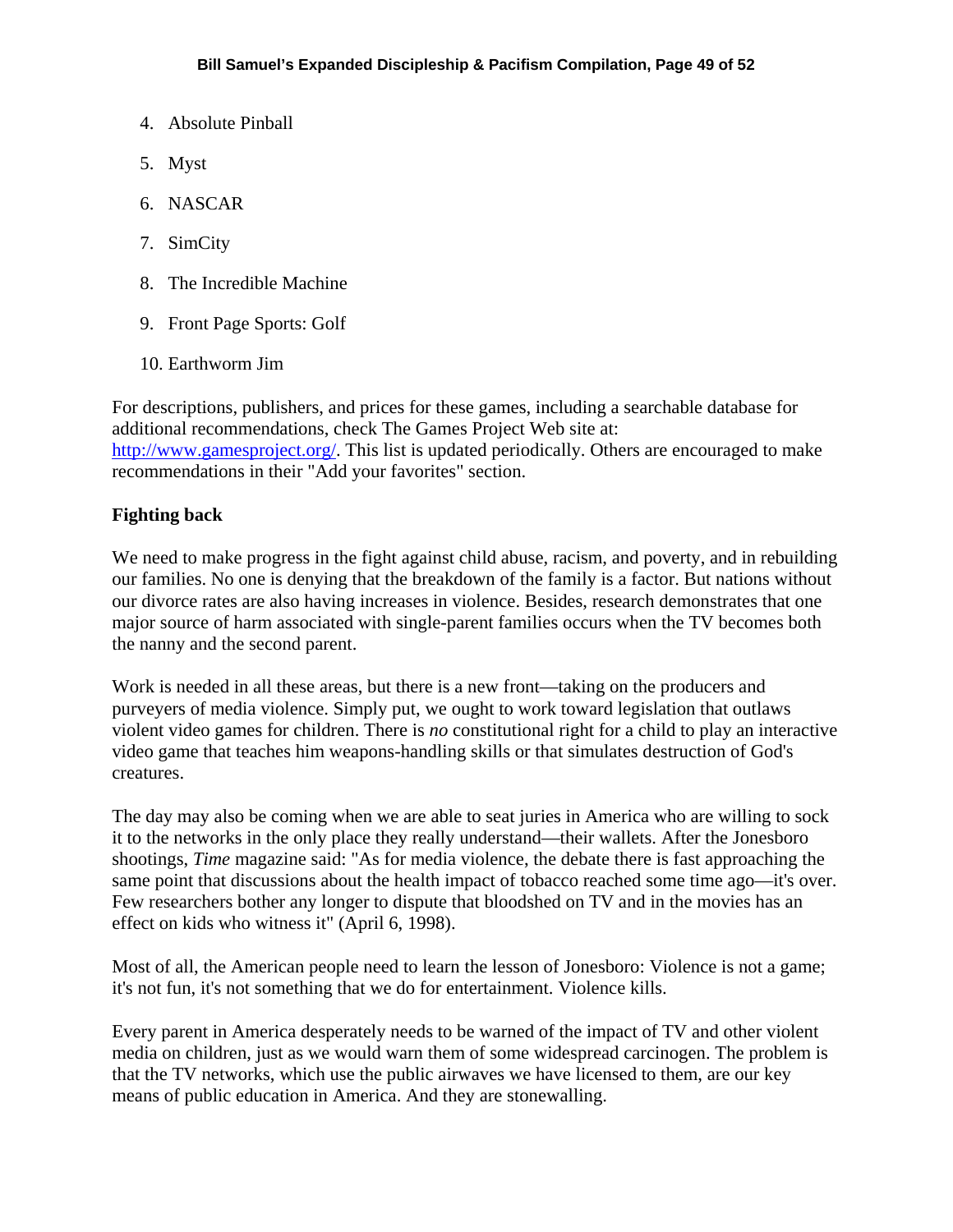4. Absolute Pinball
5. Myst
6. NASCAR
7. SimCity
8. The Incredible Machine
9. Front Page Sports: Golf
10. Earthworm Jim

For descriptions, publishers, and prices for these games, including a searchable database for additional recommendations, check The Games Project Web site at: http://www.gamesproject.org/. This list is updated periodically. Others are encouraged to make recommendations in their "Add your favorites" section.

**Fighting back**

We need to make progress in the fight against child abuse, racism, and poverty, and in rebuilding our families. No one is denying that the breakdown of the family is a factor. But nations without our divorce rates are also having increases in violence. Besides, research demonstrates that one major source of harm associated with single-parent families occurs when the TV becomes both the nanny and the second parent.

Work is needed in all these areas, but there is a new front—taking on the producers and purveyers of media violence. Simply put, we ought to work toward legislation that outlaws violent video games for children. There is *no* constitutional right for a child to play an interactive video game that teaches him weapons-handling skills or that simulates destruction of God's creatures.

The day may also be coming when we are able to seat juries in America who are willing to sock it to the networks in the only place they really understand—their wallets. After the Jonesboro shootings, *Time* magazine said: "As for media violence, the debate there is fast approaching the same point that discussions about the health impact of tobacco reached some time ago—it's over. Few researchers bother any longer to dispute that bloodshed on TV and in the movies has an effect on kids who witness it" (April 6, 1998).

Most of all, the American people need to learn the lesson of Jonesboro: Violence is not a game; it's not fun, it's not something that we do for entertainment. Violence kills.

Every parent in America desperately needs to be warned of the impact of TV and other violent media on children, just as we would warn them of some widespread carcinogen. The problem is that the TV networks, which use the public airwaves we have licensed to them, are our key means of public education in America. And they are stonewalling.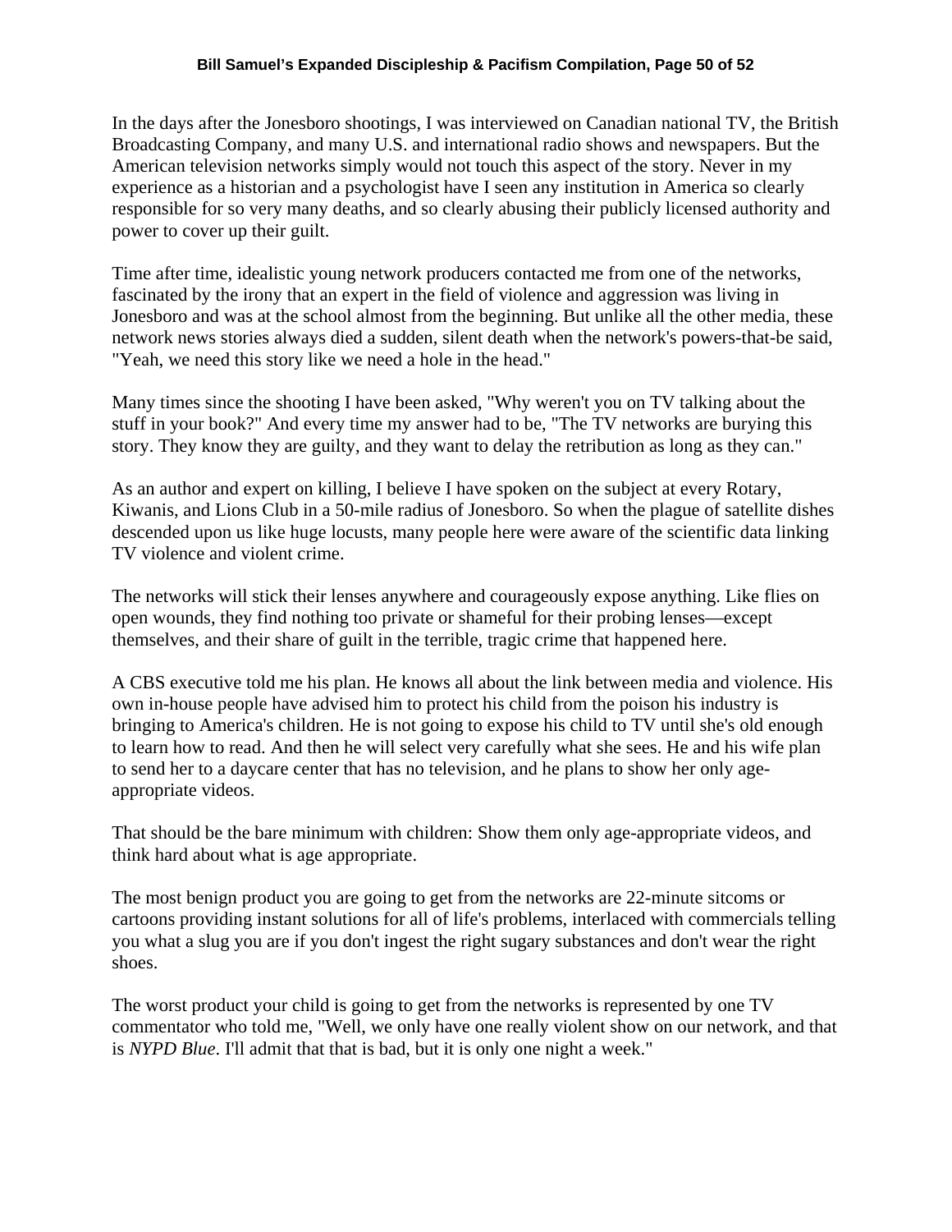In the days after the Jonesboro shootings, I was interviewed on Canadian national TV, the British Broadcasting Company, and many U.S. and international radio shows and newspapers. But the American television networks simply would not touch this aspect of the story. Never in my experience as a historian and a psychologist have I seen any institution in America so clearly responsible for so very many deaths, and so clearly abusing their publicly licensed authority and power to cover up their guilt.

Time after time, idealistic young network producers contacted me from one of the networks, fascinated by the irony that an expert in the field of violence and aggression was living in Jonesboro and was at the school almost from the beginning. But unlike all the other media, these network news stories always died a sudden, silent death when the network's powers-that-be said, "Yeah, we need this story like we need a hole in the head."

Many times since the shooting I have been asked, "Why weren't you on TV talking about the stuff in your book?" And every time my answer had to be, "The TV networks are burying this story. They know they are guilty, and they want to delay the retribution as long as they can."

As an author and expert on killing, I believe I have spoken on the subject at every Rotary, Kiwanis, and Lions Club in a 50-mile radius of Jonesboro. So when the plague of satellite dishes descended upon us like huge locusts, many people here were aware of the scientific data linking TV violence and violent crime.

The networks will stick their lenses anywhere and courageously expose anything. Like flies on open wounds, they find nothing too private or shameful for their probing lenses—except themselves, and their share of guilt in the terrible, tragic crime that happened here.

A CBS executive told me his plan. He knows all about the link between media and violence. His own in-house people have advised him to protect his child from the poison his industry is bringing to America's children. He is not going to expose his child to TV until she's old enough to learn how to read. And then he will select very carefully what she sees. He and his wife plan to send her to a daycare center that has no television, and he plans to show her only age-appropriate videos.

That should be the bare minimum with children: Show them only age-appropriate videos, and think hard about what is age appropriate.

The most benign product you are going to get from the networks are 22-minute sitcoms or cartoons providing instant solutions for all of life's problems, interlaced with commercials telling you what a slug you are if you don't ingest the right sugary substances and don't wear the right shoes.

The worst product your child is going to get from the networks is represented by one TV commentator who told me, "Well, we only have one really violent show on our network, and that is *NYPD Blue*. I'll admit that that is bad, but it is only one night a week."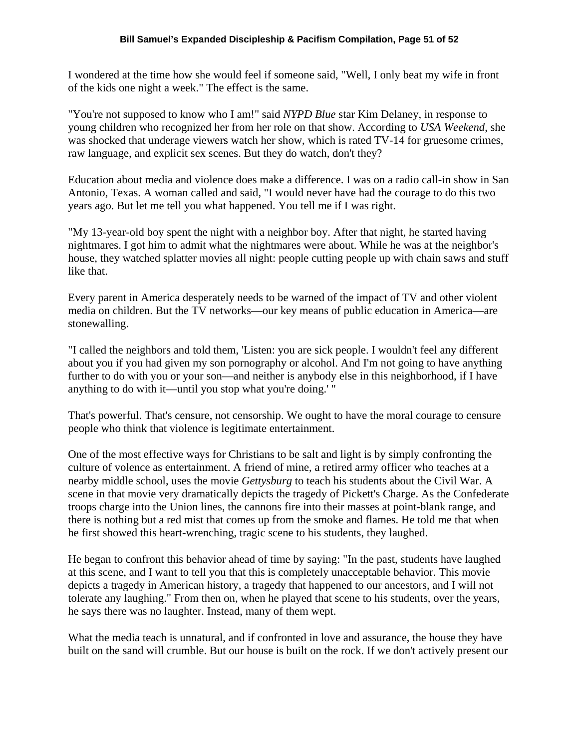I wondered at the time how she would feel if someone said, "Well, I only beat my wife in front of the kids one night a week." The effect is the same.

"You're not supposed to know who I am!" said *NYPD Blue* star Kim Delaney, in response to young children who recognized her from her role on that show. According to *USA Weekend*, she was shocked that underage viewers watch her show, which is rated TV-14 for gruesome crimes, raw language, and explicit sex scenes. But they do watch, don't they?

Education about media and violence does make a difference. I was on a radio call-in show in San Antonio, Texas. A woman called and said, "I would never have had the courage to do this two years ago. But let me tell you what happened. You tell me if I was right.

"My 13-year-old boy spent the night with a neighbor boy. After that night, he started having nightmares. I got him to admit what the nightmares were about. While he was at the neighbor's house, they watched splatter movies all night: people cutting people up with chain saws and stuff like that.

Every parent in America desperately needs to be warned of the impact of TV and other violent media on children. But the TV networks—our key means of public education in America—are stonewalling.

"I called the neighbors and told them, 'Listen: you are sick people. I wouldn't feel any different about you if you had given my son pornography or alcohol. And I'm not going to have anything further to do with you or your son—and neither is anybody else in this neighborhood, if I have anything to do with it—until you stop what you're doing.' "

That's powerful. That's censure, not censorship. We ought to have the moral courage to censure people who think that violence is legitimate entertainment.

One of the most effective ways for Christians to be salt and light is by simply confronting the culture of volence as entertainment. A friend of mine, a retired army officer who teaches at a nearby middle school, uses the movie *Gettysburg* to teach his students about the Civil War. A scene in that movie very dramatically depicts the tragedy of Pickett's Charge. As the Confederate troops charge into the Union lines, the cannons fire into their masses at point-blank range, and there is nothing but a red mist that comes up from the smoke and flames. He told me that when he first showed this heart-wrenching, tragic scene to his students, they laughed.

He began to confront this behavior ahead of time by saying: "In the past, students have laughed at this scene, and I want to tell you that this is completely unacceptable behavior. This movie depicts a tragedy in American history, a tragedy that happened to our ancestors, and I will not tolerate any laughing." From then on, when he played that scene to his students, over the years, he says there was no laughter. Instead, many of them wept.

What the media teach is unnatural, and if confronted in love and assurance, the house they have built on the sand will crumble. But our house is built on the rock. If we don't actively present our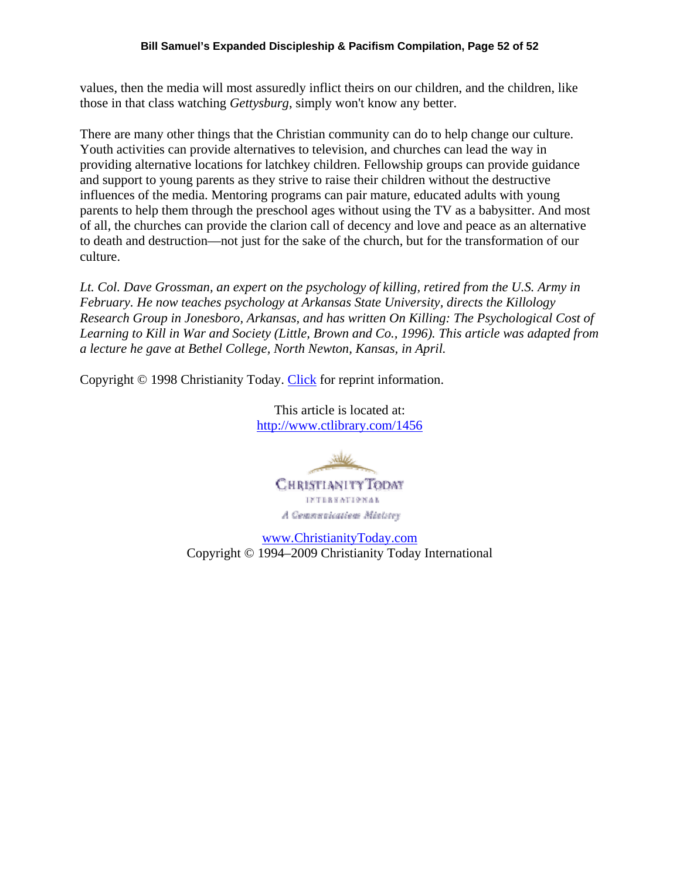values, then the media will most assuredly inflict theirs on our children, and the children, like those in that class watching *Gettysburg*, simply won't know any better.

There are many other things that the Christian community can do to help change our culture. Youth activities can provide alternatives to television, and churches can lead the way in providing alternative locations for latchkey children. Fellowship groups can provide guidance and support to young parents as they strive to raise their children without the destructive influences of the media. Mentoring programs can pair mature, educated adults with young parents to help them through the preschool ages without using the TV as a babysitter. And most of all, the churches can provide the clarion call of decency and love and peace as an alternative to death and destruction—not just for the sake of the church, but for the transformation of our culture.

*Lt. Col. Dave Grossman, an expert on the psychology of killing, retired from the U.S. Army in February. He now teaches psychology at Arkansas State University, directs the Killology Research Group in Jonesboro, Arkansas, and has written On Killing: The Psychological Cost of Learning to Kill in War and Society (Little, Brown and Co., 1996). This article was adapted from a lecture he gave at Bethel College, North Newton, Kansas, in April.*

Copyright © 1998 Christianity Today. [Click]() for reprint information.

This article is located at:
http://www.ctlibrary.com/1456

CHRISTIANITY TODAY
INTERNATIONAL
*A Communications Ministry*

www.ChristianityToday.com
Copyright © 1994–2009 Christianity Today International